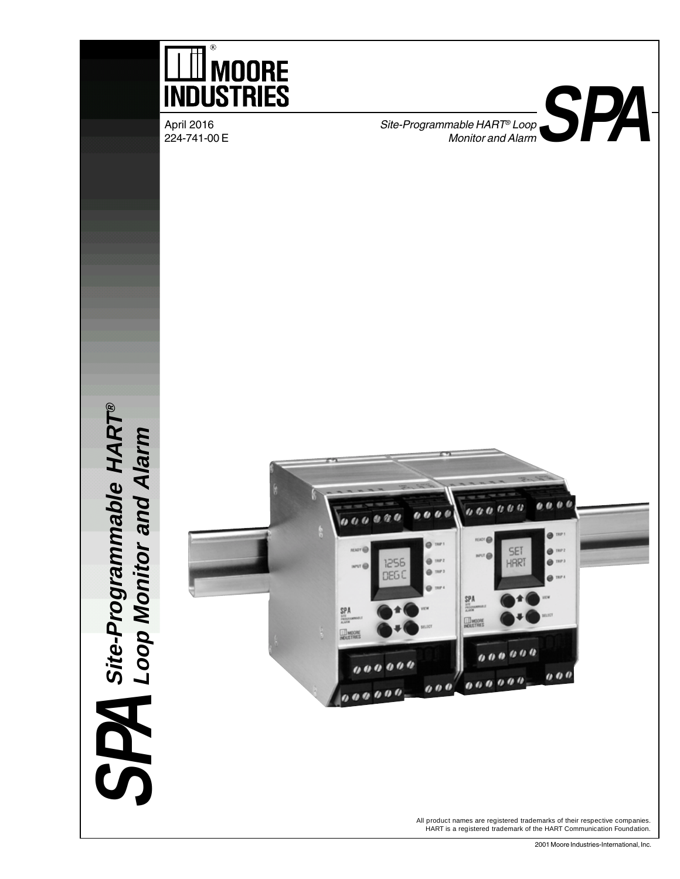# MOORE INDUSTRIES

April 2016
224-741-00 E

*Site-Programmable HART® Loop Monitor and Alarm*

# SPA

**SPA *Site-Programmable HART® Loop Monitor and Alarm***

All product names are registered trademarks of their respective companies.
HART is a registered trademark of the HART Communication Foundation.

2001 Moore Industries-International, Inc.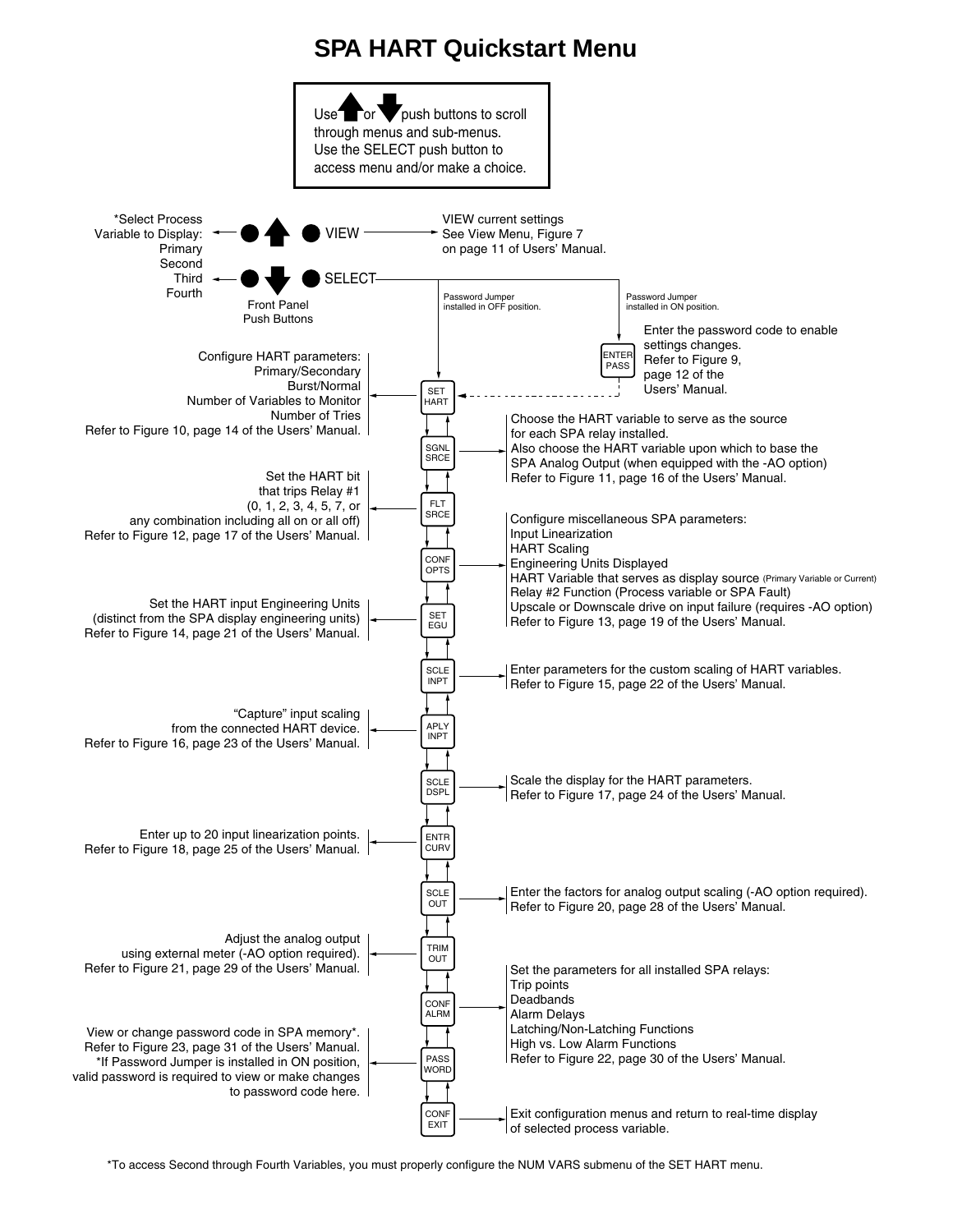# SPA HART Quickstart Menu

Use ▲ or ▼ push buttons to scroll through menus and sub-menus. Use the SELECT push button to access menu and/or make a choice.

**Front Panel Push Buttons**

- ▲ **VIEW** → VIEW current settings. See View Menu, Figure 7 on page 11 of Users' Manual.
- ▼ **SELECT** → \*Select Process Variable to Display: Primary, Second, Third, Fourth

SELECT:

- Password Jumper installed in OFF position → SET HART
- Password Jumper installed in ON position → ENTER PASS: Enter the password code to enable settings changes. Refer to Figure 9, page 12 of the Users' Manual. → SET HART

**SET HART** — Configure HART parameters: Primary/Secondary, Burst/Normal, Number of Variables to Monitor, Number of Tries. Refer to Figure 10, page 14 of the Users' Manual.

**SGNL SRCE** — Choose the HART variable to serve as the source for each SPA relay installed. Also choose the HART variable upon which to base the SPA Analog Output (when equipped with the -AO option). Refer to Figure 11, page 16 of the Users' Manual.

**FLT SRCE** — Set the HART bit that trips Relay #1 (0, 1, 2, 3, 4, 5, 7, or any combination including all on or all off). Refer to Figure 12, page 17 of the Users' Manual.

**CONF OPTS** — Configure miscellaneous SPA parameters:
- Input Linearization
- HART Scaling
- Engineering Units Displayed
- HART Variable that serves as display source (Primary Variable or Current)
- Relay #2 Function (Process variable or SPA Fault)
- Upscale or Downscale drive on input failure (requires -AO option)

Refer to Figure 13, page 19 of the Users' Manual.

**SET EGU** — Set the HART input Engineering Units (distinct from the SPA display engineering units). Refer to Figure 14, page 21 of the Users' Manual.

**SCLE INPT** — Enter parameters for the custom scaling of HART variables. Refer to Figure 15, page 22 of the Users' Manual.

**APLY INPT** — "Capture" input scaling from the connected HART device. Refer to Figure 16, page 23 of the Users' Manual.

**SCLE DSPL** — Scale the display for the HART parameters. Refer to Figure 17, page 24 of the Users' Manual.

**ENTR CURV** — Enter up to 20 input linearization points. Refer to Figure 18, page 25 of the Users' Manual.

**SCLE OUT** — Enter the factors for analog output scaling (-AO option required). Refer to Figure 20, page 28 of the Users' Manual.

**TRIM OUT** — Adjust the analog output using external meter (-AO option required). Refer to Figure 21, page 29 of the Users' Manual.

**CONF ALRM** — Set the parameters for all installed SPA relays:
- Trip points
- Deadbands
- Alarm Delays
- Latching/Non-Latching Functions
- High vs. Low Alarm Functions

Refer to Figure 22, page 30 of the Users' Manual.

**PASS WORD** — View or change password code in SPA memory\*. Refer to Figure 23, page 31 of the Users' Manual. \*If Password Jumper is installed in ON position, valid password is required to view or make changes to password code here.

**CONF EXIT** — Exit configuration menus and return to real-time display of selected process variable.

\*To access Second through Fourth Variables, you must properly configure the NUM VARS submenu of the SET HART menu.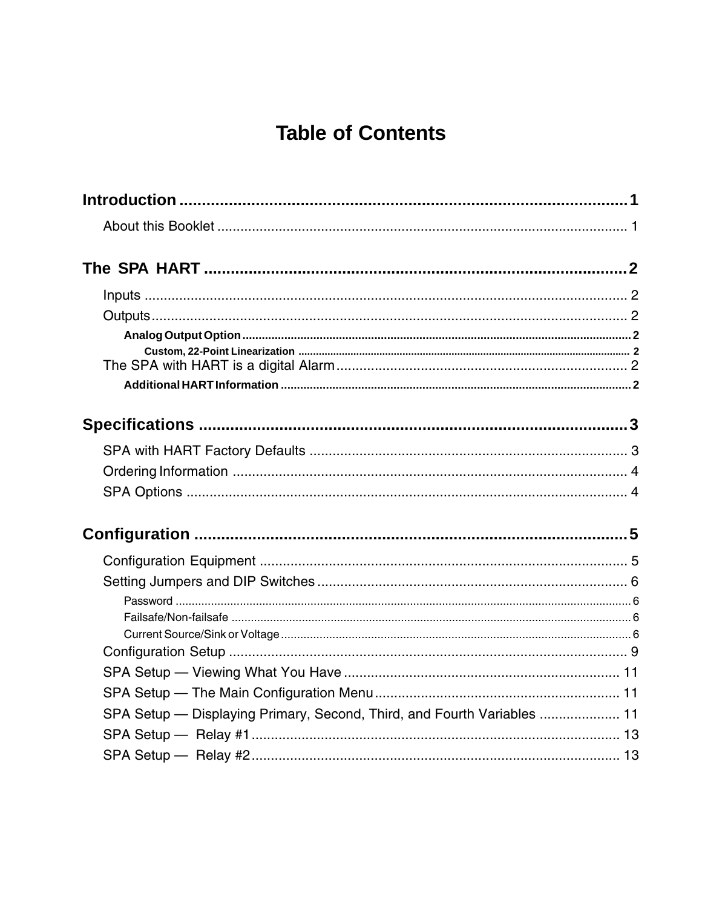# Table of Contents

**Introduction ........................................................................................................ 1**

About this Booklet ........................................................................................................ 1

**The SPA HART ........................................................................................................ 2**

Inputs ........................................................................................................ 2

Outputs ........................................................................................................ 2

**Analog Output Option** ........................................................................................................ 2

**Custom, 22-Point Linearization** ........................................................................................................ 2

The SPA with HART is a digital Alarm ........................................................................................................ 2

**Additional HART Information** ........................................................................................................ 2

**Specifications ........................................................................................................ 3**

SPA with HART Factory Defaults ........................................................................................................ 3

Ordering Information ........................................................................................................ 4

SPA Options ........................................................................................................ 4

**Configuration ........................................................................................................ 5**

Configuration Equipment ........................................................................................................ 5

Setting Jumpers and DIP Switches ........................................................................................................ 6

Password ........................................................................................................ 6

Failsafe/Non-failsafe ........................................................................................................ 6

Current Source/Sink or Voltage ........................................................................................................ 6

Configuration Setup ........................................................................................................ 9

SPA Setup — Viewing What You Have ........................................................................................................ 11

SPA Setup — The Main Configuration Menu ........................................................................................................ 11

SPA Setup — Displaying Primary, Second, Third, and Fourth Variables ........................................................................................................ 11

SPA Setup — Relay #1 ........................................................................................................ 13

SPA Setup — Relay #2 ........................................................................................................ 13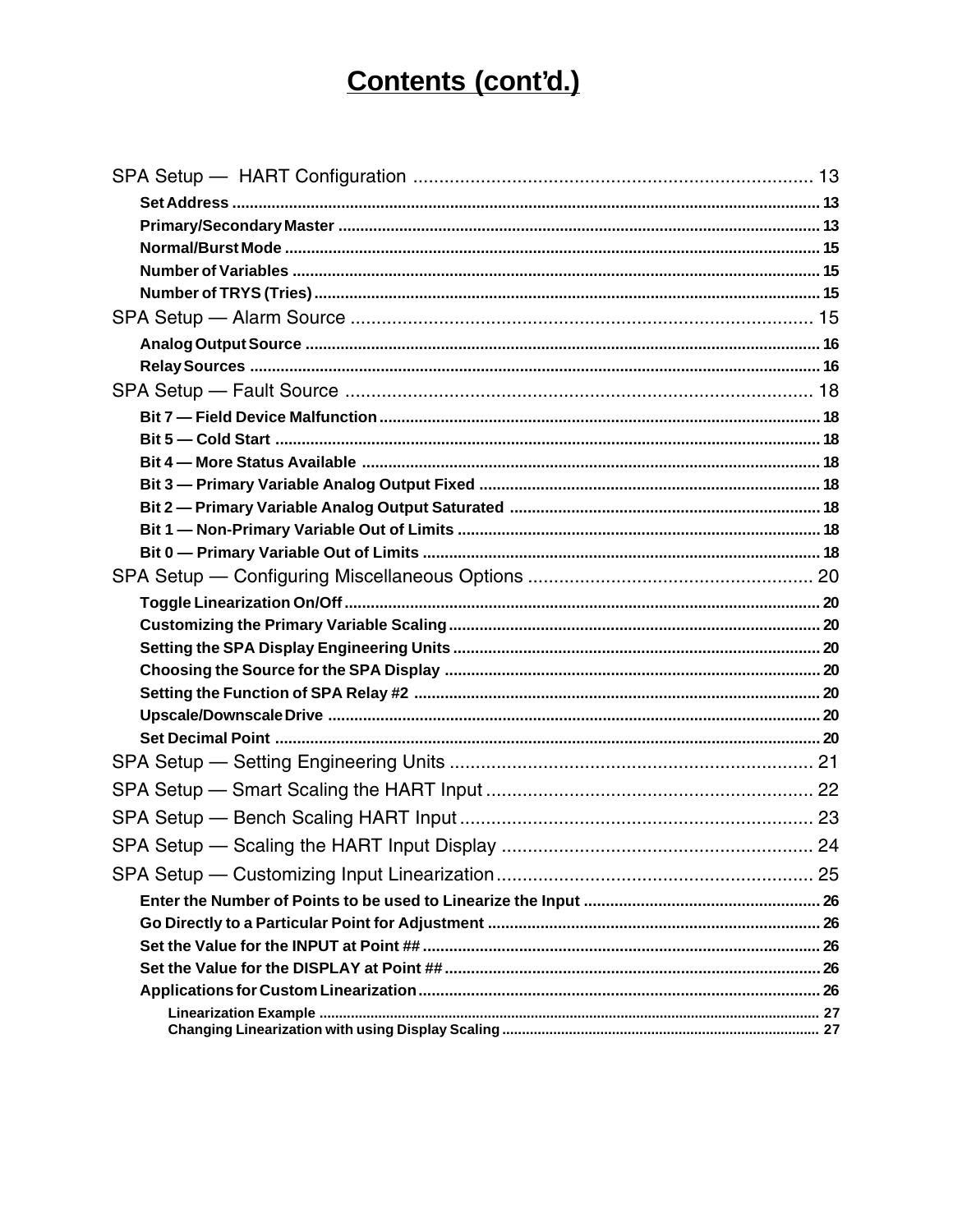# Contents (cont'd.)

SPA Setup — HART Configuration ............................................................................ 13

- **Set Address** ........................................................................................................................ 13
- **Primary/Secondary Master** ............................................................................................... 13
- **Normal/Burst Mode** ............................................................................................................ 15
- **Number of Variables** .......................................................................................................... 15
- **Number of TRYS (Tries)** ..................................................................................................... 15

SPA Setup — Alarm Source ........................................................................................ 15

- **Analog Output Source** ....................................................................................................... 16
- **Relay Sources** ................................................................................................................... 16

SPA Setup — Fault Source .......................................................................................... 18

- **Bit 7 — Field Device Malfunction** ..................................................................................... 18
- **Bit 5 — Cold Start** .............................................................................................................. 18
- **Bit 4 — More Status Available** ......................................................................................... 18
- **Bit 3 — Primary Variable Analog Output Fixed** ............................................................... 18
- **Bit 2 — Primary Variable Analog Output Saturated** ........................................................ 18
- **Bit 1 — Non-Primary Variable Out of Limits** .................................................................... 18
- **Bit 0 — Primary Variable Out of Limits** ........................................................................... 18

SPA Setup — Configuring Miscellaneous Options ...................................................... 20

- **Toggle Linearization On/Off** ............................................................................................. 20
- **Customizing the Primary Variable Scaling** ...................................................................... 20
- **Setting the SPA Display Engineering Units** ..................................................................... 20
- **Choosing the Source for the SPA Display** ....................................................................... 20
- **Setting the Function of SPA Relay #2** .............................................................................. 20
- **Upscale/Downscale Drive** ................................................................................................. 20
- **Set Decimal Point** ............................................................................................................. 20

SPA Setup — Setting Engineering Units ...................................................................... 21

SPA Setup — Smart Scaling the HART Input ............................................................... 22

SPA Setup — Bench Scaling HART Input .................................................................... 23

SPA Setup — Scaling the HART Input Display ............................................................ 24

SPA Setup — Customizing Input Linearization ............................................................ 25

- **Enter the Number of Points to be used to Linearize the Input** ....................................... 26
- **Go Directly to a Particular Point for Adjustment** ............................................................. 26
- **Set the Value for the INPUT at Point ##** ........................................................................... 26
- **Set the Value for the DISPLAY at Point ##** ....................................................................... 26
- **Applications for Custom Linearization** ............................................................................. 26
  - **Linearization Example** ........................................................................................... 27
  - **Changing Linearization with using Display Scaling** ................................................ 27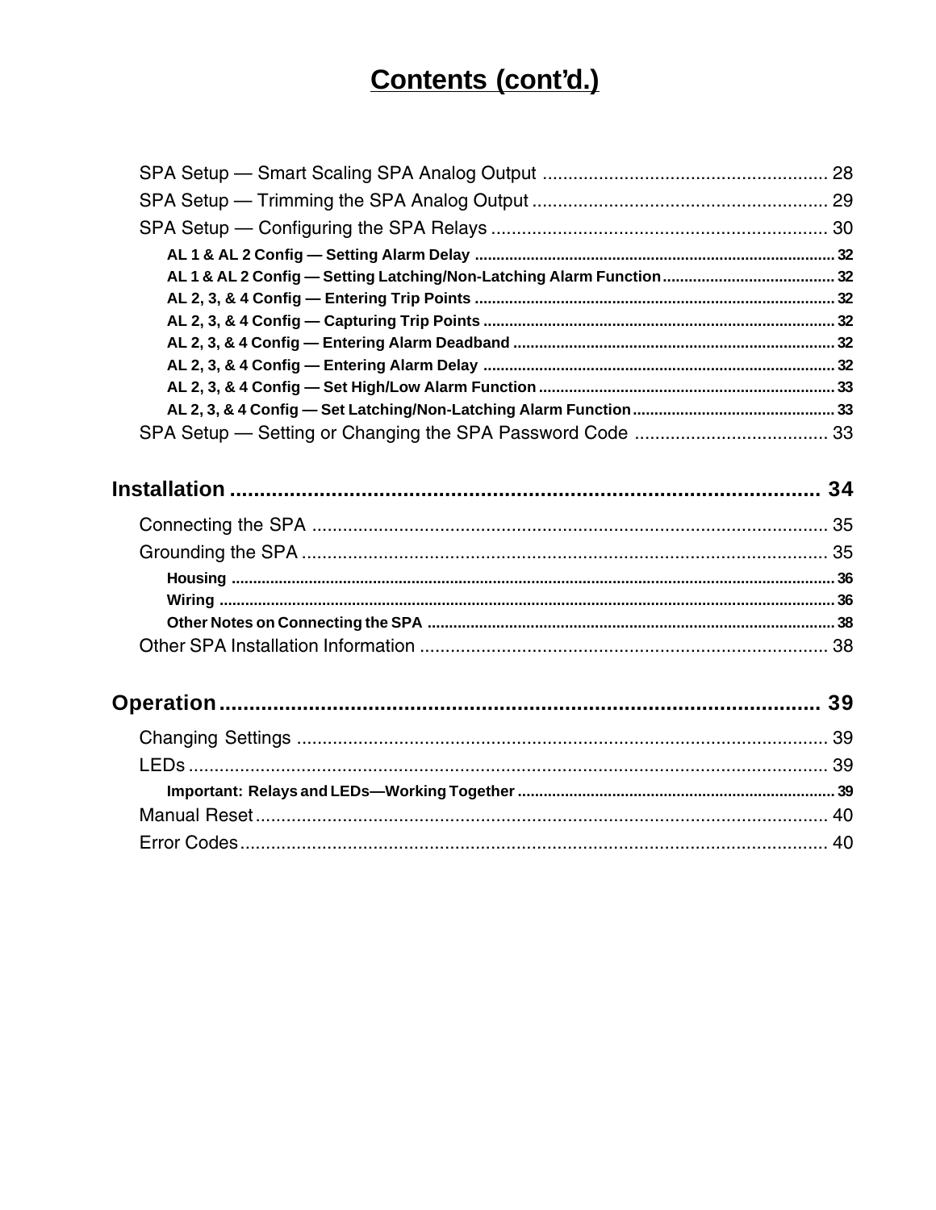# Contents (cont'd.)

SPA Setup — Smart Scaling SPA Analog Output ........................................................ 28
SPA Setup — Trimming the SPA Analog Output .......................................................... 29
SPA Setup — Configuring the SPA Relays .................................................................. 30

- **AL 1 & AL 2 Config — Setting Alarm Delay** .................................................................................. 32
- **AL 1 & AL 2 Config — Setting Latching/Non-Latching Alarm Function** ........................................ 32
- **AL 2, 3, & 4 Config — Entering Trip Points** ..................................................................................... 32
- **AL 2, 3, & 4 Config — Capturing Trip Points** .................................................................................. 32
- **AL 2, 3, & 4 Config — Entering Alarm Deadband** ........................................................................... 32
- **AL 2, 3, & 4 Config — Entering Alarm Delay** .................................................................................. 32
- **AL 2, 3, & 4 Config — Set High/Low Alarm Function** ..................................................................... 33
- **AL 2, 3, & 4 Config — Set Latching/Non-Latching Alarm Function** ............................................... 33

SPA Setup — Setting or Changing the SPA Password Code ...................................... 33

## Installation ................................................................................................... 34

Connecting the SPA ..................................................................................................... 35
Grounding the SPA ....................................................................................................... 35

- **Housing** ........................................................................................................................................... 36
- **Wiring** .............................................................................................................................................. 36
- **Other Notes on Connecting the SPA** ................................................................................................ 38

Other SPA Installation Information ................................................................................ 38

## Operation ..................................................................................................... 39

Changing Settings ......................................................................................................... 39
LEDs .............................................................................................................................. 39

- **Important: Relays and LEDs—Working Together** ........................................................................... 39

Manual Reset ................................................................................................................. 40
Error Codes .................................................................................................................... 40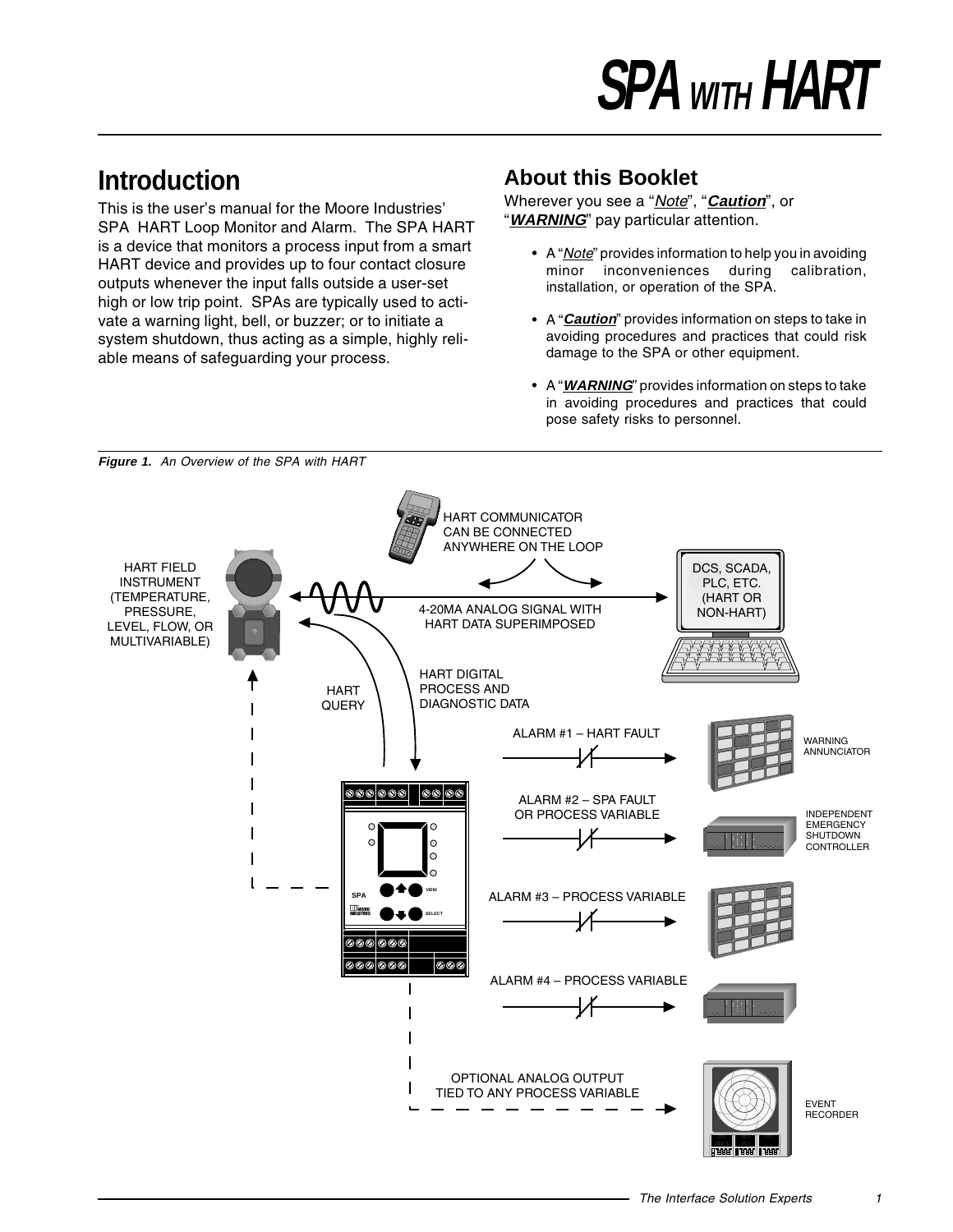# SPA WITH HART

## Introduction

This is the user's manual for the Moore Industries' SPA HART Loop Monitor and Alarm. The SPA HART is a device that monitors a process input from a smart HART device and provides up to four contact closure outputs whenever the input falls outside a user-set high or low trip point. SPAs are typically used to activate a warning light, bell, or buzzer; or to initiate a system shutdown, thus acting as a simple, highly reliable means of safeguarding your process.

## About this Booklet

Wherever you see a "*Note*", "***Caution***", or "***WARNING***" pay particular attention.

- A "*Note*" provides information to help you in avoiding minor inconveniences during calibration, installation, or operation of the SPA.
- A "***Caution***" provides information on steps to take in avoiding procedures and practices that could risk damage to the SPA or other equipment.
- A "***WARNING***" provides information on steps to take in avoiding procedures and practices that could pose safety risks to personnel.

***Figure 1.*** *An Overview of the SPA with HART*

HART FIELD INSTRUMENT (TEMPERATURE, PRESSURE, LEVEL, FLOW, OR MULTIVARIABLE)

HART COMMUNICATOR CAN BE CONNECTED ANYWHERE ON THE LOOP

DCS, SCADA, PLC, ETC. (HART OR NON-HART)

4-20MA ANALOG SIGNAL WITH HART DATA SUPERIMPOSED

HART QUERY

HART DIGITAL PROCESS AND DIAGNOSTIC DATA

ALARM #1 – HART FAULT — WARNING ANNUNCIATOR

ALARM #2 – SPA FAULT OR PROCESS VARIABLE — INDEPENDENT EMERGENCY SHUTDOWN CONTROLLER

ALARM #3 – PROCESS VARIABLE

ALARM #4 – PROCESS VARIABLE

OPTIONAL ANALOG OUTPUT TIED TO ANY PROCESS VARIABLE — EVENT RECORDER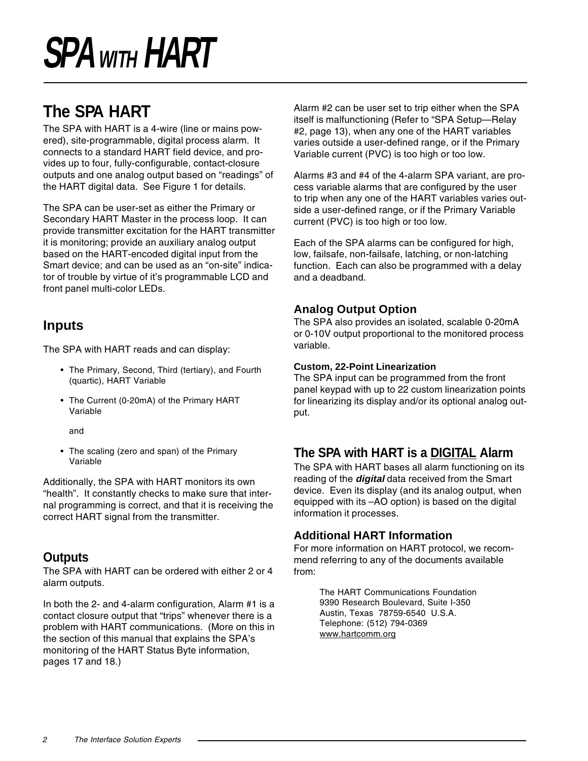# *SPA WITH HART*

## The SPA HART

The SPA with HART is a 4-wire (line or mains powered), site-programmable, digital process alarm. It connects to a standard HART field device, and provides up to four, fully-configurable, contact-closure outputs and one analog output based on "readings" of the HART digital data. See Figure 1 for details.

The SPA can be user-set as either the Primary or Secondary HART Master in the process loop. It can provide transmitter excitation for the HART transmitter it is monitoring; provide an auxiliary analog output based on the HART-encoded digital input from the Smart device; and can be used as an "on-site" indicator of trouble by virtue of it's programmable LCD and front panel multi-color LEDs.

### Inputs

The SPA with HART reads and can display:

- The Primary, Second, Third (tertiary), and Fourth (quartic), HART Variable
- The Current (0-20mA) of the Primary HART Variable

  and

- The scaling (zero and span) of the Primary Variable

Additionally, the SPA with HART monitors its own "health". It constantly checks to make sure that internal programming is correct, and that it is receiving the correct HART signal from the transmitter.

### Outputs

The SPA with HART can be ordered with either 2 or 4 alarm outputs.

In both the 2- and 4-alarm configuration, Alarm #1 is a contact closure output that "trips" whenever there is a problem with HART communications. (More on this in the section of this manual that explains the SPA's monitoring of the HART Status Byte information, pages 17 and 18.)

Alarm #2 can be user set to trip either when the SPA itself is malfunctioning (Refer to "SPA Setup—Relay #2, page 13), when any one of the HART variables varies outside a user-defined range, or if the Primary Variable current (PVC) is too high or too low.

Alarms #3 and #4 of the 4-alarm SPA variant, are process variable alarms that are configured by the user to trip when any one of the HART variables varies outside a user-defined range, or if the Primary Variable current (PVC) is too high or too low.

Each of the SPA alarms can be configured for high, low, failsafe, non-failsafe, latching, or non-latching function. Each can also be programmed with a delay and a deadband.

### Analog Output Option

The SPA also provides an isolated, scalable 0-20mA or 0-10V output proportional to the monitored process variable.

#### Custom, 22-Point Linearization

The SPA input can be programmed from the front panel keypad with up to 22 custom linearization points for linearizing its display and/or its optional analog output.

### The SPA with HART is a DIGITAL Alarm

The SPA with HART bases all alarm functioning on its reading of the ***digital*** data received from the Smart device. Even its display (and its analog output, when equipped with its –AO option) is based on the digital information it processes.

### Additional HART Information

For more information on HART protocol, we recommend referring to any of the documents available from:

The HART Communications Foundation
9390 Research Boulevard, Suite I-350
Austin, Texas 78759-6540 U.S.A.
Telephone: (512) 794-0369
www.hartcomm.org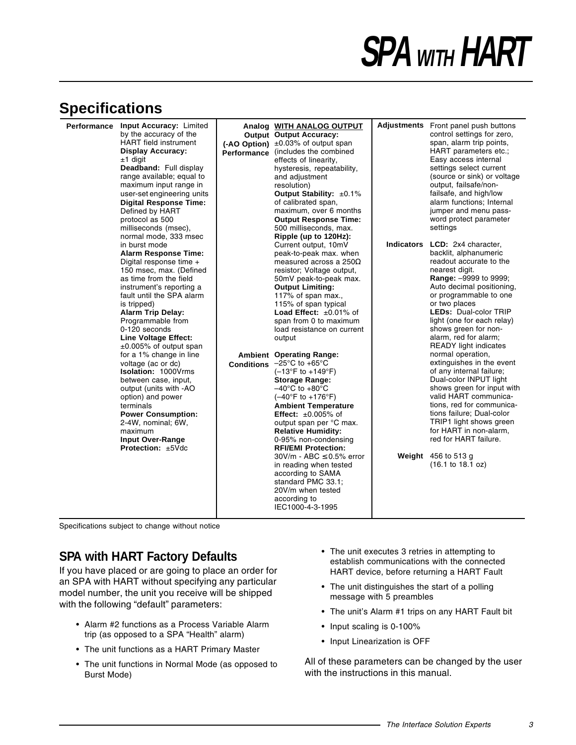## Specifications

**Performance**

**Input Accuracy:** Limited by the accuracy of the HART field instrument
**Display Accuracy:** ±1 digit
**Deadband:** Full display range available; equal to maximum input range in user-set engineering units
**Digital Response Time:** Defined by HART protocol as 500 milliseconds (msec), normal mode, 333 msec in burst mode
**Alarm Response Time:** Digital response time + 150 msec, max. (Defined as time from the field instrument's reporting a fault until the SPA alarm is tripped)
**Alarm Trip Delay:** Programmable from 0-120 seconds
**Line Voltage Effect:** ±0.005% of output span for a 1% change in line voltage (ac or dc)
**Isolation:** 1000Vrms between case, input, output (units with -AO option) and power terminals
**Power Consumption:** 2-4W, nominal; 6W, maximum
**Input Over-Range Protection:** ±5Vdc

**Analog Output (-AO Option) Performance**

**WITH ANALOG OUTPUT**
**Output Accuracy:** ±0.03% of output span (includes the combined effects of linearity, hysteresis, repeatability, and adjustment resolution)
**Output Stability:** ±0.1% of calibrated span, maximum, over 6 months
**Output Response Time:** 500 milliseconds, max.
**Ripple (up to 120Hz):** Current output, 10mV peak-to-peak max. when measured across a 250Ω resistor; Voltage output, 50mV peak-to-peak max.
**Output Limiting:** 117% of span max., 115% of span typical
**Load Effect:** ±0.01% of span from 0 to maximum load resistance on current output

**Ambient Conditions**

**Operating Range:** –25°C to +65°C (–13°F to +149°F)
**Storage Range:** –40°C to +80°C (–40°F to +176°F)
**Ambient Temperature Effect:** ±0.005% of output span per °C max.
**Relative Humidity:** 0-95% non-condensing
**RFI/EMI Protection:** 30V/m - ABC ≤ 0.5% error in reading when tested according to SAMA standard PMC 33.1; 20V/m when tested according to IEC1000-4-3-1995

**Adjustments**

Front panel push buttons control settings for zero, span, alarm trip points, HART parameters etc.; Easy access internal settings select current (source or sink) or voltage output, failsafe/non-failsafe, and high/low alarm functions; Internal jumper and menu password protect parameter settings

**Indicators**

**LCD:** 2x4 character, backlit, alphanumeric readout accurate to the nearest digit.
**Range:** –9999 to 9999; Auto decimal positioning, or programmable to one or two places
**LEDs:** Dual-color TRIP light (one for each relay) shows green for non-alarm, red for alarm; READY light indicates normal operation, extinguishes in the event of any internal failure; Dual-color INPUT light shows green for input with valid HART communications, red for communications failure; Dual-color TRIP1 light shows green for HART in non-alarm, red for HART failure.

**Weight**

456 to 513 g (16.1 to 18.1 oz)

Specifications subject to change without notice

## SPA with HART Factory Defaults

If you have placed or are going to place an order for an SPA with HART without specifying any particular model number, the unit you receive will be shipped with the following "default" parameters:

- Alarm #2 functions as a Process Variable Alarm trip (as opposed to a SPA "Health" alarm)
- The unit functions as a HART Primary Master
- The unit functions in Normal Mode (as opposed to Burst Mode)
- The unit executes 3 retries in attempting to establish communications with the connected HART device, before returning a HART Fault
- The unit distinguishes the start of a polling message with 5 preambles
- The unit's Alarm #1 trips on any HART Fault bit
- Input scaling is 0-100%
- Input Linearization is OFF

All of these parameters can be changed by the user with the instructions in this manual.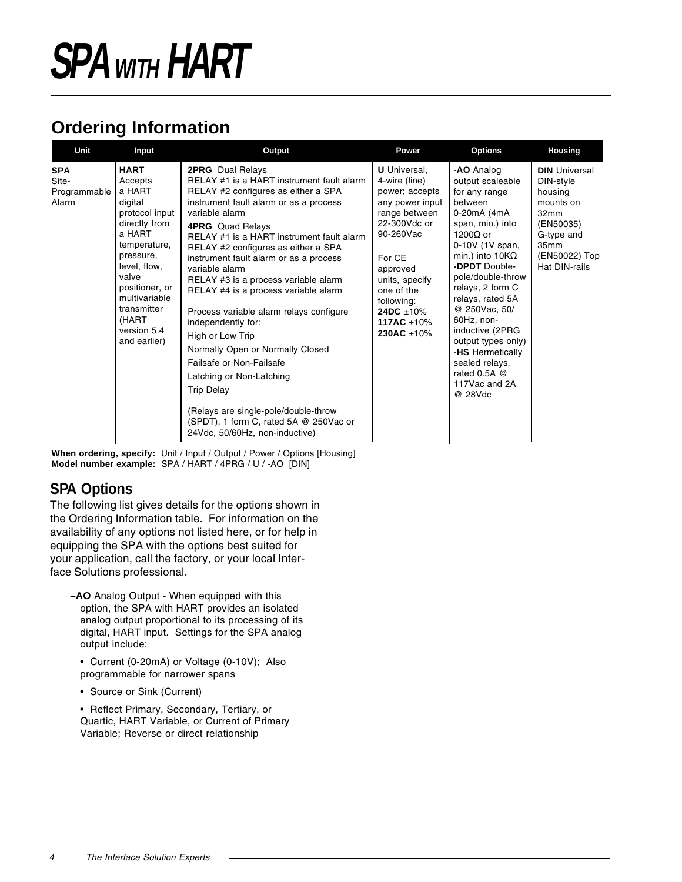# SPA WITH HART

## Ordering Information

| Unit | Input | Output | Power | Options | Housing |
|---|---|---|---|---|---|
| **SPA** Site-Programmable Alarm | **HART** Accepts a HART digital protocol input directly from a HART temperature, pressure, level, flow, valve positioner, or multivariable transmitter (HART version 5.4 and earlier) | **2PRG** Dual Relays<br>RELAY #1 is a HART instrument fault alarm<br>RELAY #2 configures as either a SPA instrument fault alarm or as a process variable alarm<br>**4PRG** Quad Relays<br>RELAY #1 is a HART instrument fault alarm<br>RELAY #2 configures as either a SPA instrument fault alarm or as a process variable alarm<br>RELAY #3 is a process variable alarm<br>RELAY #4 is a process variable alarm<br><br>Process variable alarm relays configure independently for:<br>High or Low Trip<br>Normally Open or Normally Closed<br>Failsafe or Non-Failsafe<br>Latching or Non-Latching<br>Trip Delay<br><br>(Relays are single-pole/double-throw (SPDT), 1 form C, rated 5A @ 250Vac or 24Vdc, 50/60Hz, non-inductive) | **U** Universal, 4-wire (line) power; accepts any power input range between 22-300Vdc or 90-260Vac<br><br>For CE approved units, specify one of the following:<br>**24DC** ±10%<br>**117AC** ±10%<br>**230AC** ±10% | **-AO** Analog output scaleable for any range between 0-20mA (4mA span, min.) into 1200Ω or 0-10V (1V span, min.) into 10KΩ<br>**-DPDT** Double-pole/double-throw relays, 2 form C relays, rated 5A @ 250Vac, 50/60Hz, non-inductive (2PRG output types only)<br>**-HS** Hermetically sealed relays, rated 0.5A @ 117Vac and 2A @ 28Vdc | **DIN** Universal DIN-style housing mounts on 32mm (EN50035) G-type and 35mm (EN50022) Top Hat DIN-rails |

**When ordering, specify:** Unit / Input / Output / Power / Options [Housing]
**Model number example:** SPA / HART / 4PRG / U / -AO [DIN]

## SPA Options

The following list gives details for the options shown in the Ordering Information table. For information on the availability of any options not listed here, or for help in equipping the SPA with the options best suited for your application, call the factory, or your local Interface Solutions professional.

**–AO** Analog Output - When equipped with this option, the SPA with HART provides an isolated analog output proportional to its processing of its digital, HART input. Settings for the SPA analog output include:

- Current (0-20mA) or Voltage (0-10V); Also programmable for narrower spans
- Source or Sink (Current)
- Reflect Primary, Secondary, Tertiary, or Quartic, HART Variable, or Current of Primary Variable; Reverse or direct relationship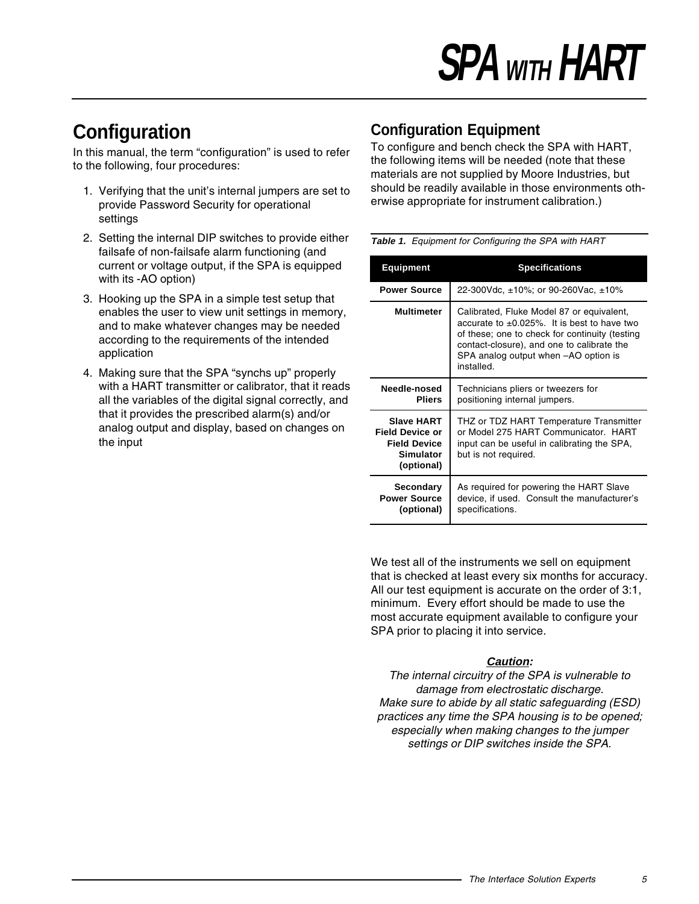## Configuration

In this manual, the term "configuration" is used to refer to the following, four procedures:

1. Verifying that the unit's internal jumpers are set to provide Password Security for operational settings
2. Setting the internal DIP switches to provide either failsafe of non-failsafe alarm functioning (and current or voltage output, if the SPA is equipped with its -AO option)
3. Hooking up the SPA in a simple test setup that enables the user to view unit settings in memory, and to make whatever changes may be needed according to the requirements of the intended application
4. Making sure that the SPA "synchs up" properly with a HART transmitter or calibrator, that it reads all the variables of the digital signal correctly, and that it provides the prescribed alarm(s) and/or analog output and display, based on changes on the input

### Configuration Equipment

To configure and bench check the SPA with HART, the following items will be needed (note that these materials are not supplied by Moore Industries, but should be readily available in those environments otherwise appropriate for instrument calibration.)

***Table 1.*** *Equipment for Configuring the SPA with HART*

| Equipment | Specifications |
|---|---|
| **Power Source** | 22-300Vdc, ±10%; or 90-260Vac, ±10% |
| **Multimeter** | Calibrated, Fluke Model 87 or equivalent, accurate to ±0.025%. It is best to have two of these; one to check for continuity (testing contact-closure), and one to calibrate the SPA analog output when –AO option is installed. |
| **Needle-nosed Pliers** | Technicians pliers or tweezers for positioning internal jumpers. |
| **Slave HART Field Device or Field Device Simulator (optional)** | THZ or TDZ HART Temperature Transmitter or Model 275 HART Communicator. HART input can be useful in calibrating the SPA, but is not required. |
| **Secondary Power Source (optional)** | As required for powering the HART Slave device, if used. Consult the manufacturer's specifications. |

We test all of the instruments we sell on equipment that is checked at least every six months for accuracy. All our test equipment is accurate on the order of 3:1, minimum. Every effort should be made to use the most accurate equipment available to configure your SPA prior to placing it into service.

***Caution:***
*The internal circuitry of the SPA is vulnerable to damage from electrostatic discharge. Make sure to abide by all static safeguarding (ESD) practices any time the SPA housing is to be opened; especially when making changes to the jumper settings or DIP switches inside the SPA.*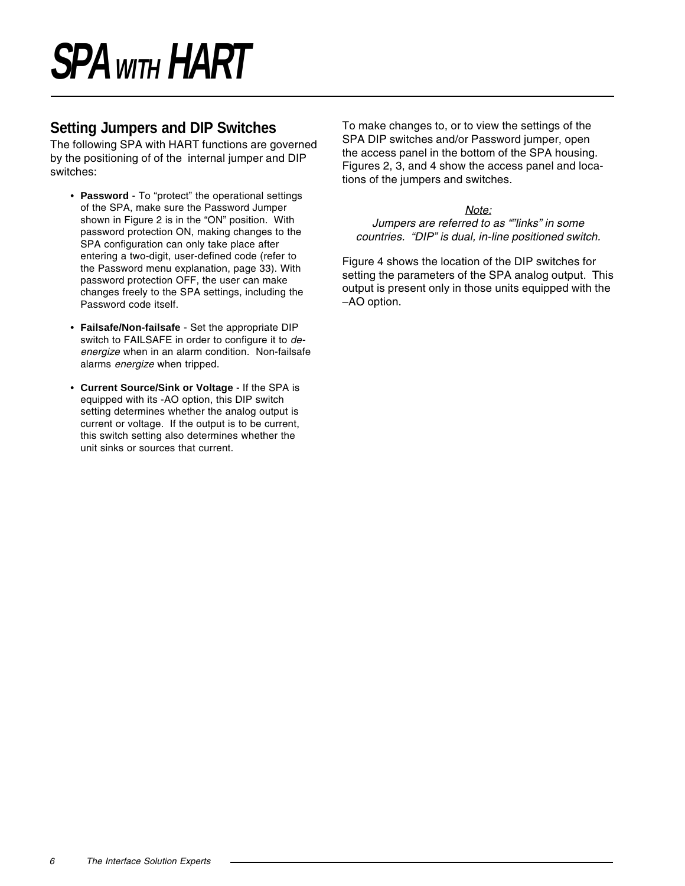# SPA WITH HART

## Setting Jumpers and DIP Switches

The following SPA with HART functions are governed by the positioning of of the internal jumper and DIP switches:

- **Password** - To "protect" the operational settings of the SPA, make sure the Password Jumper shown in Figure 2 is in the "ON" position. With password protection ON, making changes to the SPA configuration can only take place after entering a two-digit, user-defined code (refer to the Password menu explanation, page 33). With password protection OFF, the user can make changes freely to the SPA settings, including the Password code itself.

- **Failsafe/Non-failsafe** - Set the appropriate DIP switch to FAILSAFE in order to configure it to *de-energize* when in an alarm condition. Non-failsafe alarms *energize* when tripped.

- **Current Source/Sink or Voltage** - If the SPA is equipped with its -AO option, this DIP switch setting determines whether the analog output is current or voltage. If the output is to be current, this switch setting also determines whether the unit sinks or sources that current.

To make changes to, or to view the settings of the SPA DIP switches and/or Password jumper, open the access panel in the bottom of the SPA housing. Figures 2, 3, and 4 show the access panel and locations of the jumpers and switches.

*Note:*
*Jumpers are referred to as ""links" in some countries. "DIP" is dual, in-line positioned switch.*

Figure 4 shows the location of the DIP switches for setting the parameters of the SPA analog output. This output is present only in those units equipped with the –AO option.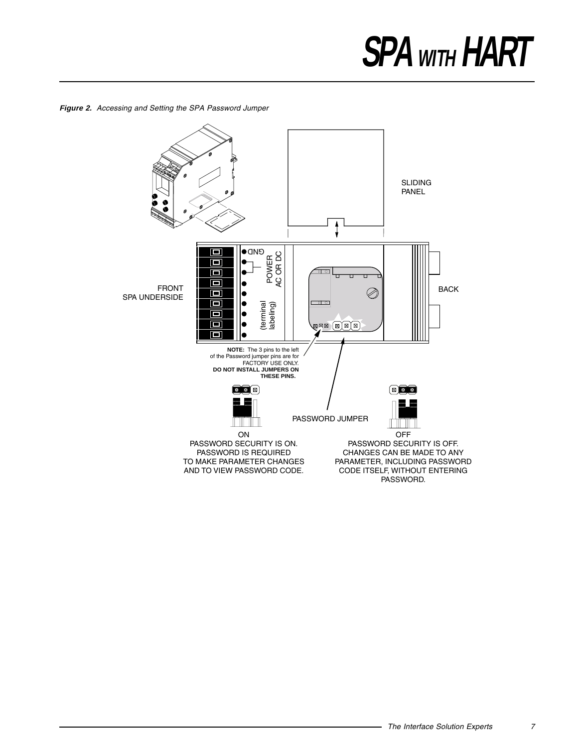***Figure 2.** Accessing and Setting the SPA Password Jumper*

SLIDING PANEL

FRONT SPA UNDERSIDE

BACK

GND

POWER AC OR DC

(terminal labeling)

**NOTE:** The 3 pins to the left of the Password jumper pins are for FACTORY USE ONLY. **DO NOT INSTALL JUMPERS ON THESE PINS.**

PASSWORD JUMPER

ON
PASSWORD SECURITY IS ON. PASSWORD IS REQUIRED TO MAKE PARAMETER CHANGES AND TO VIEW PASSWORD CODE.

OFF
PASSWORD SECURITY IS OFF. CHANGES CAN BE MADE TO ANY PARAMETER, INCLUDING PASSWORD CODE ITSELF, WITHOUT ENTERING PASSWORD.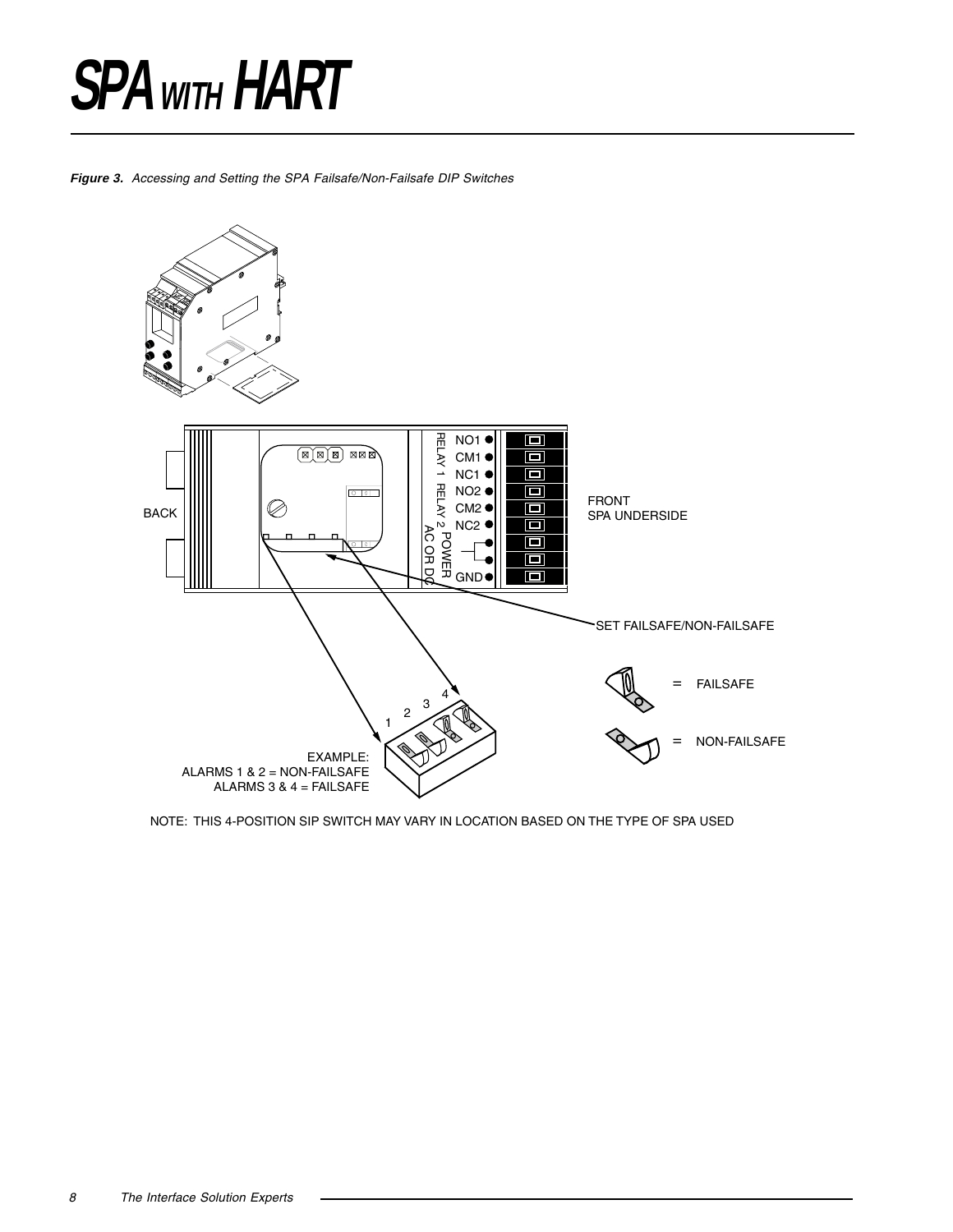*Figure 3. Accessing and Setting the SPA Failsafe/Non-Failsafe DIP Switches*

BACK

FRONT
SPA UNDERSIDE

NO1
CM1
NC1
NO2
CM2
NC2
GND

RELAY 1 RELAY 2 POWER
AC OR DC

SET FAILSAFE/NON-FAILSAFE

= FAILSAFE

= NON-FAILSAFE

1 2 3 4

EXAMPLE:
ALARMS 1 & 2 = NON-FAILSAFE
ALARMS 3 & 4 = FAILSAFE

NOTE: THIS 4-POSITION SIP SWITCH MAY VARY IN LOCATION BASED ON THE TYPE OF SPA USED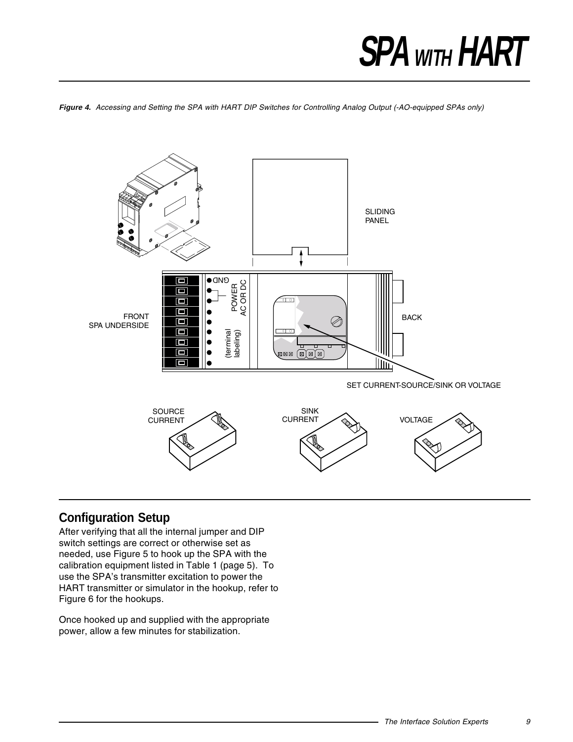**Figure 4.** *Accessing and Setting the SPA with HART DIP Switches for Controlling Analog Output (-AO-equipped SPAs only)*

## Configuration Setup

After verifying that all the internal jumper and DIP switch settings are correct or otherwise set as needed, use Figure 5 to hook up the SPA with the calibration equipment listed in Table 1 (page 5). To use the SPA's transmitter excitation to power the HART transmitter or simulator in the hookup, refer to Figure 6 for the hookups.

Once hooked up and supplied with the appropriate power, allow a few minutes for stabilization.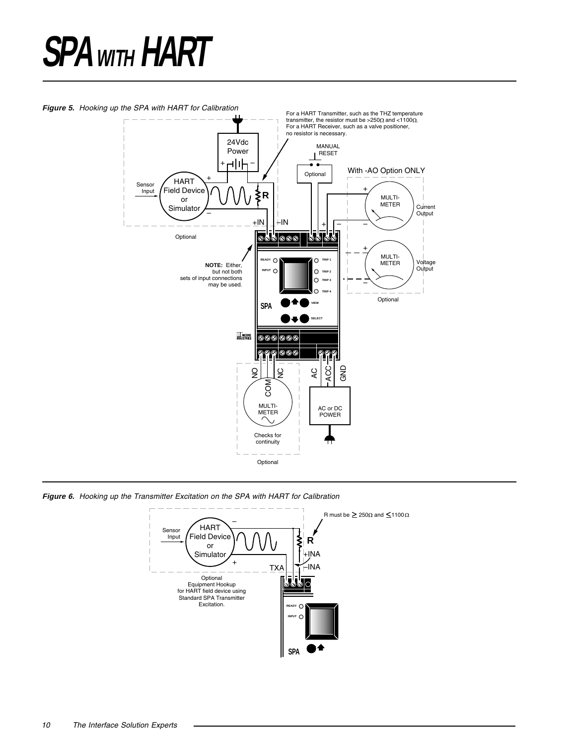# SPA WITH HART

***Figure 5.*** *Hooking up the SPA with HART for Calibration*

For a HART Transmitter, such as the THZ temperature transmitter, the resistor must be >250Ω and <1100Ω. For a HART Receiver, such as a valve positioner, no resistor is necessary.

**NOTE:** Either, but not both sets of input connections may be used.

***Figure 6.*** *Hooking up the Transmitter Excitation on the SPA with HART for Calibration*

R must be ≥ 250Ω and ≤1100Ω

Optional Equipment Hookup for HART field device using Standard SPA Transmitter Excitation.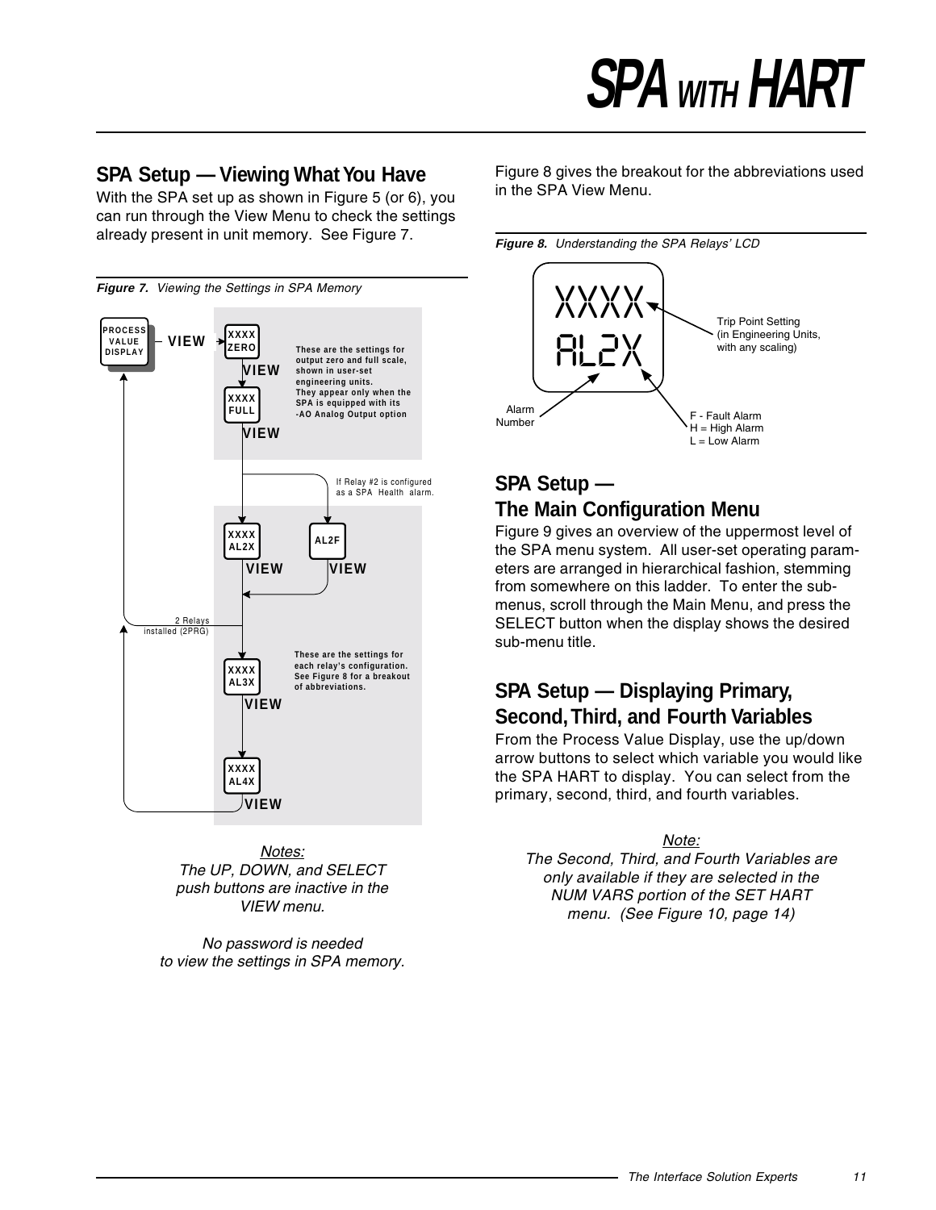## SPA Setup — Viewing What You Have

With the SPA set up as shown in Figure 5 (or 6), you can run through the View Menu to check the settings already present in unit memory. See Figure 7.

*Figure 7. Viewing the Settings in SPA Memory*

PROCESS VALUE DISPLAY — VIEW → XXXX ZERO — VIEW → XXXX FULL — VIEW

These are the settings for output zero and full scale, shown in user-set engineering units. They appear only when the SPA is equipped with its -AO Analog Output option

If Relay #2 is configured as a SPA Health alarm.

XXXX AL2X — VIEW
AL2F — VIEW

2 Relays installed (2PRG)

XXXX AL3X — VIEW
XXXX AL4X — VIEW

These are the settings for each relay's configuration. See Figure 8 for a breakout of abbreviations.

*Notes:*
*The UP, DOWN, and SELECT push buttons are inactive in the VIEW menu.*

*No password is needed to view the settings in SPA memory.*

Figure 8 gives the breakout for the abbreviations used in the SPA View Menu.

*Figure 8. Understanding the SPA Relays' LCD*

XXXX
AL2X

Trip Point Setting (in Engineering Units, with any scaling)

Alarm Number

F - Fault Alarm
H = High Alarm
L = Low Alarm

## SPA Setup — The Main Configuration Menu

Figure 9 gives an overview of the uppermost level of the SPA menu system. All user-set operating parameters are arranged in hierarchical fashion, stemming from somewhere on this ladder. To enter the sub-menus, scroll through the Main Menu, and press the SELECT button when the display shows the desired sub-menu title.

## SPA Setup — Displaying Primary, Second, Third, and Fourth Variables

From the Process Value Display, use the up/down arrow buttons to select which variable you would like the SPA HART to display. You can select from the primary, second, third, and fourth variables.

*Note:*
*The Second, Third, and Fourth Variables are only available if they are selected in the NUM VARS portion of the SET HART menu. (See Figure 10, page 14)*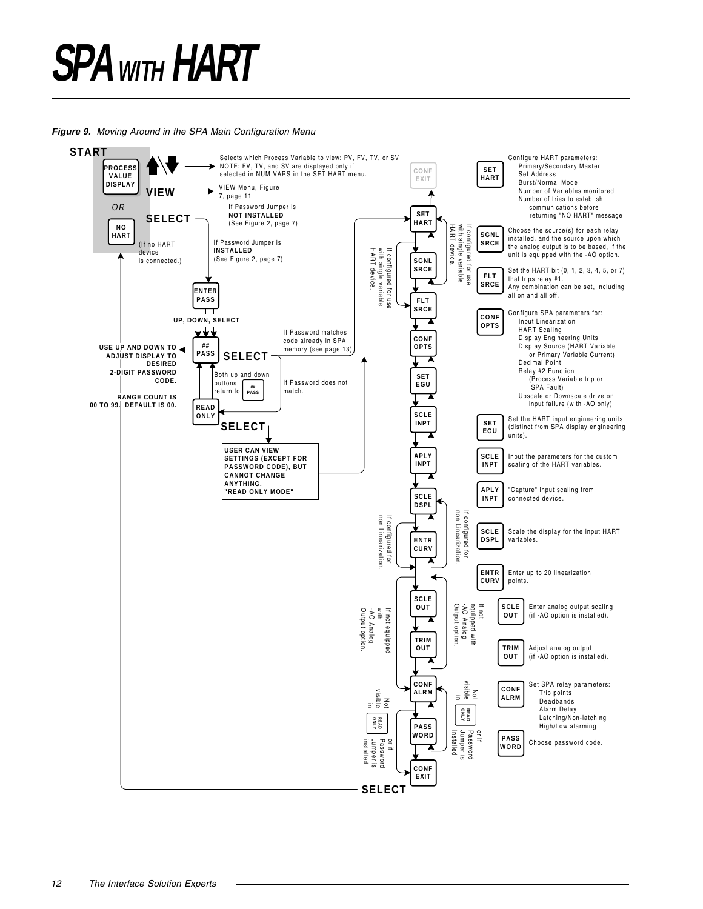# SPA WITH HART

*Figure 9. Moving Around in the SPA Main Configuration Menu*

START

PROCESS VALUE DISPLAY — Up/Down: Selects which Process Variable to view: PV, FV, TV, or SV. NOTE: FV, TV, and SV are displayed only if selected in NUM VARS in the SET HART menu.

VIEW → VIEW Menu, Figure 7, page 11

OR

NO HART (If no HART device is connected.)

SELECT → If Password Jumper is **NOT INSTALLED** (See Figure 2, page 7) → SET HART

If Password Jumper is **INSTALLED** (See Figure 2, page 7) → ENTER PASS

UP, DOWN, SELECT → ## PASS

USE UP AND DOWN TO ADJUST DISPLAY TO DESIRED 2-DIGIT PASSWORD CODE.

RANGE COUNT IS 00 TO 99. DEFAULT IS 00.

SELECT: If Password matches code already in SPA memory (see page 13) → SET HART. If Password does not match → READ ONLY.

READ ONLY: Both up and down buttons return to ## PASS.

SELECT → USER CAN VIEW SETTINGS (EXCEPT FOR PASSWORD CODE), BUT CANNOT CHANGE ANYTHING. "READ ONLY MODE"

Menu sequence: CONF EXIT → SET HART → SGNL SRCE → FLT SRCE → CONF OPTS → SET EGU → SCLE INPT → APLY INPT → SCLE DSPL → ENTR CURV → SCLE OUT → TRIM OUT → CONF ALRM → PASS WORD → CONF EXIT → SELECT (returns to START)

- SGNL SRCE skipped: If configured for use with single variable HART device.
- ENTR CURV skipped: If configured for non Linearization.
- SCLE OUT / TRIM OUT skipped: If not equipped with -AO Analog Output option.
- PASS WORD: Not visible in READ ONLY or if Password Jumper is installed.

| Menu | Description |
|---|---|
| SET HART | Configure HART parameters: Primary/Secondary Master; Set Address; Burst/Normal Mode; Number of Variables monitored; Number of tries to establish communications before returning "NO HART" message |
| SGNL SRCE | Choose the source(s) for each relay installed, and the source upon which the analog output is to be based, if the unit is equipped with the -AO option. |
| FLT SRCE | Set the HART bit (0, 1, 2, 3, 4, 5, or 7) that trips relay #1. Any combination can be set, including all on and all off. |
| CONF OPTS | Configure SPA parameters for: Input Linearization; HART Scaling; Display Engineering Units; Display Source (HART Variable or Primary Variable Current); Decimal Point; Relay #2 Function (Process Variable trip or SPA Fault); Upscale or Downscale drive on input failure (with -AO only) |
| SET EGU | Set the HART input engineering units (distinct from SPA display engineering units). |
| SCLE INPT | Input the parameters for the custom scaling of the HART variables. |
| APLY INPT | "Capture" input scaling from connected device. |
| SCLE DSPL | Scale the display for the input HART variables. |
| ENTR CURV | Enter up to 20 linearization points. |
| SCLE OUT | Enter analog output scaling (if -AO option is installed). |
| TRIM OUT | Adjust analog output (if -AO option is installed). |
| CONF ALRM | Set SPA relay parameters: Trip points; Deadbands; Alarm Delay; Latching/Non-latching; High/Low alarming |
| PASS WORD | Choose password code. |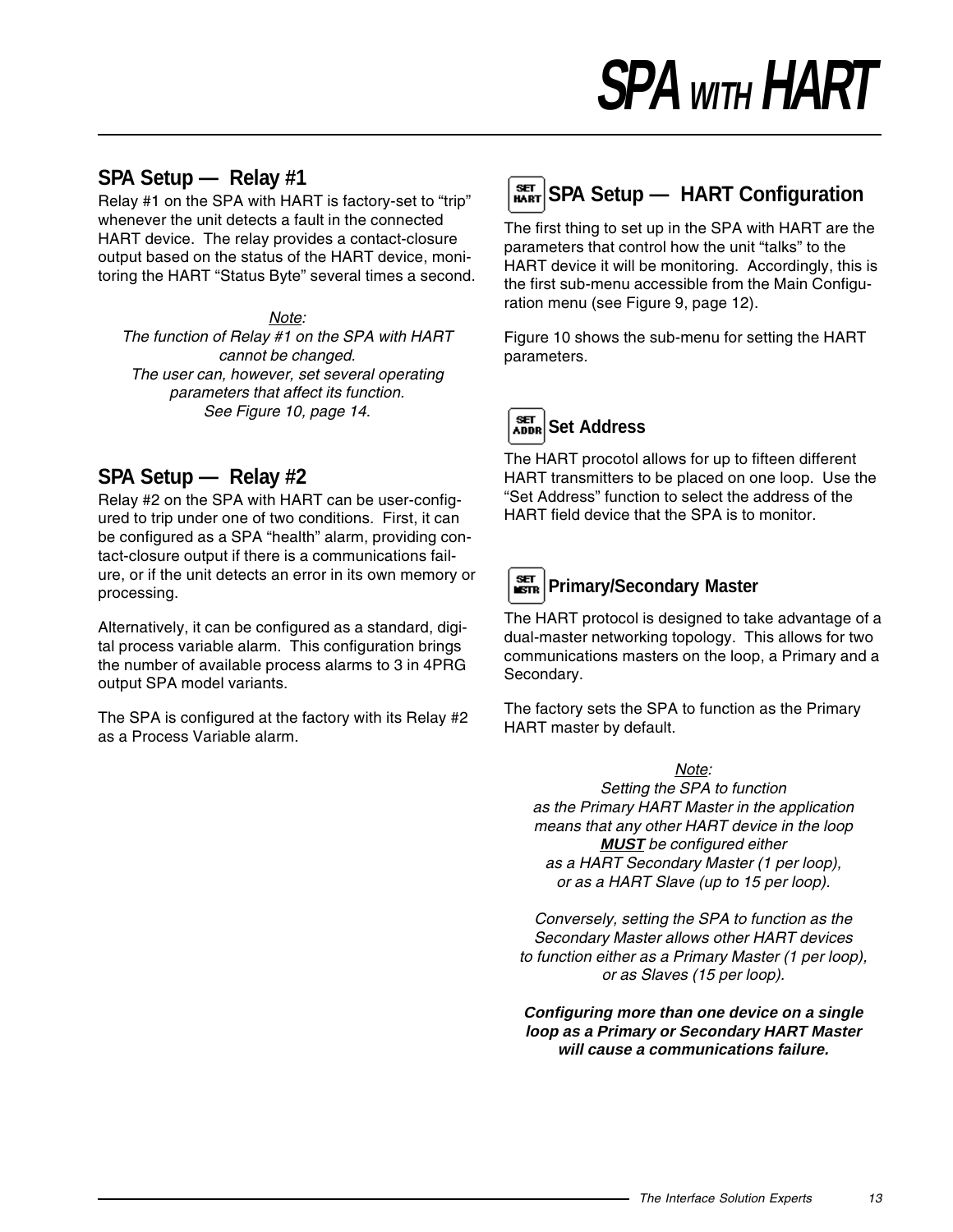## SPA Setup — Relay #1

Relay #1 on the SPA with HART is factory-set to "trip" whenever the unit detects a fault in the connected HART device. The relay provides a contact-closure output based on the status of the HART device, monitoring the HART "Status Byte" several times a second.

*Note:*
*The function of Relay #1 on the SPA with HART cannot be changed.*
*The user can, however, set several operating parameters that affect its function.*
*See Figure 10, page 14.*

## SPA Setup — Relay #2

Relay #2 on the SPA with HART can be user-configured to trip under one of two conditions. First, it can be configured as a SPA "health" alarm, providing contact-closure output if there is a communications failure, or if the unit detects an error in its own memory or processing.

Alternatively, it can be configured as a standard, digital process variable alarm. This configuration brings the number of available process alarms to 3 in 4PRG output SPA model variants.

The SPA is configured at the factory with its Relay #2 as a Process Variable alarm.

## SPA Setup — HART Configuration

The first thing to set up in the SPA with HART are the parameters that control how the unit "talks" to the HART device it will be monitoring. Accordingly, this is the first sub-menu accessible from the Main Configuration menu (see Figure 9, page 12).

Figure 10 shows the sub-menu for setting the HART parameters.

### Set Address

The HART procotol allows for up to fifteen different HART transmitters to be placed on one loop. Use the "Set Address" function to select the address of the HART field device that the SPA is to monitor.

### Primary/Secondary Master

The HART protocol is designed to take advantage of a dual-master networking topology. This allows for two communications masters on the loop, a Primary and a Secondary.

The factory sets the SPA to function as the Primary HART master by default.

*Note:*
*Setting the SPA to function as the Primary HART Master in the application means that any other HART device in the loop **MUST** be configured either as a HART Secondary Master (1 per loop), or as a HART Slave (up to 15 per loop).*

*Conversely, setting the SPA to function as the Secondary Master allows other HART devices to function either as a Primary Master (1 per loop), or as Slaves (15 per loop).*

***Configuring more than one device on a single loop as a Primary or Secondary HART Master will cause a communications failure.***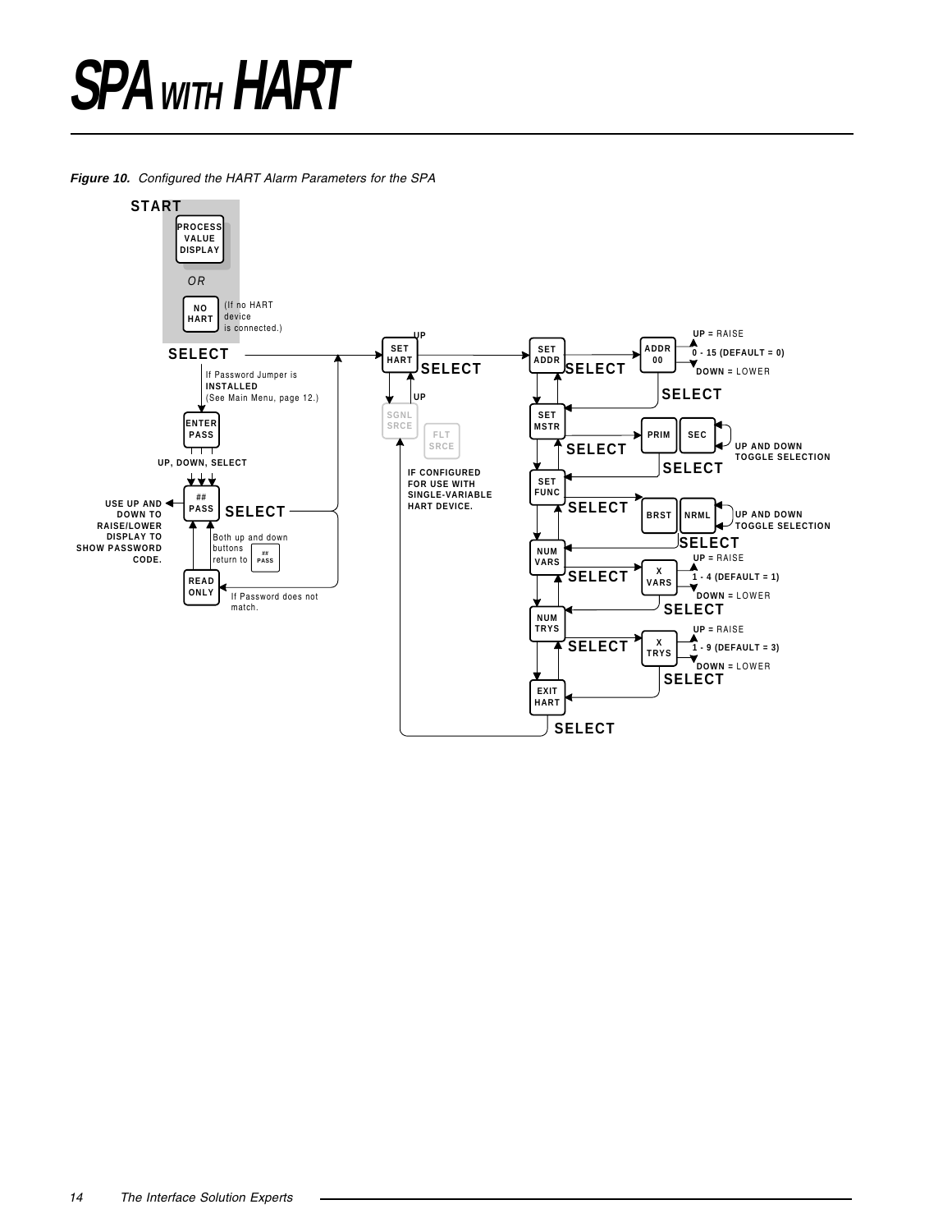# SPA WITH HART

*Figure 10. Configured the HART Alarm Parameters for the SPA*

START

PROCESS VALUE DISPLAY

OR

NO HART (If no HART device is connected.)

SELECT

If Password Jumper is **INSTALLED** (See Main Menu, page 12.)

ENTER PASS

UP, DOWN, SELECT

USE UP AND DOWN TO RAISE/LOWER DISPLAY TO SHOW PASSWORD CODE.

## PASS

SELECT

Both up and down buttons return to ## PASS

READ ONLY

If Password does not match.

SET HART

UP

SELECT

UP

SGNL SRCE

FLT SRCE

IF CONFIGURED FOR USE WITH SINGLE-VARIABLE HART DEVICE.

SET ADDR — SELECT — ADDR 00

**UP =** RAISE

**0 - 15 (DEFAULT = 0)**

**DOWN =** LOWER

SELECT

SET MSTR — SELECT — PRIM / SEC

**UP AND DOWN TOGGLE SELECTION**

SELECT

SET FUNC — SELECT — BRST / NRML

**UP AND DOWN TOGGLE SELECTION**

SELECT

NUM VARS — SELECT — X VARS

**UP =** RAISE

**1 - 4 (DEFAULT = 1)**

**DOWN =** LOWER

SELECT

NUM TRYS — SELECT — X TRYS

**UP =** RAISE

**1 - 9 (DEFAULT = 3)**

**DOWN =** LOWER

SELECT

EXIT HART

SELECT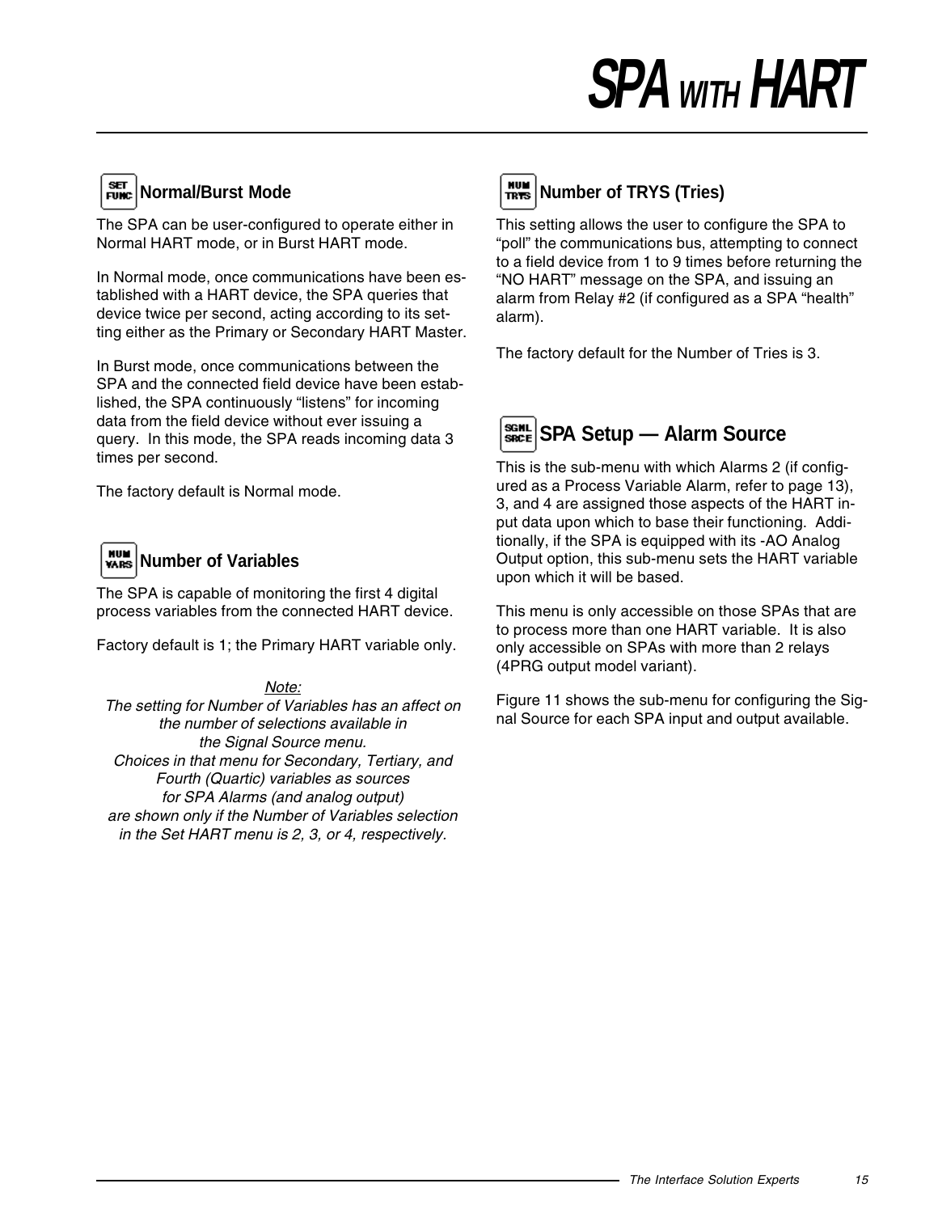## Normal/Burst Mode

The SPA can be user-configured to operate either in Normal HART mode, or in Burst HART mode.

In Normal mode, once communications have been established with a HART device, the SPA queries that device twice per second, acting according to its setting either as the Primary or Secondary HART Master.

In Burst mode, once communications between the SPA and the connected field device have been established, the SPA continuously "listens" for incoming data from the field device without ever issuing a query. In this mode, the SPA reads incoming data 3 times per second.

The factory default is Normal mode.

## Number of Variables

The SPA is capable of monitoring the first 4 digital process variables from the connected HART device.

Factory default is 1; the Primary HART variable only.

*Note:*
*The setting for Number of Variables has an affect on the number of selections available in the Signal Source menu.*
*Choices in that menu for Secondary, Tertiary, and Fourth (Quartic) variables as sources for SPA Alarms (and analog output) are shown only if the Number of Variables selection in the Set HART menu is 2, 3, or 4, respectively.*

## Number of TRYS (Tries)

This setting allows the user to configure the SPA to "poll" the communications bus, attempting to connect to a field device from 1 to 9 times before returning the "NO HART" message on the SPA, and issuing an alarm from Relay #2 (if configured as a SPA "health" alarm).

The factory default for the Number of Tries is 3.

## SPA Setup — Alarm Source

This is the sub-menu with which Alarms 2 (if configured as a Process Variable Alarm, refer to page 13), 3, and 4 are assigned those aspects of the HART input data upon which to base their functioning. Additionally, if the SPA is equipped with its -AO Analog Output option, this sub-menu sets the HART variable upon which it will be based.

This menu is only accessible on those SPAs that are to process more than one HART variable. It is also only accessible on SPAs with more than 2 relays (4PRG output model variant).

Figure 11 shows the sub-menu for configuring the Signal Source for each SPA input and output available.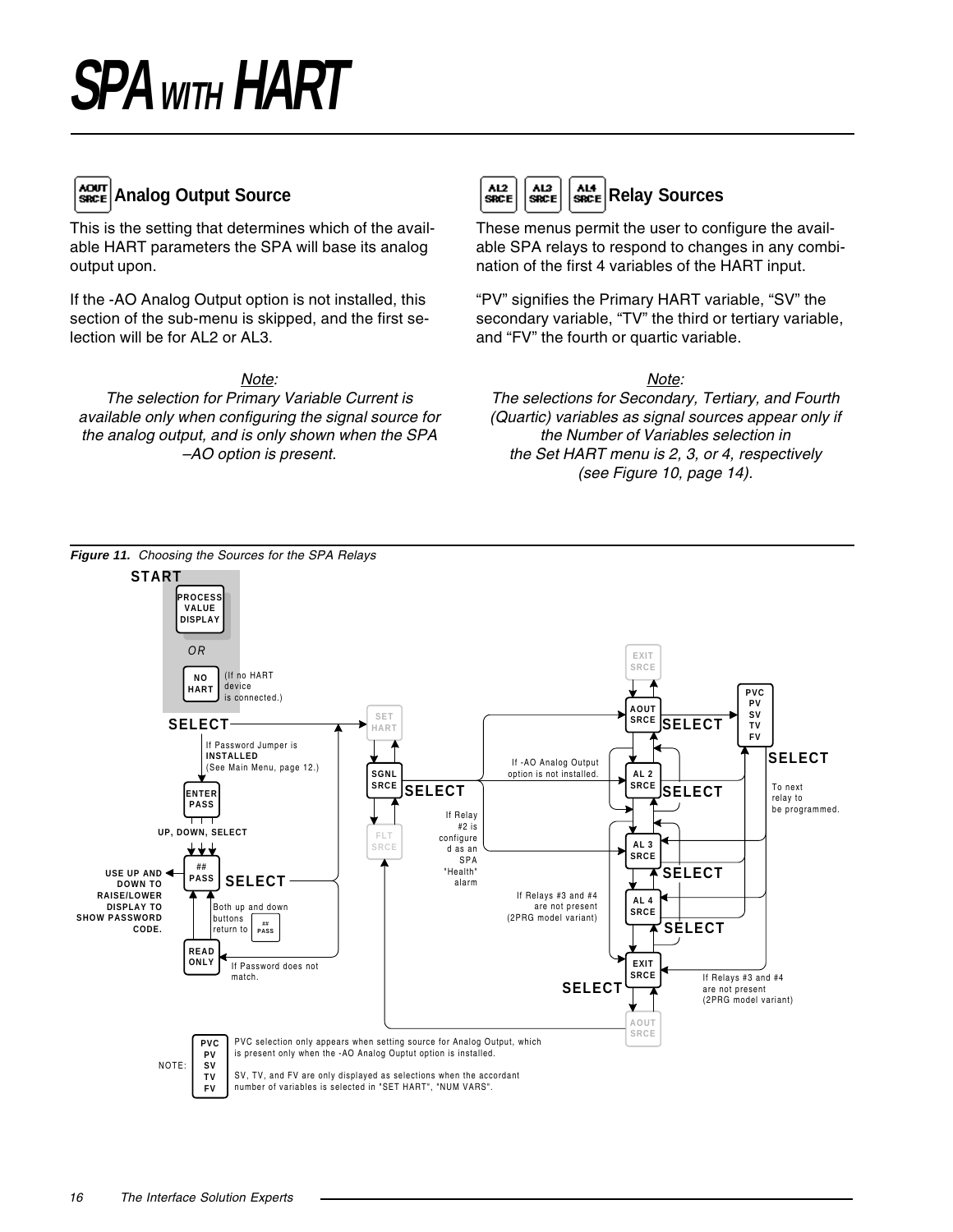# SPA WITH HART

## AOUT SRCE Analog Output Source

This is the setting that determines which of the available HART parameters the SPA will base its analog output upon.

If the -AO Analog Output option is not installed, this section of the sub-menu is skipped, and the first selection will be for AL2 or AL3.

*Note:*
*The selection for Primary Variable Current is available only when configuring the signal source for the analog output, and is only shown when the SPA –AO option is present.*

## AL2 SRCE AL3 SRCE AL4 SRCE Relay Sources

These menus permit the user to configure the available SPA relays to respond to changes in any combination of the first 4 variables of the HART input.

"PV" signifies the Primary HART variable, "SV" the secondary variable, "TV" the third or tertiary variable, and "FV" the fourth or quartic variable.

*Note:*
*The selections for Secondary, Tertiary, and Fourth (Quartic) variables as signal sources appear only if the Number of Variables selection in the Set HART menu is 2, 3, or 4, respectively (see Figure 10, page 14).*

START

PROCESS VALUE DISPLAY

OR

NO HART (If no HART device is connected.)

SELECT

If Password Jumper is INSTALLED (See Main Menu, page 12.)

ENTER PASS

UP, DOWN, SELECT

USE UP AND DOWN TO RAISE/LOWER DISPLAY TO SHOW PASSWORD CODE.

## PASS SELECT

Both up and down buttons return to ## PASS

READ ONLY

If Password does not match.

SET HART

SGNL SRCE SELECT

FLT SRCE

If Relay #2 is configured as an SPA "Health" alarm

If -AO Analog Output option is not installed.

If Relays #3 and #4 are not present (2PRG model variant)

EXIT SRCE

AOUT SRCE SELECT

AL 2 SRCE SELECT

AL 3 SRCE SELECT

AL 4 SRCE SELECT

EXIT SRCE

SELECT

AOUT SRCE

PVC PV SV TV FV

SELECT

To next relay to be programmed.

If Relays #3 and #4 are not present (2PRG model variant)

NOTE: PVC PV SV TV FV — PVC selection only appears when setting source for Analog Output, which is present only when the -AO Analog Ouptut option is installed.

SV, TV, and FV are only displayed as selections when the accordant number of variables is selected in "SET HART", "NUM VARS".

*Figure 11. Choosing the Sources for the SPA Relays*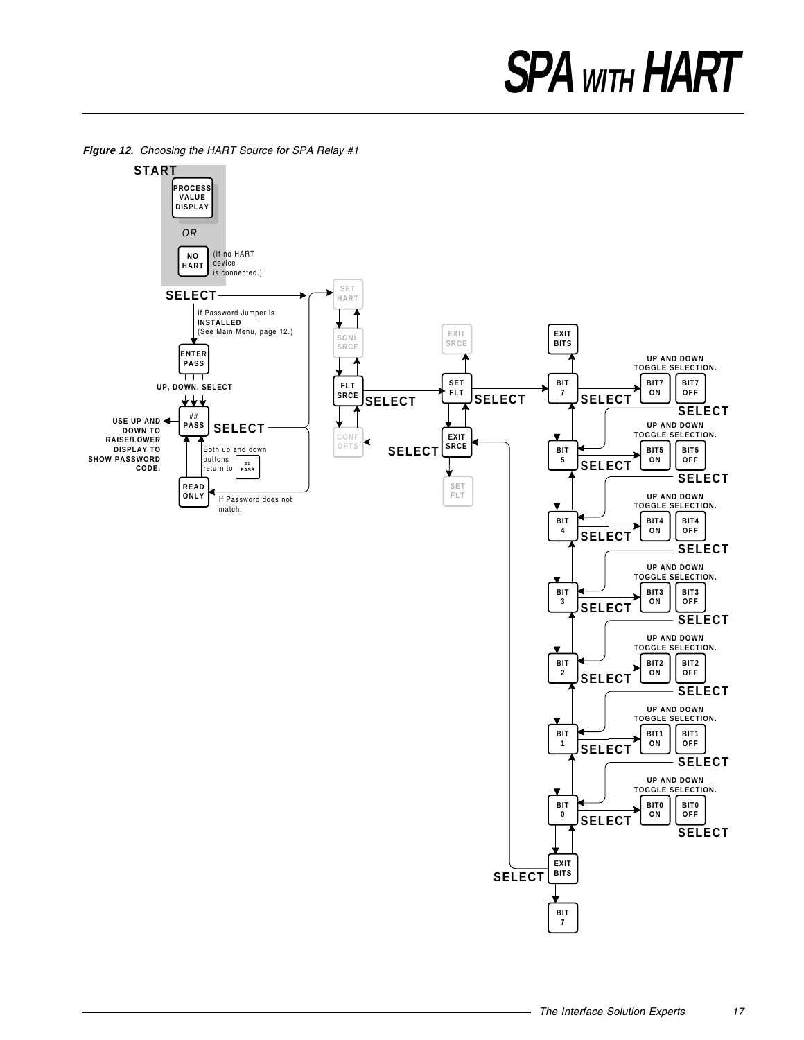*Figure 12. Choosing the HART Source for SPA Relay #1*

START

PROCESS VALUE DISPLAY

OR

NO HART (If no HART device is connected.)

SELECT

If Password Jumper is **INSTALLED** (See Main Menu, page 12.)

ENTER PASS

UP, DOWN, SELECT

## PASS

USE UP AND DOWN TO RAISE/LOWER DISPLAY TO SHOW PASSWORD CODE.

SELECT

Both up and down buttons return to ## PASS

READ ONLY

If Password does not match.

SET HART

SGNL SRCE

FLT SRCE

SELECT

CONF OPTS

SET FLT

SELECT

EXIT SRCE

SELECT

EXIT SRCE

SET FLT

EXIT BITS

BIT 7 — SELECT — BIT7 ON / BIT7 OFF (UP AND DOWN TOGGLE SELECTION.) — SELECT

BIT 5 — SELECT — BIT5 ON / BIT5 OFF (UP AND DOWN TOGGLE SELECTION.) — SELECT

BIT 4 — SELECT — BIT4 ON / BIT4 OFF (UP AND DOWN TOGGLE SELECTION.) — SELECT

BIT 3 — SELECT — BIT3 ON / BIT3 OFF (UP AND DOWN TOGGLE SELECTION.) — SELECT

BIT 2 — SELECT — BIT2 ON / BIT2 OFF (UP AND DOWN TOGGLE SELECTION.) — SELECT

BIT 1 — SELECT — BIT1 ON / BIT1 OFF (UP AND DOWN TOGGLE SELECTION.) — SELECT

BIT 0 — SELECT — BIT0 ON / BIT0 OFF (UP AND DOWN TOGGLE SELECTION.) — SELECT

EXIT BITS — SELECT

BIT 7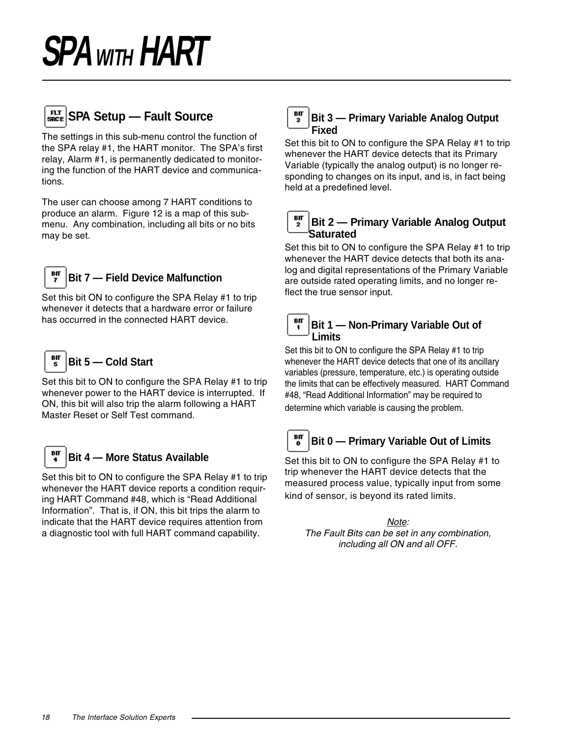# SPA WITH HART

## SPA Setup — Fault Source

The settings in this sub-menu control the function of the SPA relay #1, the HART monitor. The SPA's first relay, Alarm #1, is permanently dedicated to monitoring the function of the HART device and communications.

The user can choose among 7 HART conditions to produce an alarm. Figure 12 is a map of this sub-menu. Any combination, including all bits or no bits may be set.

### Bit 7 — Field Device Malfunction

Set this bit ON to configure the SPA Relay #1 to trip whenever it detects that a hardware error or failure has occurred in the connected HART device.

### Bit 5 — Cold Start

Set this bit to ON to configure the SPA Relay #1 to trip whenever power to the HART device is interrupted. If ON, this bit will also trip the alarm following a HART Master Reset or Self Test command.

### Bit 4 — More Status Available

Set this bit to ON to configure the SPA Relay #1 to trip whenever the HART device reports a condition requiring HART Command #48, which is "Read Additional Information". That is, if ON, this bit trips the alarm to indicate that the HART device requires attention from a diagnostic tool with full HART command capability.

### Bit 3 — Primary Variable Analog Output Fixed

Set this bit to ON to configure the SPA Relay #1 to trip whenever the HART device detects that its Primary Variable (typically the analog output) is no longer responding to changes on its input, and is, in fact being held at a predefined level.

### Bit 2 — Primary Variable Analog Output Saturated

Set this bit to ON to configure the SPA Relay #1 to trip whenever the HART device detects that both its analog and digital representations of the Primary Variable are outside rated operating limits, and no longer reflect the true sensor input.

### Bit 1 — Non-Primary Variable Out of Limits

Set this bit to ON to configure the SPA Relay #1 to trip whenever the HART device detects that one of its ancillary variables (pressure, temperature, etc.) is operating outside the limits that can be effectively measured. HART Command #48, "Read Additional Information" may be required to determine which variable is causing the problem.

### Bit 0 — Primary Variable Out of Limits

Set this bit to ON to configure the SPA Relay #1 to trip whenever the HART device detects that the measured process value, typically input from some kind of sensor, is beyond its rated limits.

*Note:*
*The Fault Bits can be set in any combination, including all ON and all OFF.*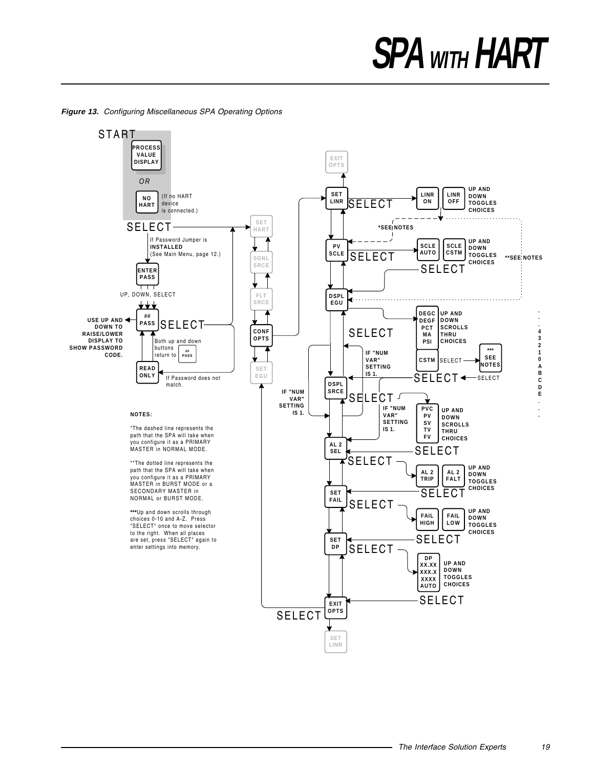**Figure 13.** *Configuring Miscellaneous SPA Operating Options*

START

PROCESS VALUE DISPLAY

OR

NO HART (If no HART device is connected.)

SELECT

If Password Jumper is **INSTALLED** (See Main Menu, page 12.)

ENTER PASS

UP, DOWN, SELECT

## PASS — SELECT

**USE UP AND DOWN TO RAISE/LOWER DISPLAY TO SHOW PASSWORD CODE.**

Both up and down buttons return to ## PASS

READ ONLY — If Password does not match.

SET HART → SGNL SRCE → FLT SRCE → CONF OPTS → SET EGU

EXIT OPTS

SET LINR — SELECT → LINR ON / LINR OFF — UP AND DOWN TOGGLES CHOICES

*SEE NOTES

PV SCLE — SELECT → SCLE AUTO / SCLE CSTM — UP AND DOWN TOGGLES CHOICES — SELECT

**SEE NOTES

DSPL EGU → DEGC / DEGF / PCT / MA / PSI — UP AND DOWN SCROLLS THRU CHOICES

CSTM — SELECT → *** SEE NOTES — SELECT

. . . 4 3 2 1 0 A B C D E . . .

SELECT

IF "NUM VAR" SETTING IS 1.

DSPL SRCE — SELECT → PVC / PV / SV / TV / FV — UP AND DOWN SCROLLS THRU CHOICES — SELECT

IF "NUM VAR" SETTING IS 1.

IF "NUM VAR" SETTING IS 1.

AL 2 SEL — SELECT → AL 2 TRIP / AL 2 FALT — UP AND DOWN TOGGLES CHOICES — SELECT

SET FAIL — SELECT → FAIL HIGH / FAIL LOW — UP AND DOWN TOGGLES CHOICES — SELECT

SET DP — SELECT → DP XX.XX / XXX.X / XXXX / AUTO — UP AND DOWN TOGGLES CHOICES — SELECT

EXIT OPTS — SELECT

SET LINR

**NOTES:**

*The dashed line represents the path that the SPA will take when you configure it as a PRIMARY MASTER in NORMAL MODE.

**The dotted line represents the path that the SPA will take when you configure it as a PRIMARY MASTER in BURST MODE or a SECONDARY MASTER in NORMAL or BURST MODE.

***Up and down scrolls through choices 0-10 and A-Z. Press "SELECT" once to move selector to the right. When all places are set, press "SELECT" again to enter settings into memory.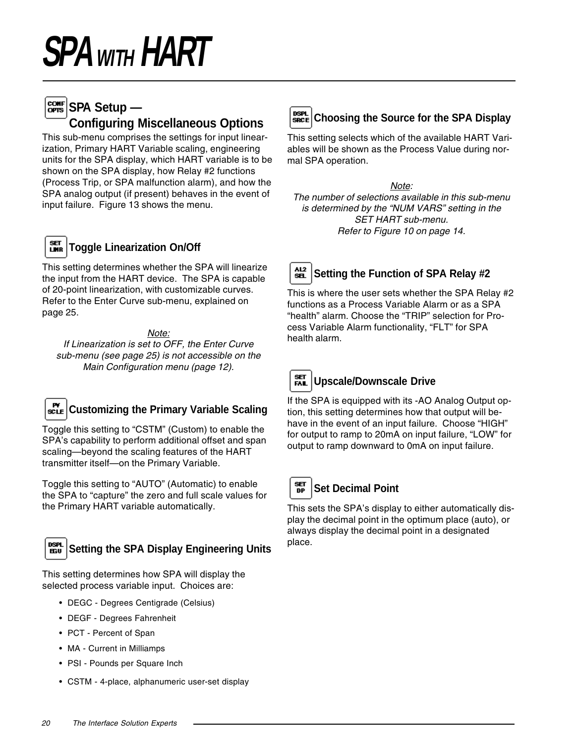# SPA WITH HART

## SPA Setup — Configuring Miscellaneous Options

This sub-menu comprises the settings for input linearization, Primary HART Variable scaling, engineering units for the SPA display, which HART variable is to be shown on the SPA display, how Relay #2 functions (Process Trip, or SPA malfunction alarm), and how the SPA analog output (if present) behaves in the event of input failure. Figure 13 shows the menu.

### Toggle Linearization On/Off

This setting determines whether the SPA will linearize the input from the HART device. The SPA is capable of 20-point linearization, with customizable curves. Refer to the Enter Curve sub-menu, explained on page 25.

*Note:*
*If Linearization is set to OFF, the Enter Curve sub-menu (see page 25) is not accessible on the Main Configuration menu (page 12).*

### Customizing the Primary Variable Scaling

Toggle this setting to “CSTM” (Custom) to enable the SPA’s capability to perform additional offset and span scaling—beyond the scaling features of the HART transmitter itself—on the Primary Variable.

Toggle this setting to “AUTO” (Automatic) to enable the SPA to “capture” the zero and full scale values for the Primary HART variable automatically.

### Setting the SPA Display Engineering Units

This setting determines how SPA will display the selected process variable input. Choices are:

- DEGC - Degrees Centigrade (Celsius)
- DEGF - Degrees Fahrenheit
- PCT - Percent of Span
- MA - Current in Milliamps
- PSI - Pounds per Square Inch
- CSTM - 4-place, alphanumeric user-set display

### Choosing the Source for the SPA Display

This setting selects which of the available HART Variables will be shown as the Process Value during normal SPA operation.

*Note:*
*The number of selections available in this sub-menu is determined by the “NUM VARS” setting in the SET HART sub-menu.*
*Refer to Figure 10 on page 14.*

### Setting the Function of SPA Relay #2

This is where the user sets whether the SPA Relay #2 functions as a Process Variable Alarm or as a SPA “health” alarm. Choose the “TRIP” selection for Process Variable Alarm functionality, “FLT” for SPA health alarm.

### Upscale/Downscale Drive

If the SPA is equipped with its -AO Analog Output option, this setting determines how that output will behave in the event of an input failure. Choose “HIGH” for output to ramp to 20mA on input failure, “LOW” for output to ramp downward to 0mA on input failure.

### Set Decimal Point

This sets the SPA’s display to either automatically display the decimal point in the optimum place (auto), or always display the decimal point in a designated place.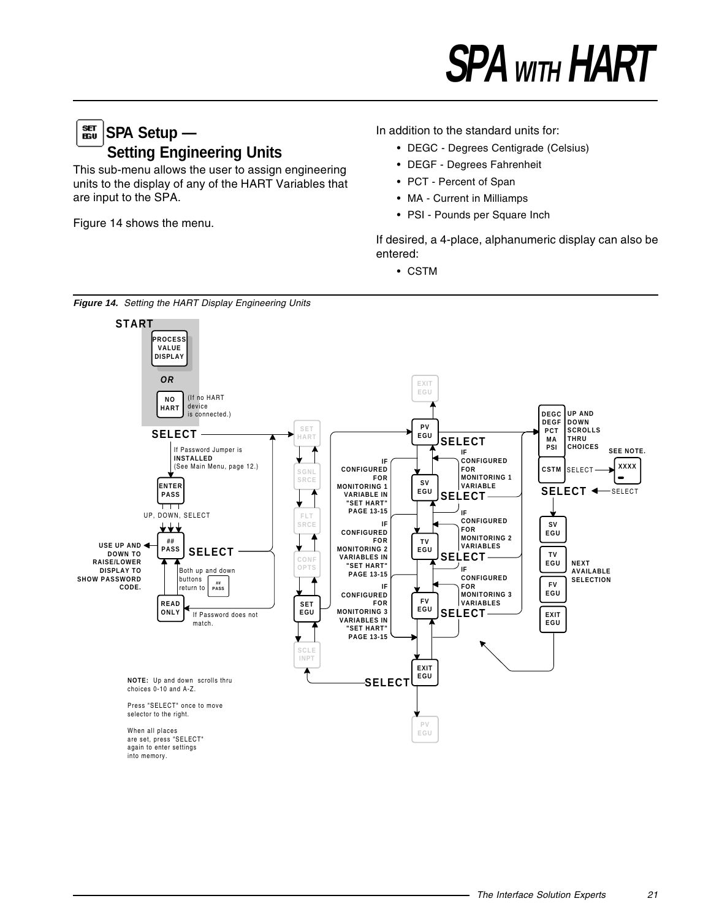## SPA Setup — Setting Engineering Units

This sub-menu allows the user to assign engineering units to the display of any of the HART Variables that are input to the SPA.

Figure 14 shows the menu.

In addition to the standard units for:

- DEGC - Degrees Centigrade (Celsius)
- DEGF - Degrees Fahrenheit
- PCT - Percent of Span
- MA - Current in Milliamps
- PSI - Pounds per Square Inch

If desired, a 4-place, alphanumeric display can also be entered:

- CSTM

*Figure 14. Setting the HART Display Engineering Units*

START

PROCESS VALUE DISPLAY

OR

NO HART (If no HART device is connected.)

SELECT

If Password Jumper is **INSTALLED** (See Main Menu, page 12.)

ENTER PASS

UP, DOWN, SELECT

## PASS

USE UP AND DOWN TO RAISE/LOWER DISPLAY TO SHOW PASSWORD CODE.

SELECT

Both up and down buttons return to ## PASS

READ ONLY

If Password does not match.

SET HART

SGNL SRCE

FLT SRCE

CONF OPTS

SET EGU

SCLE INPT

EXIT EGU

PV EGU

SELECT

IF CONFIGURED FOR MONITORING 1 VARIABLE IN "SET HART" PAGE 13-15

IF CONFIGURED FOR MONITORING 1 VARIABLE

SV EGU

SELECT

IF CONFIGURED FOR MONITORING 2 VARIABLES IN "SET HART" PAGE 13-15

IF CONFIGURED FOR MONITORING 2 VARIABLES

TV EGU

SELECT

IF CONFIGURED FOR MONITORING 3 VARIABLES IN "SET HART" PAGE 13-15

IF CONFIGURED FOR MONITORING 3 VARIABLES

FV EGU

SELECT

EXIT EGU

SELECT

PV EGU

DEGC DEGF PCT MA PSI

UP AND DOWN SCROLLS THRU CHOICES

CSTM SELECT

SEE NOTE.

XXXX

SELECT SELECT

SV EGU

TV EGU

FV EGU

EXIT EGU

NEXT AVAILABLE SELECTION

**NOTE:** Up and down scrolls thru choices 0-10 and A-Z.

Press "SELECT" once to move selector to the right.

When all places are set, press "SELECT" again to enter settings into memory.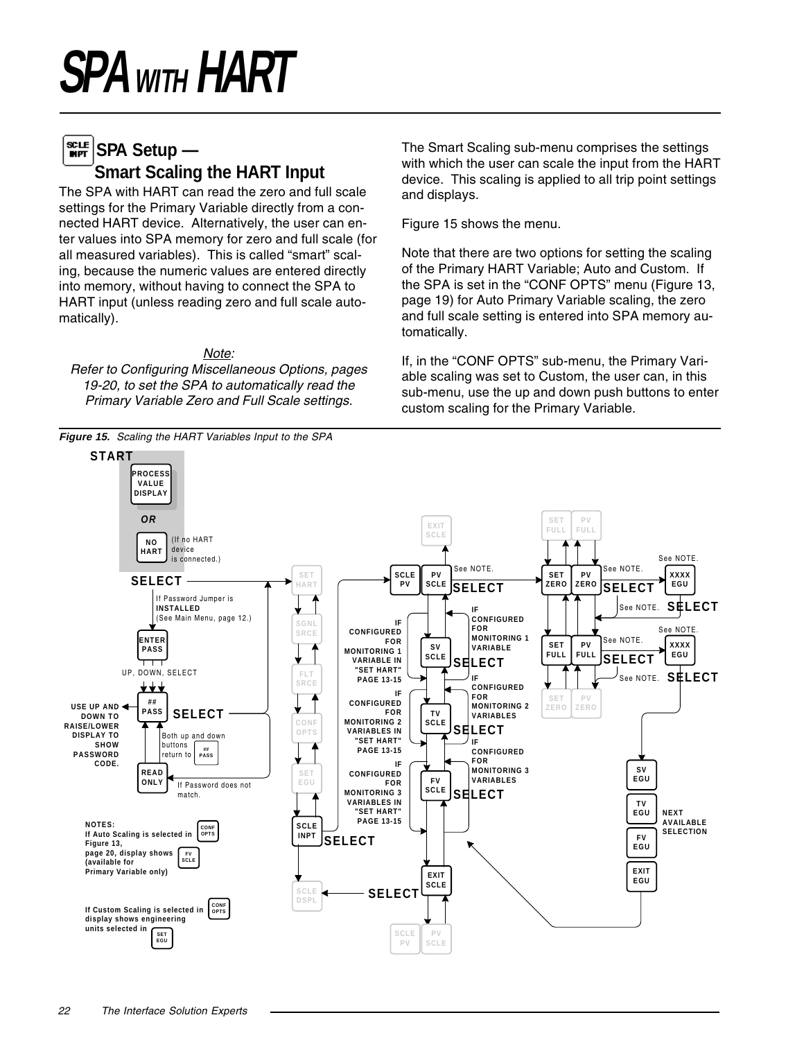# SPA WITH HART

## SPA Setup — Smart Scaling the HART Input

The SPA with HART can read the zero and full scale settings for the Primary Variable directly from a connected HART device. Alternatively, the user can enter values into SPA memory for zero and full scale (for all measured variables). This is called "smart" scaling, because the numeric values are entered directly into memory, without having to connect the SPA to HART input (unless reading zero and full scale automatically).

*Note:*
*Refer to Configuring Miscellaneous Options, pages 19-20, to set the SPA to automatically read the Primary Variable Zero and Full Scale settings.*

The Smart Scaling sub-menu comprises the settings with which the user can scale the input from the HART device. This scaling is applied to all trip point settings and displays.

Figure 15 shows the menu.

Note that there are two options for setting the scaling of the Primary HART Variable; Auto and Custom. If the SPA is set in the "CONF OPTS" menu (Figure 13, page 19) for Auto Primary Variable scaling, the zero and full scale setting is entered into SPA memory automatically.

If, in the "CONF OPTS" sub-menu, the Primary Variable scaling was set to Custom, the user can, in this sub-menu, use the up and down push buttons to enter custom scaling for the Primary Variable.

***Figure 15.*** *Scaling the HART Variables Input to the SPA*

START: PROCESS VALUE DISPLAY OR NO HART (If no HART device is connected.)

SELECT — If Password Jumper is INSTALLED (See Main Menu, page 12.) → ENTER PASS

UP, DOWN, SELECT → ## PASS — SELECT

USE UP AND DOWN TO RAISE/LOWER DISPLAY TO SHOW PASSWORD CODE.

Both up and down buttons return to ## PASS

READ ONLY — If Password does not match.

SET HART, SGNL SRCE, FLT SRCE, CONF OPTS, SET EGU, SCLE INPT — SELECT → SCLE DSPL

SCLE PV — PV SCLE — SELECT (See NOTE.) — EXIT SCLE

IF CONFIGURED FOR MONITORING 1 VARIABLE IN "SET HART" PAGE 13-15 — SV SCLE — SELECT

IF CONFIGURED FOR MONITORING 2 VARIABLES IN "SET HART" PAGE 13-15 — TV SCLE — SELECT

IF CONFIGURED FOR MONITORING 3 VARIABLES IN "SET HART" PAGE 13-15 — FV SCLE — SELECT

EXIT SCLE — SELECT → SCLE DSPL; SCLE PV, PV SCLE

SET ZERO — PV ZERO — SELECT (See NOTE.) → XXXX EGU — SELECT (See NOTE.)

SET FULL — PV FULL — SELECT (See NOTE.) → XXXX EGU — SELECT (See NOTE.)

SV EGU, TV EGU, FV EGU, EXIT EGU — NEXT AVAILABLE SELECTION

NOTES:
If Auto Scaling is selected in CONF OPTS Figure 13, page 20, display shows FV SCLE (available for Primary Variable only)

If Custom Scaling is selected in CONF OPTS display shows engineering units selected in SET EGU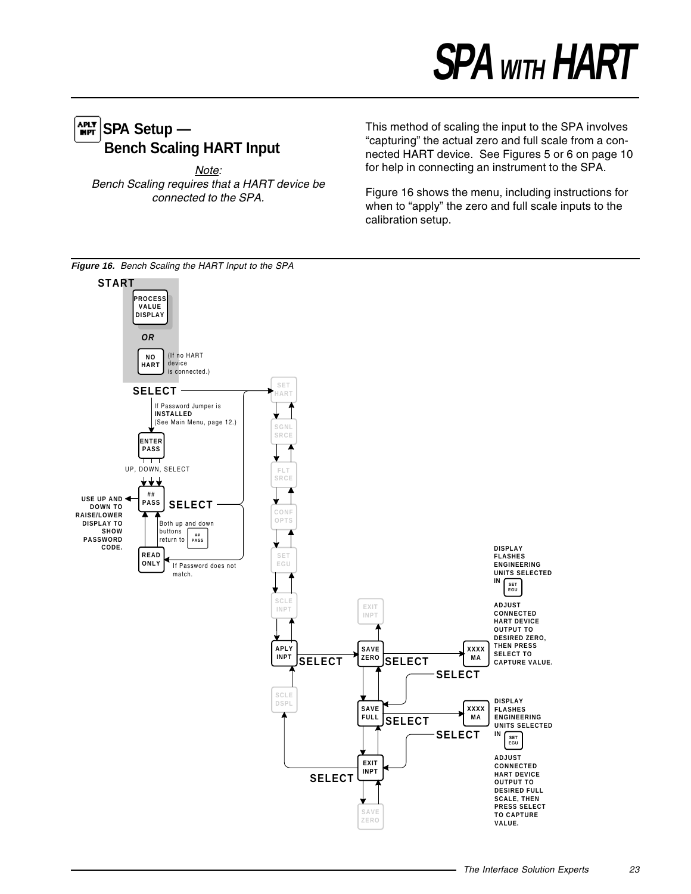# SPA WITH HART

## SPA Setup — Bench Scaling HART Input

*Note:*
*Bench Scaling requires that a HART device be connected to the SPA.*

This method of scaling the input to the SPA involves "capturing" the actual zero and full scale from a connected HART device. See Figures 5 or 6 on page 10 for help in connecting an instrument to the SPA.

Figure 16 shows the menu, including instructions for when to "apply" the zero and full scale inputs to the calibration setup.

***Figure 16.** Bench Scaling the HART Input to the SPA*

START

PROCESS VALUE DISPLAY

OR

NO HART (If no HART device is connected.)

SELECT

If Password Jumper is **INSTALLED** (See Main Menu, page 12.)

ENTER PASS

UP, DOWN, SELECT

USE UP AND DOWN TO RAISE/LOWER DISPLAY TO SHOW PASSWORD CODE.

## PASS SELECT

Both up and down buttons return to ## PASS

READ ONLY

If Password does not match.

SET HART

SGNL SRCE

FLT SRCE

CONF OPTS

SET EGU

SCLE INPT

APLY INPT SELECT

SCLE DSPL

EXIT INPT

SAVE ZERO SELECT

XXXX MA

SELECT

SAVE FULL SELECT

XXXX MA

SELECT

EXIT INPT

SELECT

SAVE ZERO

DISPLAY FLASHES ENGINEERING UNITS SELECTED IN SET EGU

ADJUST CONNECTED HART DEVICE OUTPUT TO DESIRED ZERO, THEN PRESS SELECT TO CAPTURE VALUE.

DISPLAY FLASHES ENGINEERING UNITS SELECTED IN SET EGU

ADJUST CONNECTED HART DEVICE OUTPUT TO DESIRED FULL SCALE, THEN PRESS SELECT TO CAPTURE VALUE.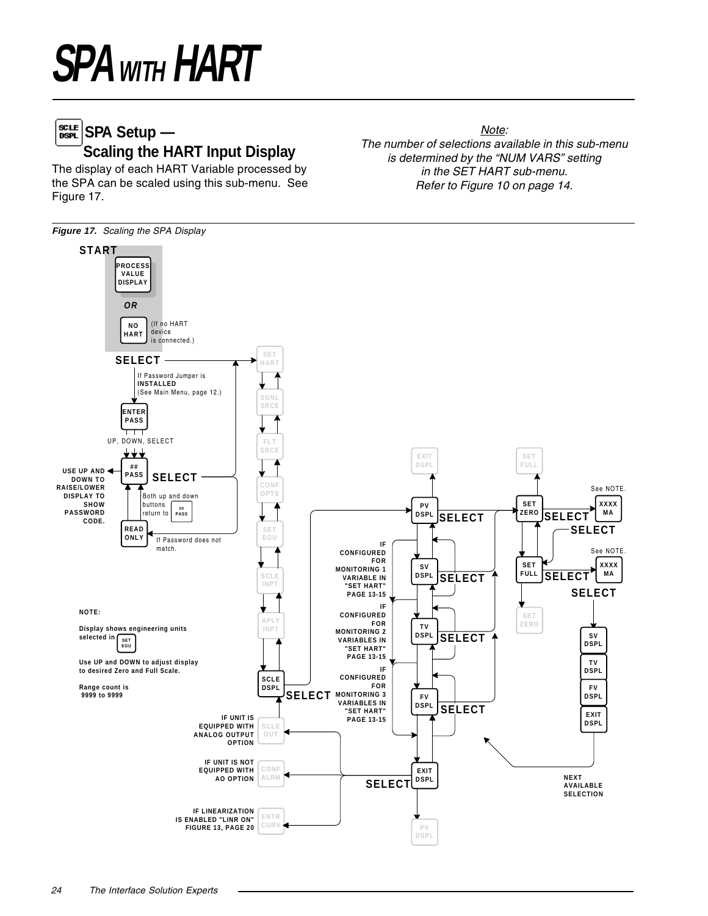# SPA WITH HART

## SPA Setup — Scaling the HART Input Display

The display of each HART Variable processed by the SPA can be scaled using this sub-menu. See Figure 17.

*Note:*
*The number of selections available in this sub-menu is determined by the "NUM VARS" setting in the SET HART sub-menu. Refer to Figure 10 on page 14.*

***Figure 17.** Scaling the SPA Display*

START

PROCESS VALUE DISPLAY

OR

NO HART (If no HART device is connected.)

SELECT

If Password Jumper is **INSTALLED** (See Main Menu, page 12.)

ENTER PASS

UP, DOWN, SELECT

## PASS

USE UP AND DOWN TO RAISE/LOWER DISPLAY TO SHOW PASSWORD CODE.

SELECT

Both up and down buttons return to ## PASS

READ ONLY

If Password does not match.

SET HART

SGNL SRCE

FLT SRCE

CONF OPTS

SET EGU

SCLE INPT

APLY INPT

SCLE DSPL

SELECT

IF UNIT IS EQUIPPED WITH ANALOG OUTPUT OPTION — SCLE OUT

IF UNIT IS NOT EQUIPPED WITH AO OPTION — CONF ALRM

IF LINEARIZATION IS ENABLED "LINR ON" FIGURE 13, PAGE 20 — ENTR CURV

EXIT DSPL

PV DSPL — SELECT

IF CONFIGURED FOR MONITORING 1 VARIABLE IN "SET HART" PAGE 13-15

SV DSPL — SELECT

IF CONFIGURED FOR MONITORING 2 VARIABLES IN "SET HART" PAGE 13-15

TV DSPL — SELECT

IF CONFIGURED FOR MONITORING 3 VARIABLES IN "SET HART" PAGE 13-15

FV DSPL — SELECT

EXIT DSPL — SELECT

PV DSPL

SET FULL

SET ZERO — SELECT — XXXX MA (See NOTE.)

SELECT

SET FULL — SELECT — XXXX MA (See NOTE.)

SELECT

SET ZERO

SV DSPL

TV DSPL

FV DSPL

EXIT DSPL

NEXT AVAILABLE SELECTION

**NOTE:**

**Display shows engineering units selected in SET EGU**

**Use UP and DOWN to adjust display to desired Zero and Full Scale.**

**Range count is 9999 to 9999**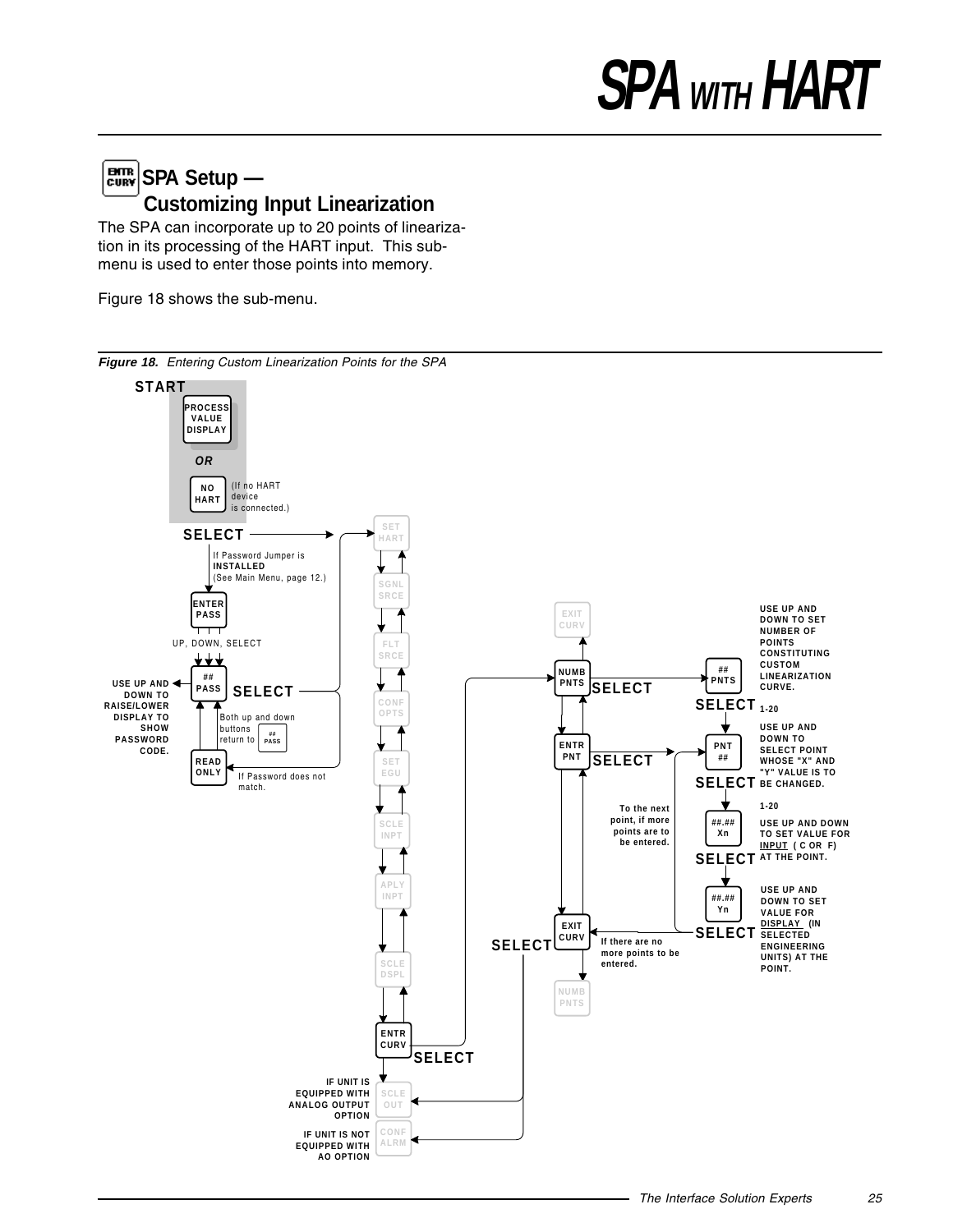## SPA Setup — Customizing Input Linearization

The SPA can incorporate up to 20 points of linearization in its processing of the HART input. This sub-menu is used to enter those points into memory.

Figure 18 shows the sub-menu.

*Figure 18. Entering Custom Linearization Points for the SPA*

START

PROCESS VALUE DISPLAY

OR

NO HART (If no HART device is connected.)

SELECT

If Password Jumper is **INSTALLED** (See Main Menu, page 12.)

ENTER PASS

UP, DOWN, SELECT

## PASS

USE UP AND DOWN TO RAISE/LOWER DISPLAY TO SHOW PASSWORD CODE.

SELECT

Both up and down buttons return to ## PASS

READ ONLY

If Password does not match.

SET HART → SGNL SRCE → FLT SRCE → CONF OPTS → SET EGU → SCLE INPT → APLY INPT → SCLE DSPL → ENTR CURV

ENTR CURV — SELECT

IF UNIT IS EQUIPPED WITH ANALOG OUTPUT OPTION — SCLE OUT

IF UNIT IS NOT EQUIPPED WITH AO OPTION — CONF ALRM

EXIT CURV

NUMB PNTS — SELECT → ## PNTS

USE UP AND DOWN TO SET NUMBER OF POINTS CONSTITUTING CUSTOM LINEARIZATION CURVE.

SELECT 1-20

ENTR PNT — SELECT → PNT ##

USE UP AND DOWN TO SELECT POINT WHOSE "X" AND "Y" VALUE IS TO BE CHANGED.

SELECT 1-20

##.## Xn

USE UP AND DOWN TO SET VALUE FOR INPUT ( C OR F) AT THE POINT.

SELECT

##.## Yn

USE UP AND DOWN TO SET VALUE FOR DISPLAY (IN SELECTED ENGINEERING UNITS) AT THE POINT.

SELECT

To the next point, if more points are to be entered.

If there are no more points to be entered.

EXIT CURV — SELECT

NUMB PNTS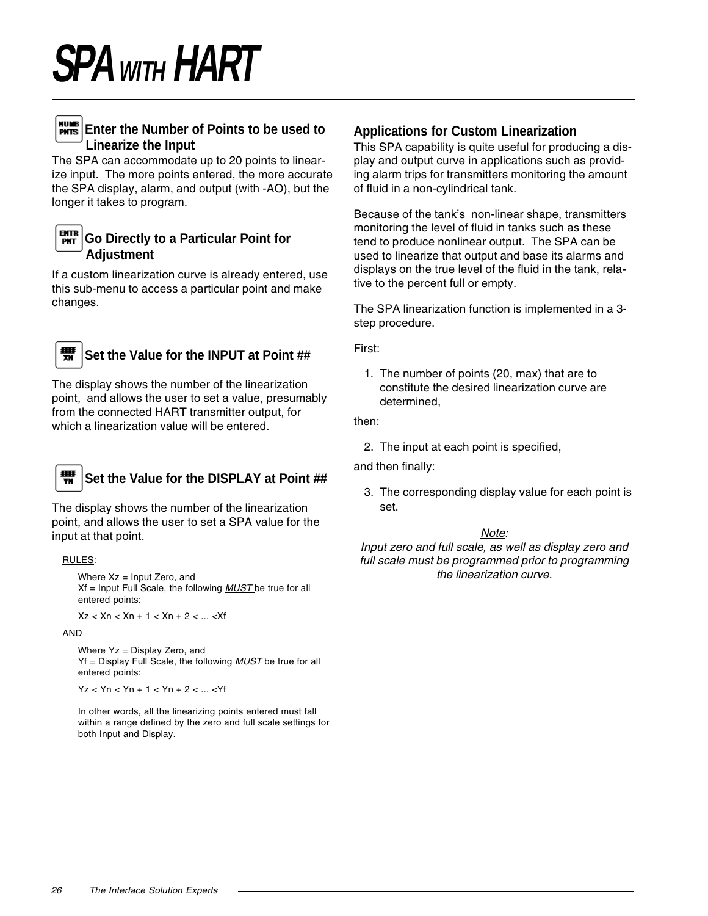# SPA WITH HART

### NUMB PNTS Enter the Number of Points to be used to Linearize the Input

The SPA can accommodate up to 20 points to linearize input. The more points entered, the more accurate the SPA display, alarm, and output (with -AO), but the longer it takes to program.

### ENTR PNT Go Directly to a Particular Point for Adjustment

If a custom linearization curve is already entered, use this sub-menu to access a particular point and make changes.

### XN Set the Value for the INPUT at Point ##

The display shows the number of the linearization point, and allows the user to set a value, presumably from the connected HART transmitter output, for which a linearization value will be entered.

### YN Set the Value for the DISPLAY at Point ##

The display shows the number of the linearization point, and allows the user to set a SPA value for the input at that point.

RULES:

Where Xz = Input Zero, and
Xf = Input Full Scale, the following *MUST* be true for all entered points:

Xz < Xn < Xn + 1 < Xn + 2 < ... <Xf

AND

Where Yz = Display Zero, and
Yf = Display Full Scale, the following *MUST* be true for all entered points:

Yz < Yn < Yn + 1 < Yn + 2 < ... <Yf

In other words, all the linearizing points entered must fall within a range defined by the zero and full scale settings for both Input and Display.

### Applications for Custom Linearization

This SPA capability is quite useful for producing a display and output curve in applications such as providing alarm trips for transmitters monitoring the amount of fluid in a non-cylindrical tank.

Because of the tank's non-linear shape, transmitters monitoring the level of fluid in tanks such as these tend to produce nonlinear output. The SPA can be used to linearize that output and base its alarms and displays on the true level of the fluid in the tank, relative to the percent full or empty.

The SPA linearization function is implemented in a 3-step procedure.

First:

1. The number of points (20, max) that are to constitute the desired linearization curve are determined,

then:

2. The input at each point is specified,

and then finally:

3. The corresponding display value for each point is set.

*Note:*
*Input zero and full scale, as well as display zero and full scale must be programmed prior to programming the linearization curve.*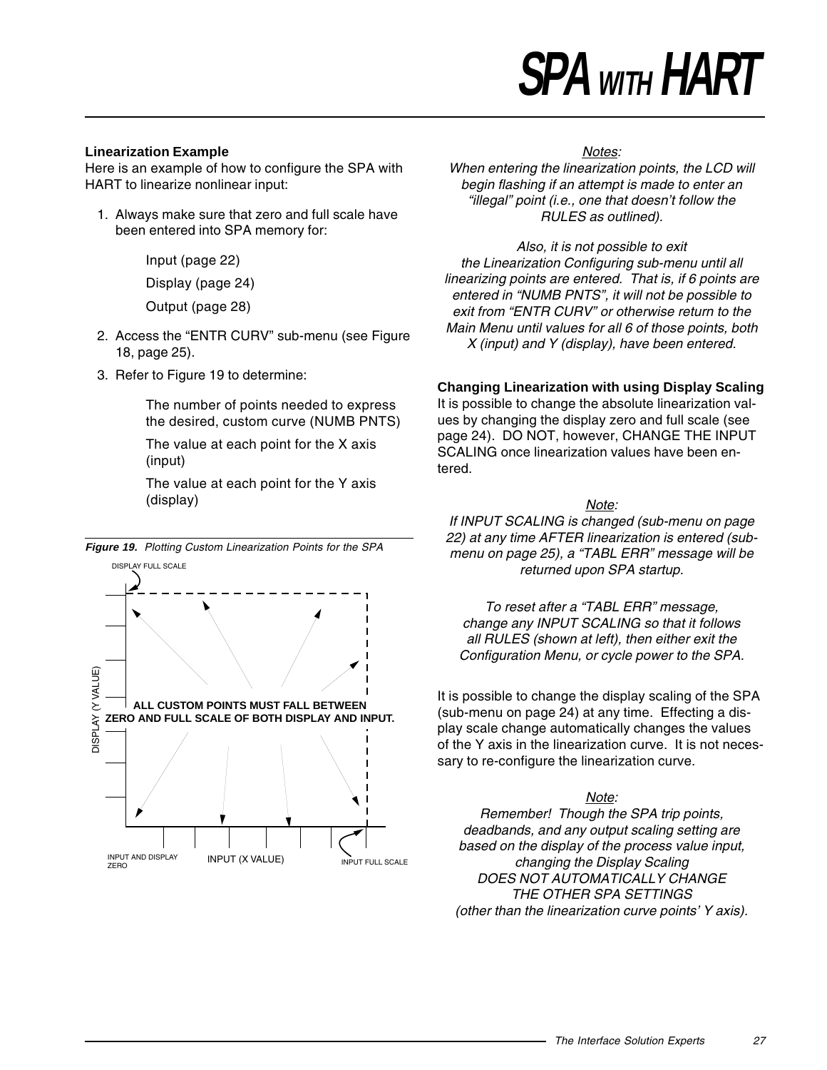### Linearization Example

Here is an example of how to configure the SPA with HART to linearize nonlinear input:

1. Always make sure that zero and full scale have been entered into SPA memory for:

   Input (page 22)

   Display (page 24)

   Output (page 28)

2. Access the "ENTR CURV" sub-menu (see Figure 18, page 25).

3. Refer to Figure 19 to determine:

   The number of points needed to express the desired, custom curve (NUMB PNTS)

   The value at each point for the X axis (input)

   The value at each point for the Y axis (display)

***Figure 19.*** *Plotting Custom Linearization Points for the SPA*

DISPLAY FULL SCALE

DISPLAY (Y VALUE)

**ALL CUSTOM POINTS MUST FALL BETWEEN ZERO AND FULL SCALE OF BOTH DISPLAY AND INPUT.**

INPUT AND DISPLAY ZERO

INPUT (X VALUE)

INPUT FULL SCALE

<u>*Notes:*</u>

*When entering the linearization points, the LCD will begin flashing if an attempt is made to enter an "illegal" point (i.e., one that doesn't follow the RULES as outlined).*

*Also, it is not possible to exit the Linearization Configuring sub-menu until all linearizing points are entered. That is, if 6 points are entered in "NUMB PNTS", it will not be possible to exit from "ENTR CURV" or otherwise return to the Main Menu until values for all 6 of those points, both X (input) and Y (display), have been entered.*

### Changing Linearization with using Display Scaling

It is possible to change the absolute linearization values by changing the display zero and full scale (see page 24). DO NOT, however, CHANGE THE INPUT SCALING once linearization values have been entered.

<u>*Note:*</u>

*If INPUT SCALING is changed (sub-menu on page 22) at any time AFTER linearization is entered (sub-menu on page 25), a "TABL ERR" message will be returned upon SPA startup.*

*To reset after a "TABL ERR" message, change any INPUT SCALING so that it follows all RULES (shown at left), then either exit the Configuration Menu, or cycle power to the SPA.*

It is possible to change the display scaling of the SPA (sub-menu on page 24) at any time. Effecting a display scale change automatically changes the values of the Y axis in the linearization curve. It is not necessary to re-configure the linearization curve.

<u>*Note:*</u>

*Remember! Though the SPA trip points, deadbands, and any output scaling setting are based on the display of the process value input, changing the Display Scaling DOES NOT AUTOMATICALLY CHANGE THE OTHER SPA SETTINGS (other than the linearization curve points' Y axis).*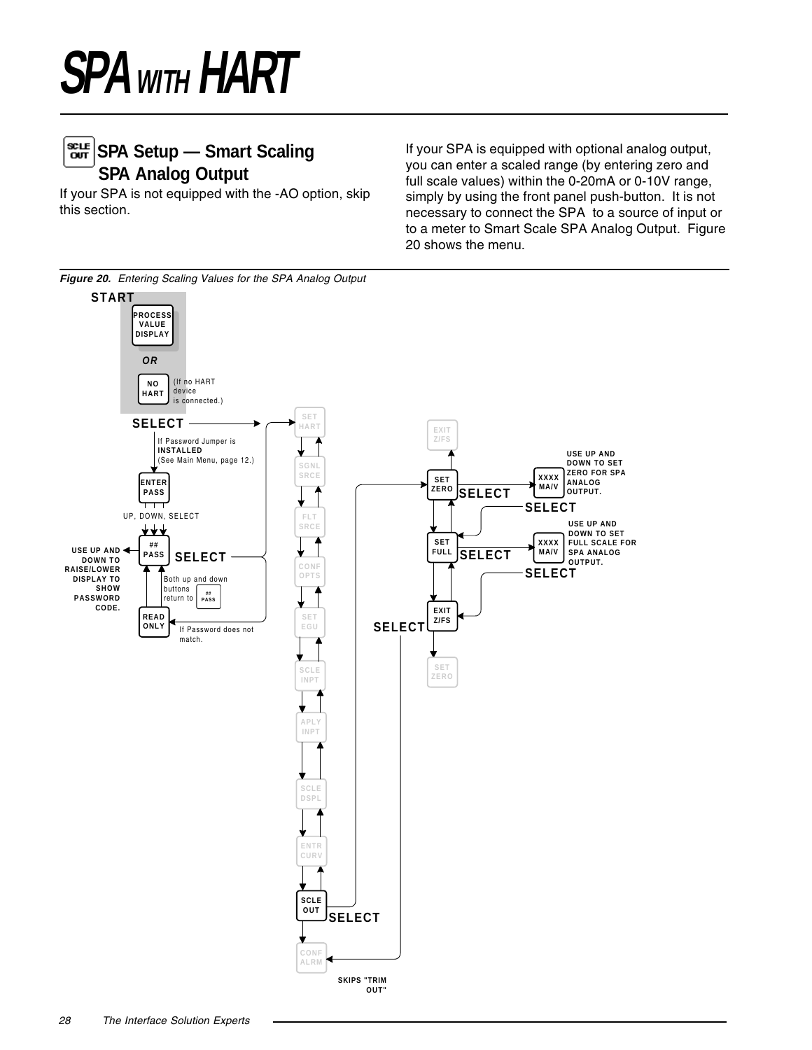# SPA WITH HART

## SPA Setup — Smart Scaling SPA Analog Output

If your SPA is not equipped with the -AO option, skip this section.

If your SPA is equipped with optional analog output, you can enter a scaled range (by entering zero and full scale values) within the 0-20mA or 0-10V range, simply by using the front panel push-button. It is not necessary to connect the SPA to a source of input or to a meter to Smart Scale SPA Analog Output. Figure 20 shows the menu.

*Figure 20. Entering Scaling Values for the SPA Analog Output*

START

PROCESS VALUE DISPLAY

OR

NO HART (If no HART device is connected.)

SELECT

If Password Jumper is INSTALLED (See Main Menu, page 12.)

ENTER PASS

UP, DOWN, SELECT

USE UP AND DOWN TO RAISE/LOWER DISPLAY TO SHOW PASSWORD CODE.

## PASS SELECT

Both up and down buttons return to ## PASS

READ ONLY

If Password does not match.

SET HART

SGNL SRCE

FLT SRCE

CONF OPTS

SET EGU

SCLE INPT

APLY INPT

SCLE DSPL

ENTR CURV

SCLE OUT SELECT

CONF ALRM

SKIPS "TRIM OUT"

EXIT Z/FS

SET ZERO SELECT

XXXX MA/V

USE UP AND DOWN TO SET ZERO FOR SPA ANALOG OUTPUT.

SELECT

SET FULL SELECT

XXXX MA/V

USE UP AND DOWN TO SET FULL SCALE FOR SPA ANALOG OUTPUT.

SELECT

EXIT Z/FS

SELECT

SET ZERO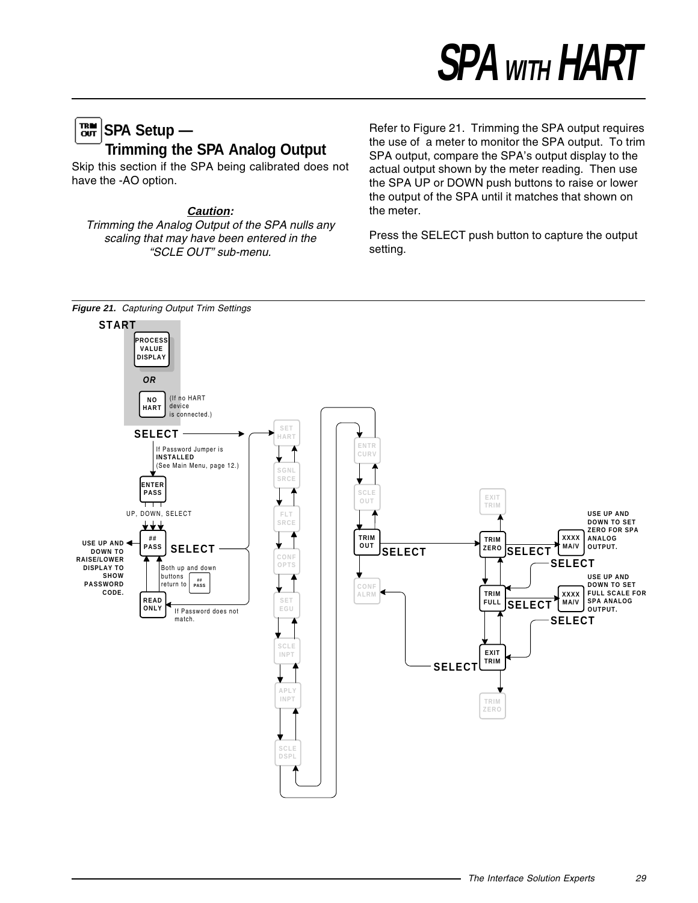## SPA Setup — Trimming the SPA Analog Output

Skip this section if the SPA being calibrated does not have the -AO option.

***Caution:***
*Trimming the Analog Output of the SPA nulls any scaling that may have been entered in the "SCLE OUT" sub-menu.*

Refer to Figure 21. Trimming the SPA output requires the use of a meter to monitor the SPA output. To trim SPA output, compare the SPA's output display to the actual output shown by the meter reading. Then use the SPA UP or DOWN push buttons to raise or lower the output of the SPA until it matches that shown on the meter.

Press the SELECT push button to capture the output setting.

START

PROCESS VALUE DISPLAY

OR

NO HART (If no HART device is connected.)

SELECT

If Password Jumper is **INSTALLED** (See Main Menu, page 12.)

ENTER PASS

UP, DOWN, SELECT

USE UP AND DOWN TO RAISE/LOWER DISPLAY TO SHOW PASSWORD CODE.

## PASS

SELECT

Both up and down buttons return to ## PASS

READ ONLY

If Password does not match.

SET HART, SGNL SRCE, FLT SRCE, CONF OPTS, SET EGU, SCLE INPT, APLY INPT, SCLE DSPL

ENTR CURV, SCLE OUT, TRIM OUT, CONF ALRM

SELECT

EXIT TRIM

TRIM ZERO SELECT XXXX MA/V — USE UP AND DOWN TO SET ZERO FOR SPA ANALOG OUTPUT.

SELECT

TRIM FULL SELECT XXXX MA/V — USE UP AND DOWN TO SET FULL SCALE FOR SPA ANALOG OUTPUT.

SELECT

EXIT TRIM

SELECT

TRIM ZERO

*Figure 21. Capturing Output Trim Settings*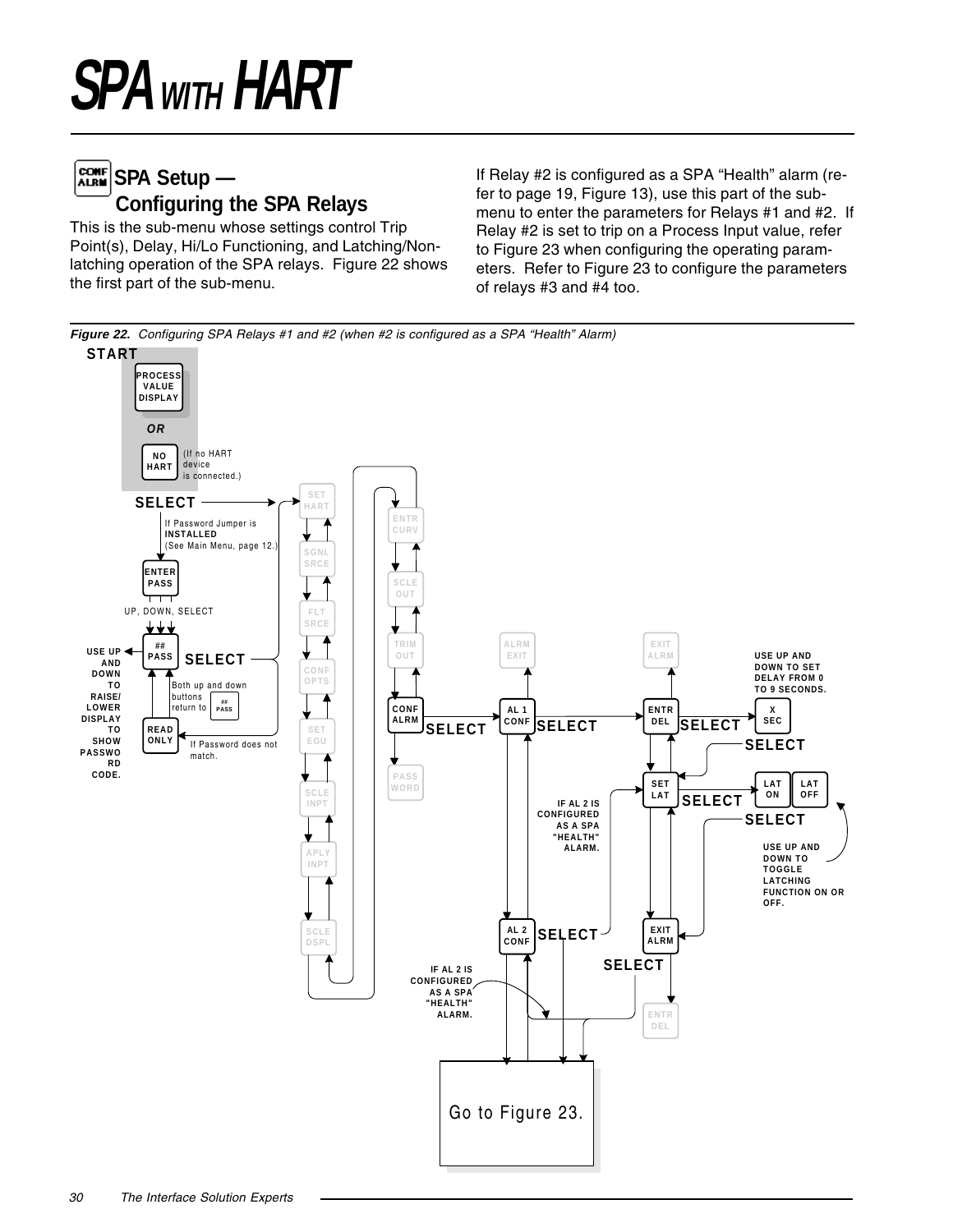# SPA WITH HART

## SPA Setup — Configuring the SPA Relays

This is the sub-menu whose settings control Trip Point(s), Delay, Hi/Lo Functioning, and Latching/Non-latching operation of the SPA relays. Figure 22 shows the first part of the sub-menu.

If Relay #2 is configured as a SPA "Health" alarm (refer to page 19, Figure 13), use this part of the sub-menu to enter the parameters for Relays #1 and #2. If Relay #2 is set to trip on a Process Input value, refer to Figure 23 when configuring the operating parameters. Refer to Figure 23 to configure the parameters of relays #3 and #4 too.

*Figure 22. Configuring SPA Relays #1 and #2 (when #2 is configured as a SPA "Health" Alarm)*

START

PROCESS VALUE DISPLAY

OR

NO HART (If no HART device is connected.)

SELECT

If Password Jumper is **INSTALLED** (See Main Menu, page 12.)

ENTER PASS

UP, DOWN, SELECT

## PASS

SELECT

USE UP AND DOWN TO RAISE/ LOWER DISPLAY TO SHOW PASSWORD CODE.

Both up and down buttons return to ## PASS

READ ONLY

If Password does not match.

SET HART, SGNL SRCE, FLT SRCE, CONF OPTS, SET EGU, SCLE INPT, APLY INPT, SCLE DSPL

ENTR CURV, SCLE OUT, TRIM OUT, CONF ALRM, PASS WORD

SELECT

ALRM EXIT

AL 1 CONF

SELECT

EXIT ALRM

ENTR DEL

SELECT

X SEC

USE UP AND DOWN TO SET DELAY FROM 0 TO 9 SECONDS.

SELECT

SET LAT

SELECT

LAT ON / LAT OFF

SELECT

USE UP AND DOWN TO TOGGLE LATCHING FUNCTION ON OR OFF.

IF AL 2 IS CONFIGURED AS A SPA "HEALTH" ALARM.

AL 2 CONF

SELECT

EXIT ALRM

SELECT

ENTR DEL

IF AL 2 IS CONFIGURED AS A SPA "HEALTH" ALARM.

Go to Figure 23.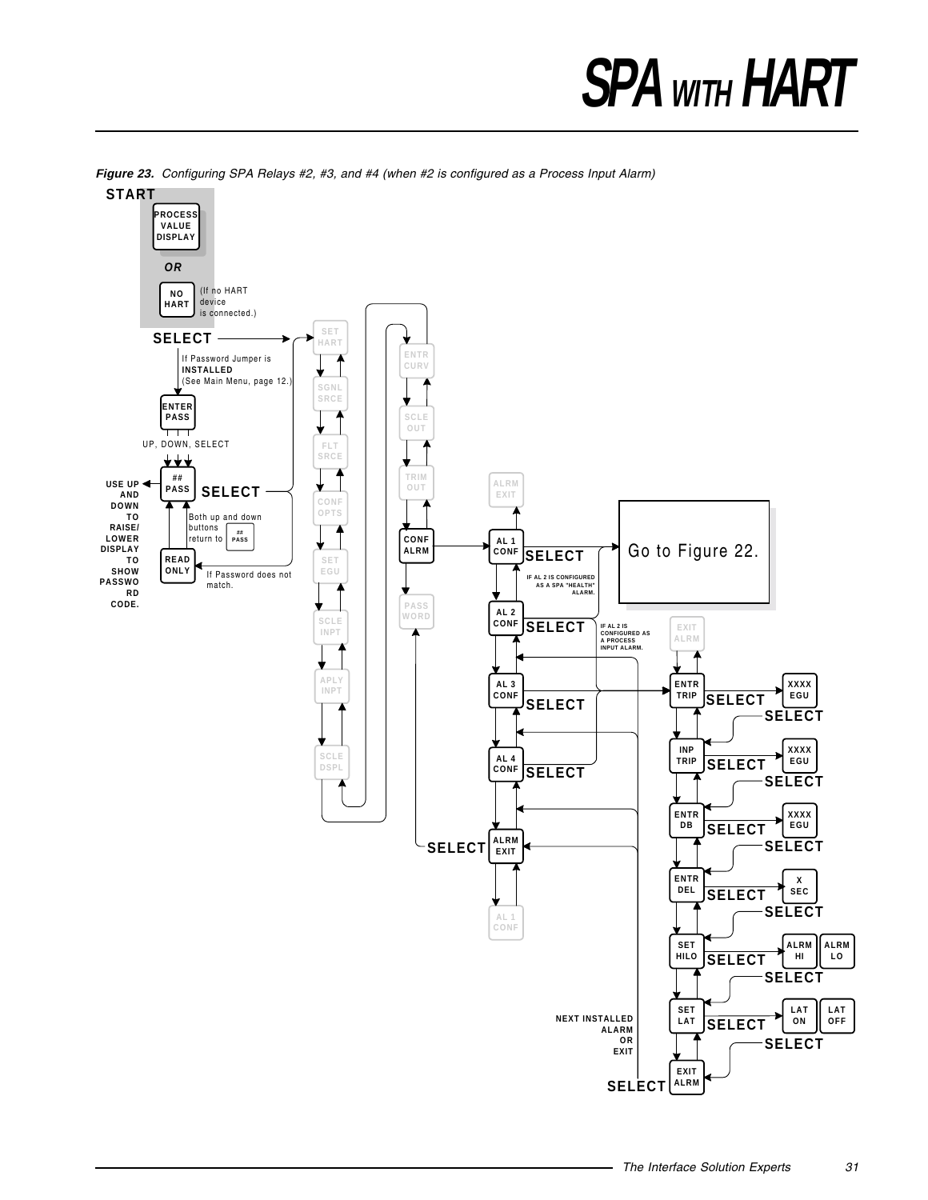# SPA WITH HART

*Figure 23. Configuring SPA Relays #2, #3, and #4 (when #2 is configured as a Process Input Alarm)*

START

PROCESS VALUE DISPLAY

OR

NO HART (If no HART device is connected.)

SELECT

If Password Jumper is **INSTALLED** (See Main Menu, page 12.)

ENTER PASS

UP, DOWN, SELECT

## PASS

SELECT

USE UP AND DOWN TO RAISE/ LOWER DISPLAY TO SHOW PASSWORD CODE.

Both up and down buttons return to ## PASS

READ ONLY

If Password does not match.

SET HART → SGNL SRCE → FLT SRCE → CONF OPTS → SET EGU → SCLE INPT → APLY INPT → SCLE DSPL

ENTR CURV → SCLE OUT → TRIM OUT → CONF ALRM → PASS WORD

ALRM EXIT

AL 1 CONF — SELECT → Go to Figure 22.

IF AL 2 IS CONFIGURED AS A SPA "HEALTH" ALARM.

AL 2 CONF — SELECT

IF AL 2 IS CONFIGURED AS A PROCESS INPUT ALARM.

AL 3 CONF — SELECT

AL 4 CONF — SELECT

ALRM EXIT — SELECT

AL 1 CONF

EXIT ALRM

ENTR TRIP — SELECT → XXXX EGU — SELECT

INP TRIP — SELECT → XXXX EGU — SELECT

ENTR DB — SELECT → XXXX EGU — SELECT

ENTR DEL — SELECT → X SEC — SELECT

SET HILO — SELECT → ALRM HI / ALRM LO — SELECT

SET LAT — SELECT → LAT ON / LAT OFF — SELECT

EXIT ALRM — SELECT

NEXT INSTALLED ALARM OR EXIT

The Interface Solution Experts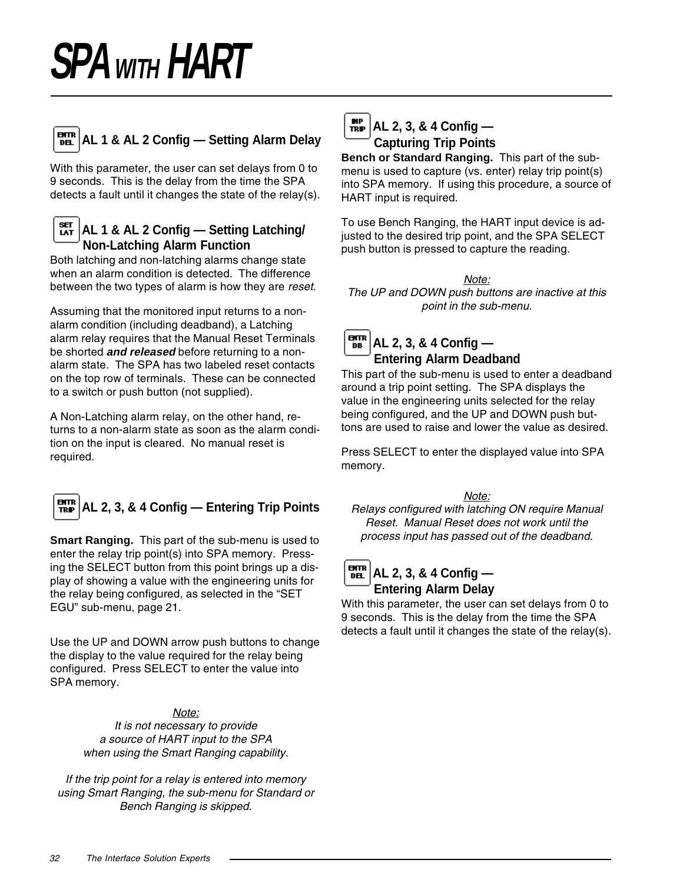# SPA WITH HART

## AL 1 & AL 2 Config — Setting Alarm Delay

With this parameter, the user can set delays from 0 to 9 seconds. This is the delay from the time the SPA detects a fault until it changes the state of the relay(s).

## AL 1 & AL 2 Config — Setting Latching/ Non-Latching Alarm Function

Both latching and non-latching alarms change state when an alarm condition is detected. The difference between the two types of alarm is how they are *reset*.

Assuming that the monitored input returns to a non-alarm condition (including deadband), a Latching alarm relay requires that the Manual Reset Terminals be shorted ***and released*** before returning to a non-alarm state. The SPA has two labeled reset contacts on the top row of terminals. These can be connected to a switch or push button (not supplied).

A Non-Latching alarm relay, on the other hand, returns to a non-alarm state as soon as the alarm condition on the input is cleared. No manual reset is required.

## AL 2, 3, & 4 Config — Entering Trip Points

**Smart Ranging.** This part of the sub-menu is used to enter the relay trip point(s) into SPA memory. Pressing the SELECT button from this point brings up a display of showing a value with the engineering units for the relay being configured, as selected in the "SET EGU" sub-menu, page 21.

Use the UP and DOWN arrow push buttons to change the display to the value required for the relay being configured. Press SELECT to enter the value into SPA memory.

*Note:*
*It is not necessary to provide a source of HART input to the SPA when using the Smart Ranging capability.*

*If the trip point for a relay is entered into memory using Smart Ranging, the sub-menu for Standard or Bench Ranging is skipped.*

## AL 2, 3, & 4 Config — Capturing Trip Points

**Bench or Standard Ranging.** This part of the sub-menu is used to capture (vs. enter) relay trip point(s) into SPA memory. If using this procedure, a source of HART input is required.

To use Bench Ranging, the HART input device is adjusted to the desired trip point, and the SPA SELECT push button is pressed to capture the reading.

*Note:*
*The UP and DOWN push buttons are inactive at this point in the sub-menu.*

## AL 2, 3, & 4 Config — Entering Alarm Deadband

This part of the sub-menu is used to enter a deadband around a trip point setting. The SPA displays the value in the engineering units selected for the relay being configured, and the UP and DOWN push buttons are used to raise and lower the value as desired.

Press SELECT to enter the displayed value into SPA memory.

*Note:*
*Relays configured with latching ON require Manual Reset. Manual Reset does not work until the process input has passed out of the deadband.*

## AL 2, 3, & 4 Config — Entering Alarm Delay

With this parameter, the user can set delays from 0 to 9 seconds. This is the delay from the time the SPA detects a fault until it changes the state of the relay(s).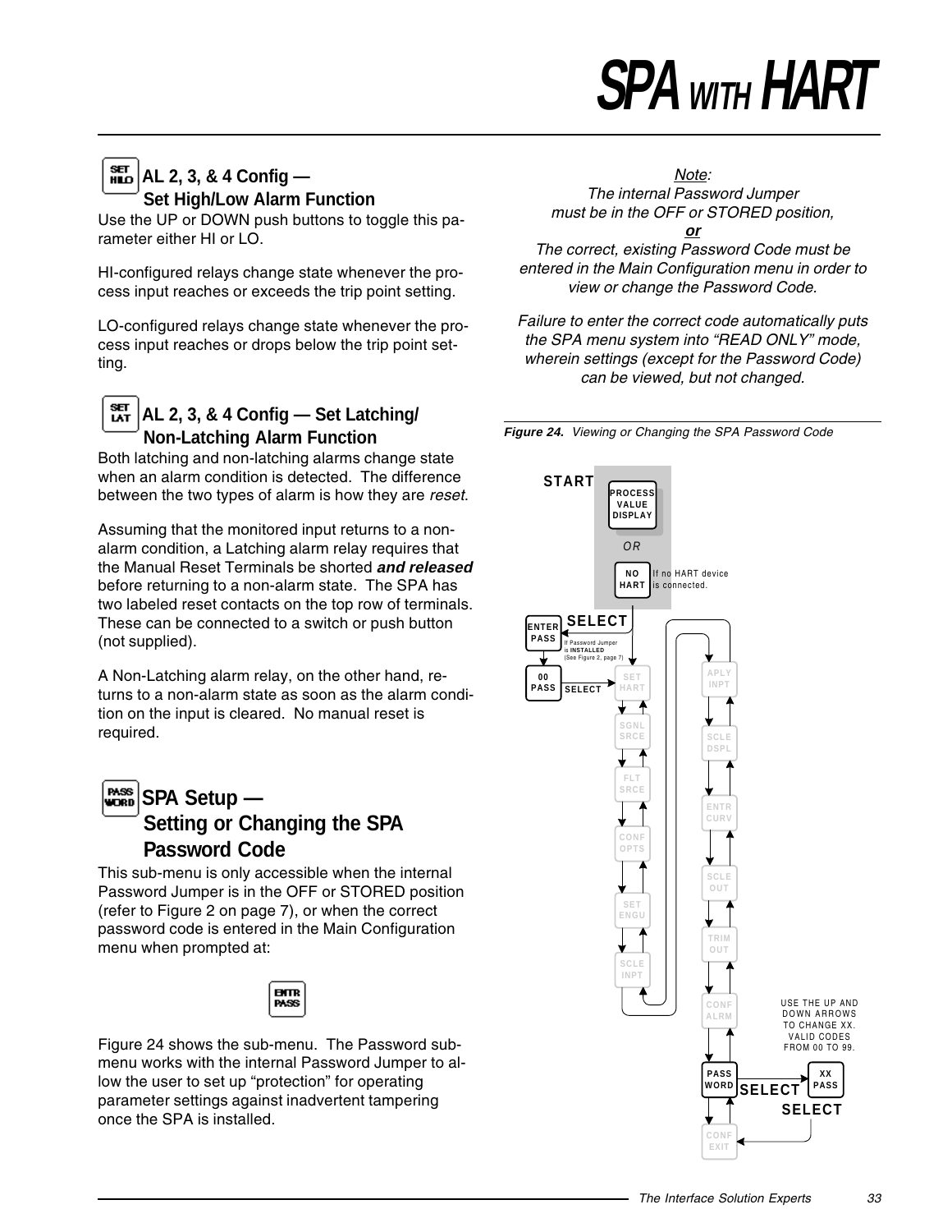## AL 2, 3, & 4 Config — Set High/Low Alarm Function

Use the UP or DOWN push buttons to toggle this parameter either HI or LO.

HI-configured relays change state whenever the process input reaches or exceeds the trip point setting.

LO-configured relays change state whenever the process input reaches or drops below the trip point setting.

## AL 2, 3, & 4 Config — Set Latching/ Non-Latching Alarm Function

Both latching and non-latching alarms change state when an alarm condition is detected. The difference between the two types of alarm is how they are *reset*.

Assuming that the monitored input returns to a non-alarm condition, a Latching alarm relay requires that the Manual Reset Terminals be shorted ***and released*** before returning to a non-alarm state. The SPA has two labeled reset contacts on the top row of terminals. These can be connected to a switch or push button (not supplied).

A Non-Latching alarm relay, on the other hand, returns to a non-alarm state as soon as the alarm condition on the input is cleared. No manual reset is required.

## SPA Setup — Setting or Changing the SPA Password Code

This sub-menu is only accessible when the internal Password Jumper is in the OFF or STORED position (refer to Figure 2 on page 7), or when the correct password code is entered in the Main Configuration menu when prompted at:

ENTR PASS

Figure 24 shows the sub-menu. The Password sub-menu works with the internal Password Jumper to allow the user to set up "protection" for operating parameter settings against inadvertent tampering once the SPA is installed.

*Note:*
*The internal Password Jumper must be in the OFF or STORED position,*
***or***
*The correct, existing Password Code must be entered in the Main Configuration menu in order to view or change the Password Code.*

*Failure to enter the correct code automatically puts the SPA menu system into "READ ONLY" mode, wherein settings (except for the Password Code) can be viewed, but not changed.*

***Figure 24.*** *Viewing or Changing the SPA Password Code*

START: PROCESS VALUE DISPLAY OR NO HART (If no HART device is connected.) → SELECT → ENTER PASS (If Password Jumper is INSTALLED (See Figure 2, page 7)) → 00 PASS → SELECT → SET HART → SGNL SRCE → FLT SRCE → CONF OPTS → SET ENGU → SCLE INPT → APLY INPT → SCLE DSPL → ENTR CURV → SCLE OUT → TRIM OUT → CONF ALRM → PASS WORD → SELECT → XX PASS (USE THE UP AND DOWN ARROWS TO CHANGE XX. VALID CODES FROM 00 TO 99.) → SELECT → CONF EXIT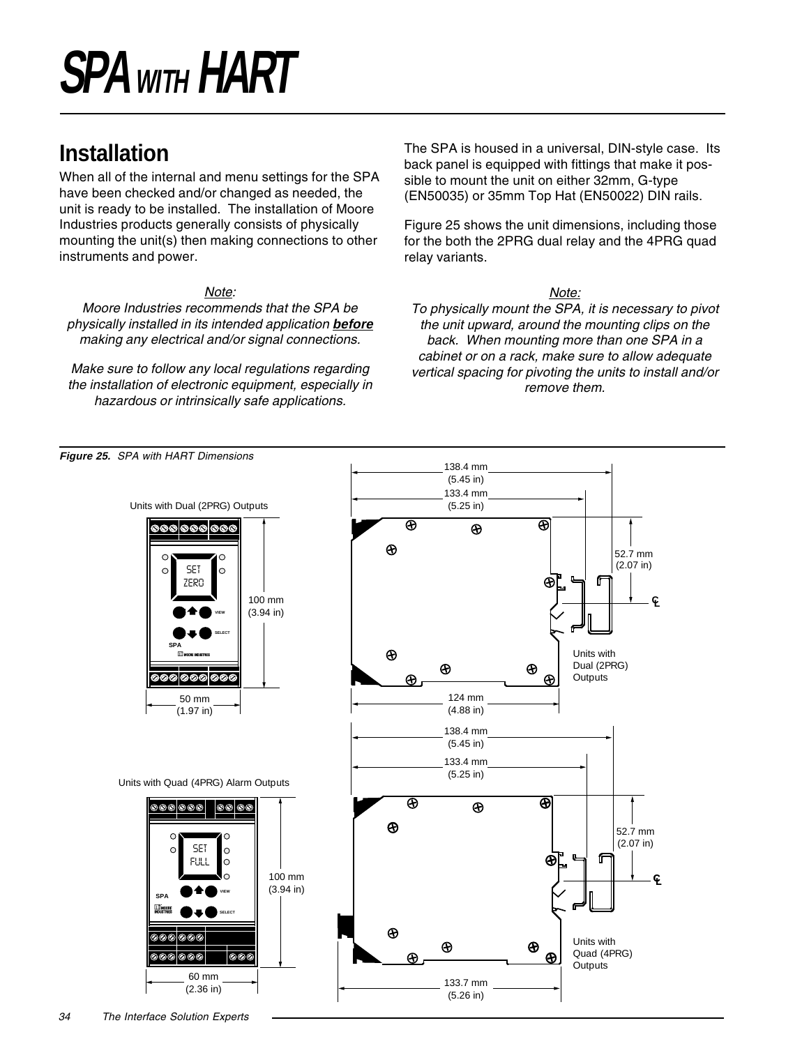# SPA WITH HART

## Installation

When all of the internal and menu settings for the SPA have been checked and/or changed as needed, the unit is ready to be installed. The installation of Moore Industries products generally consists of physically mounting the unit(s) then making connections to other instruments and power.

*Note:*
*Moore Industries recommends that the SPA be physically installed in its intended application **before** making any electrical and/or signal connections.*

*Make sure to follow any local regulations regarding the installation of electronic equipment, especially in hazardous or intrinsically safe applications.*

The SPA is housed in a universal, DIN-style case. Its back panel is equipped with fittings that make it possible to mount the unit on either 32mm, G-type (EN50035) or 35mm Top Hat (EN50022) DIN rails.

Figure 25 shows the unit dimensions, including those for the both the 2PRG dual relay and the 4PRG quad relay variants.

*Note:*
*To physically mount the SPA, it is necessary to pivot the unit upward, around the mounting clips on the back. When mounting more than one SPA in a cabinet or on a rack, make sure to allow adequate vertical spacing for pivoting the units to install and/or remove them.*

**Figure 25.** *SPA with HART Dimensions*

Units with Dual (2PRG) Outputs

- Height: 100 mm (3.94 in)
- Width: 50 mm (1.97 in)
- Depth: 138.4 mm (5.45 in); 133.4 mm (5.25 in); 124 mm (4.88 in)
- 52.7 mm (2.07 in) to CL

Units with Quad (4PRG) Alarm Outputs

- Height: 100 mm (3.94 in)
- Width: 60 mm (2.36 in)
- Depth: 138.4 mm (5.45 in); 133.4 mm (5.25 in); 133.7 mm (5.26 in)
- 52.7 mm (2.07 in) to CL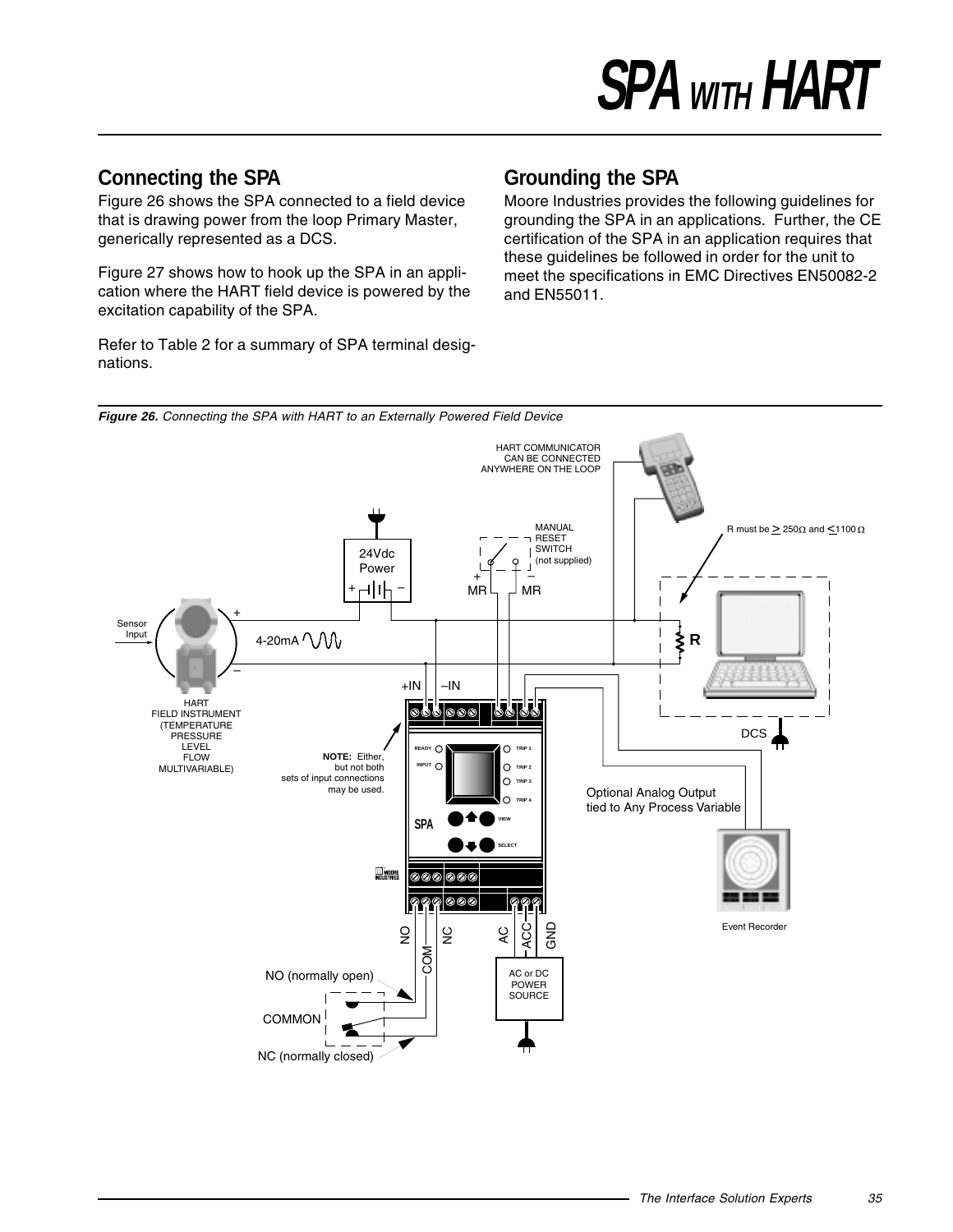## Connecting the SPA

Figure 26 shows the SPA connected to a field device that is drawing power from the loop Primary Master, generically represented as a DCS.

Figure 27 shows how to hook up the SPA in an application where the HART field device is powered by the excitation capability of the SPA.

Refer to Table 2 for a summary of SPA terminal designations.

## Grounding the SPA

Moore Industries provides the following guidelines for grounding the SPA in an applications. Further, the CE certification of the SPA in an application requires that these guidelines be followed in order for the unit to meet the specifications in EMC Directives EN50082-2 and EN55011.

***Figure 26.*** *Connecting the SPA with HART to an Externally Powered Field Device*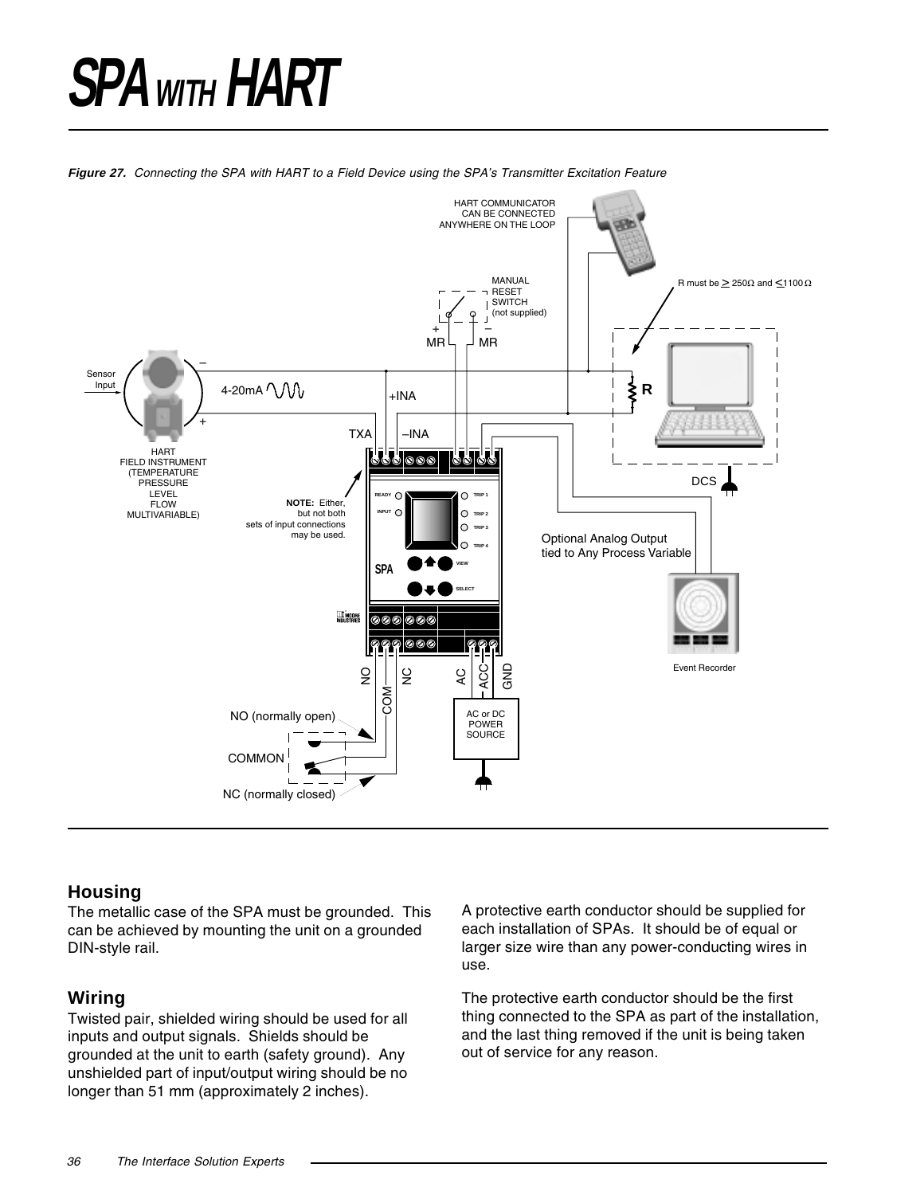# SPA WITH HART

*Figure 27. Connecting the SPA with HART to a Field Device using the SPA's Transmitter Excitation Feature*

## Housing

The metallic case of the SPA must be grounded. This can be achieved by mounting the unit on a grounded DIN-style rail.

## Wiring

Twisted pair, shielded wiring should be used for all inputs and output signals. Shields should be grounded at the unit to earth (safety ground). Any unshielded part of input/output wiring should be no longer than 51 mm (approximately 2 inches).

A protective earth conductor should be supplied for each installation of SPAs. It should be of equal or larger size wire than any power-conducting wires in use.

The protective earth conductor should be the first thing connected to the SPA as part of the installation, and the last thing removed if the unit is being taken out of service for any reason.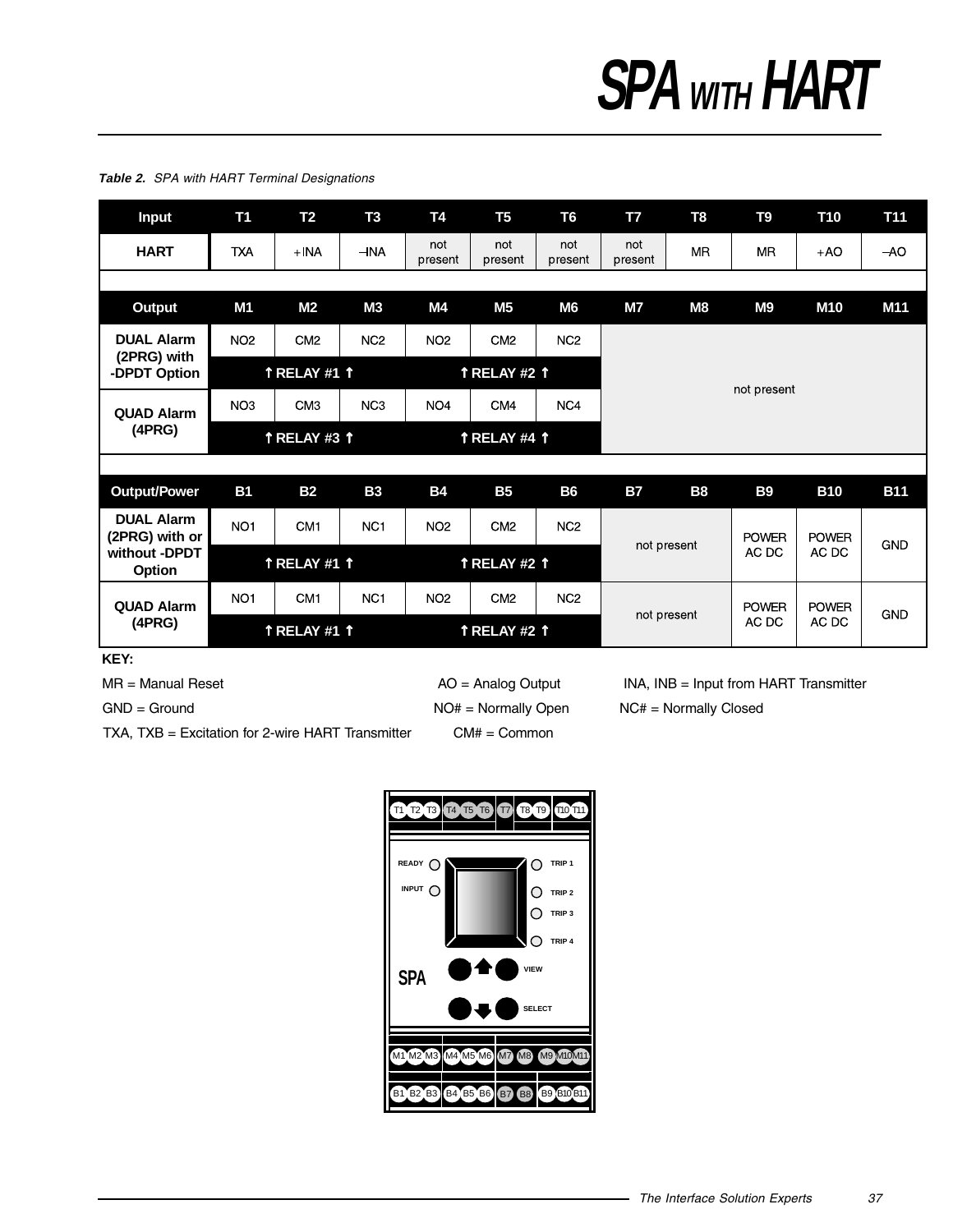# SPA WITH HART

*Table 2. SPA with HART Terminal Designations*

| Input | T1 | T2 | T3 | T4 | T5 | T6 | T7 | T8 | T9 | T10 | T11 |
|---|---|---|---|---|---|---|---|---|---|---|---|
| HART | TXA | +INA | –INA | not present | not present | not present | not present | MR | MR | +AO | –AO |

| Output | M1 | M2 | M3 | M4 | M5 | M6 | M7 | M8 | M9 | M10 | M11 |
|---|---|---|---|---|---|---|---|---|---|---|---|
| DUAL Alarm (2PRG) with -DPDT Option | NO2 | CM2 | NC2 | NO2 | CM2 | NC2 | not present | | | | |
| | ↑ RELAY #1 ↑ | | | ↑ RELAY #2 ↑ | | | | | | | |
| QUAD Alarm (4PRG) | NO3 | CM3 | NC3 | NO4 | CM4 | NC4 | | | | | |
| | ↑ RELAY #3 ↑ | | | ↑ RELAY #4 ↑ | | | | | | | |

| Output/Power | B1 | B2 | B3 | B4 | B5 | B6 | B7 | B8 | B9 | B10 | B11 |
|---|---|---|---|---|---|---|---|---|---|---|---|
| DUAL Alarm (2PRG) with or without -DPDT Option | NO1 | CM1 | NC1 | NO2 | CM2 | NC2 | not present | | POWER AC DC | POWER AC DC | GND |
| | ↑ RELAY #1 ↑ | | | ↑ RELAY #2 ↑ | | | | | | | |
| QUAD Alarm (4PRG) | NO1 | CM1 | NC1 | NO2 | CM2 | NC2 | not present | | POWER AC DC | POWER AC DC | GND |
| | ↑ RELAY #1 ↑ | | | ↑ RELAY #2 ↑ | | | | | | | |

**KEY:**

MR = Manual Reset
AO = Analog Output
INA, INB = Input from HART Transmitter
GND = Ground
NO# = Normally Open
NC# = Normally Closed
TXA, TXB = Excitation for 2-wire HART Transmitter
CM# = Common

T1 T2 T3 T4 T5 T6 T7 T8 T9 T10 T11

READY
INPUT
TRIP 1
TRIP 2
TRIP 3
TRIP 4
SPA
VIEW
SELECT

M1 M2 M3 M4 M5 M6 M7 M8 M9 M10 M11

B1 B2 B3 B4 B5 B6 B7 B8 B9 B10 B11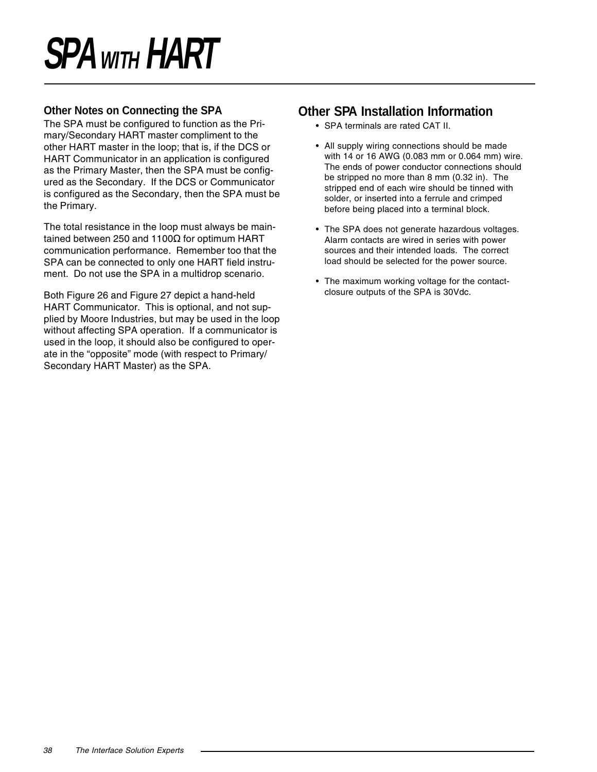# SPA WITH HART

### Other Notes on Connecting the SPA

The SPA must be configured to function as the Primary/Secondary HART master compliment to the other HART master in the loop; that is, if the DCS or HART Communicator in an application is configured as the Primary Master, then the SPA must be configured as the Secondary. If the DCS or Communicator is configured as the Secondary, then the SPA must be the Primary.

The total resistance in the loop must always be maintained between 250 and 1100Ω for optimum HART communication performance. Remember too that the SPA can be connected to only one HART field instrument. Do not use the SPA in a multidrop scenario.

Both Figure 26 and Figure 27 depict a hand-held HART Communicator. This is optional, and not supplied by Moore Industries, but may be used in the loop without affecting SPA operation. If a communicator is used in the loop, it should also be configured to operate in the “opposite” mode (with respect to Primary/Secondary HART Master) as the SPA.

## Other SPA Installation Information

- SPA terminals are rated CAT II.
- All supply wiring connections should be made with 14 or 16 AWG (0.083 mm or 0.064 mm) wire. The ends of power conductor connections should be stripped no more than 8 mm (0.32 in). The stripped end of each wire should be tinned with solder, or inserted into a ferrule and crimped before being placed into a terminal block.
- The SPA does not generate hazardous voltages. Alarm contacts are wired in series with power sources and their intended loads. The correct load should be selected for the power source.
- The maximum working voltage for the contact-closure outputs of the SPA is 30Vdc.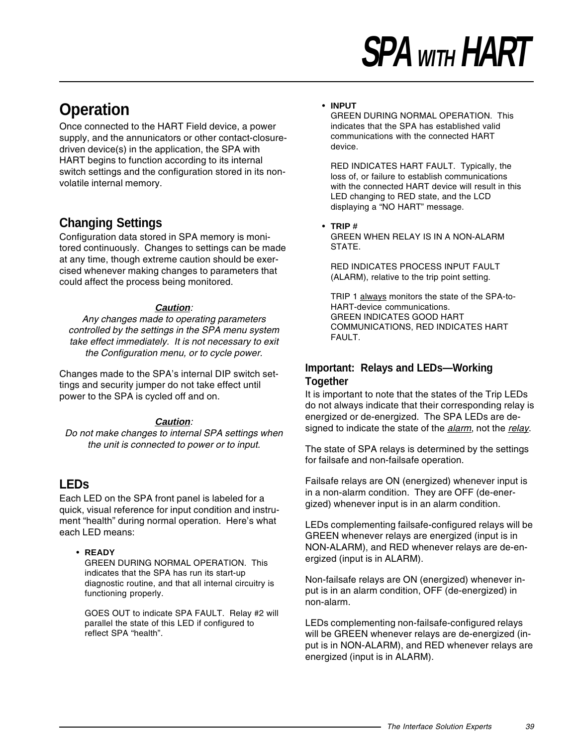# Operation

Once connected to the HART Field device, a power supply, and the annunicators or other contact-closure-driven device(s) in the application, the SPA with HART begins to function according to its internal switch settings and the configuration stored in its non-volatile internal memory.

## Changing Settings

Configuration data stored in SPA memory is monitored continuously. Changes to settings can be made at any time, though extreme caution should be exercised whenever making changes to parameters that could affect the process being monitored.

***Caution**:*
*Any changes made to operating parameters controlled by the settings in the SPA menu system take effect immediately. It is not necessary to exit the Configuration menu, or to cycle power.*

Changes made to the SPA's internal DIP switch settings and security jumper do not take effect until power to the SPA is cycled off and on.

***Caution**:*
*Do not make changes to internal SPA settings when the unit is connected to power or to input.*

## LEDs

Each LED on the SPA front panel is labeled for a quick, visual reference for input condition and instrument "health" during normal operation. Here's what each LED means:

- **READY**
  GREEN DURING NORMAL OPERATION. This indicates that the SPA has run its start-up diagnostic routine, and that all internal circuitry is functioning properly.

  GOES OUT to indicate SPA FAULT. Relay #2 will parallel the state of this LED if configured to reflect SPA "health".

- **INPUT**
  GREEN DURING NORMAL OPERATION. This indicates that the SPA has established valid communications with the connected HART device.

  RED INDICATES HART FAULT. Typically, the loss of, or failure to establish communications with the connected HART device will result in this LED changing to RED state, and the LCD displaying a "NO HART" message.

- **TRIP #**
  GREEN WHEN RELAY IS IN A NON-ALARM STATE.

  RED INDICATES PROCESS INPUT FAULT (ALARM), relative to the trip point setting.

  TRIP 1 <u>always</u> monitors the state of the SPA-to-HART-device communications.
  GREEN INDICATES GOOD HART COMMUNICATIONS, RED INDICATES HART FAULT.

### Important: Relays and LEDs—Working Together

It is important to note that the states of the Trip LEDs do not always indicate that their corresponding relay is energized or de-energized. The SPA LEDs are designed to indicate the state of the *<u>alarm</u>*, not the *<u>relay</u>*.

The state of SPA relays is determined by the settings for failsafe and non-failsafe operation.

Failsafe relays are ON (energized) whenever input is in a non-alarm condition. They are OFF (de-energized) whenever input is in an alarm condition.

LEDs complementing failsafe-configured relays will be GREEN whenever relays are energized (input is in NON-ALARM), and RED whenever relays are de-energized (input is in ALARM).

Non-failsafe relays are ON (energized) whenever input is in an alarm condition, OFF (de-energized) in non-alarm.

LEDs complementing non-failsafe-configured relays will be GREEN whenever relays are de-energized (input is in NON-ALARM), and RED whenever relays are energized (input is in ALARM).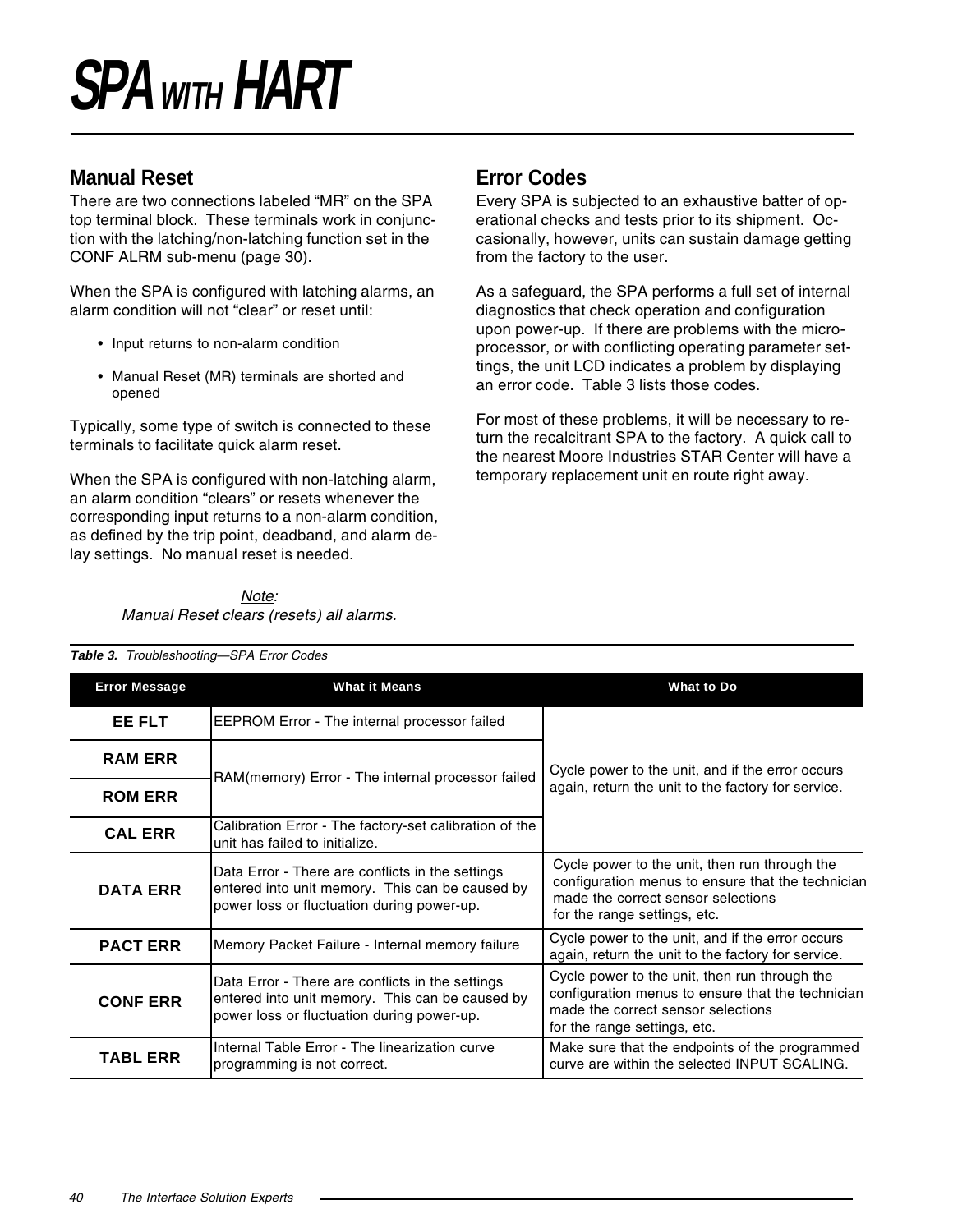# SPA WITH HART

## Manual Reset

There are two connections labeled “MR” on the SPA top terminal block. These terminals work in conjunction with the latching/non-latching function set in the CONF ALRM sub-menu (page 30).

When the SPA is configured with latching alarms, an alarm condition will not “clear” or reset until:

- Input returns to non-alarm condition
- Manual Reset (MR) terminals are shorted and opened

Typically, some type of switch is connected to these terminals to facilitate quick alarm reset.

When the SPA is configured with non-latching alarm, an alarm condition “clears” or resets whenever the corresponding input returns to a non-alarm condition, as defined by the trip point, deadband, and alarm delay settings. No manual reset is needed.

*Note:*
*Manual Reset clears (resets) all alarms.*

## Error Codes

Every SPA is subjected to an exhaustive batter of operational checks and tests prior to its shipment. Occasionally, however, units can sustain damage getting from the factory to the user.

As a safeguard, the SPA performs a full set of internal diagnostics that check operation and configuration upon power-up. If there are problems with the microprocessor, or with conflicting operating parameter settings, the unit LCD indicates a problem by displaying an error code. Table 3 lists those codes.

For most of these problems, it will be necessary to return the recalcitrant SPA to the factory. A quick call to the nearest Moore Industries STAR Center will have a temporary replacement unit en route right away.

***Table 3.*** *Troubleshooting—SPA Error Codes*

| Error Message | What it Means | What to Do |
|---|---|---|
| **EE FLT** | EEPROM Error - The internal processor failed | Cycle power to the unit, and if the error occurs again, return the unit to the factory for service. |
| **RAM ERR** | RAM(memory) Error - The internal processor failed | Cycle power to the unit, and if the error occurs again, return the unit to the factory for service. |
| **ROM ERR** | RAM(memory) Error - The internal processor failed | Cycle power to the unit, and if the error occurs again, return the unit to the factory for service. |
| **CAL ERR** | Calibration Error - The factory-set calibration of the unit has failed to initialize. | Cycle power to the unit, and if the error occurs again, return the unit to the factory for service. |
| **DATA ERR** | Data Error - There are conflicts in the settings entered into unit memory. This can be caused by power loss or fluctuation during power-up. | Cycle power to the unit, then run through the configuration menus to ensure that the technician made the correct sensor selections for the range settings, etc. |
| **PACT ERR** | Memory Packet Failure - Internal memory failure | Cycle power to the unit, and if the error occurs again, return the unit to the factory for service. |
| **CONF ERR** | Data Error - There are conflicts in the settings entered into unit memory. This can be caused by power loss or fluctuation during power-up. | Cycle power to the unit, then run through the configuration menus to ensure that the technician made the correct sensor selections for the range settings, etc. |
| **TABL ERR** | Internal Table Error - The linearization curve programming is not correct. | Make sure that the endpoints of the programmed curve are within the selected INPUT SCALING. |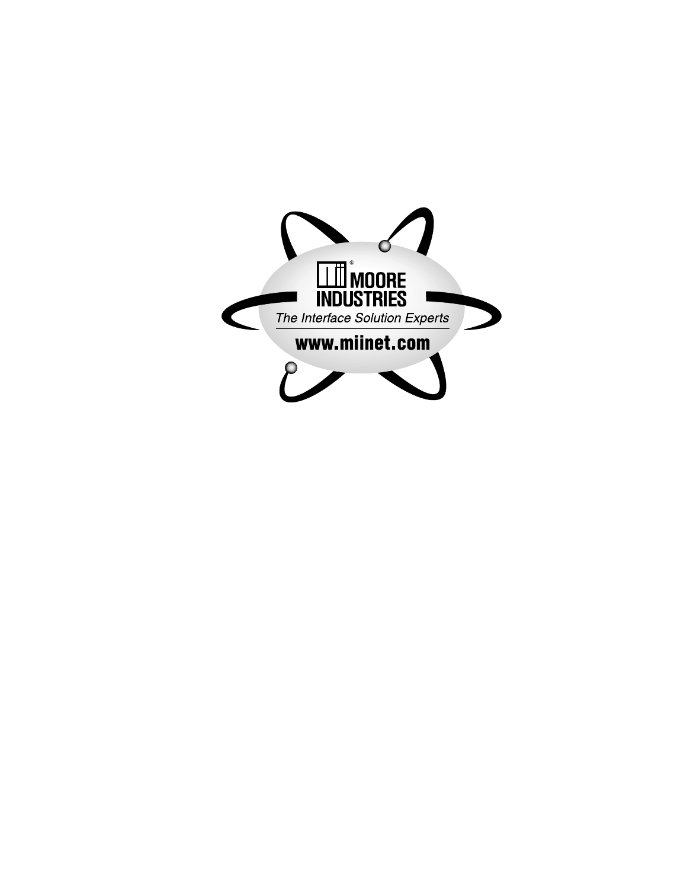MOORE INDUSTRIES

*The Interface Solution Experts*

**www.miinet.com**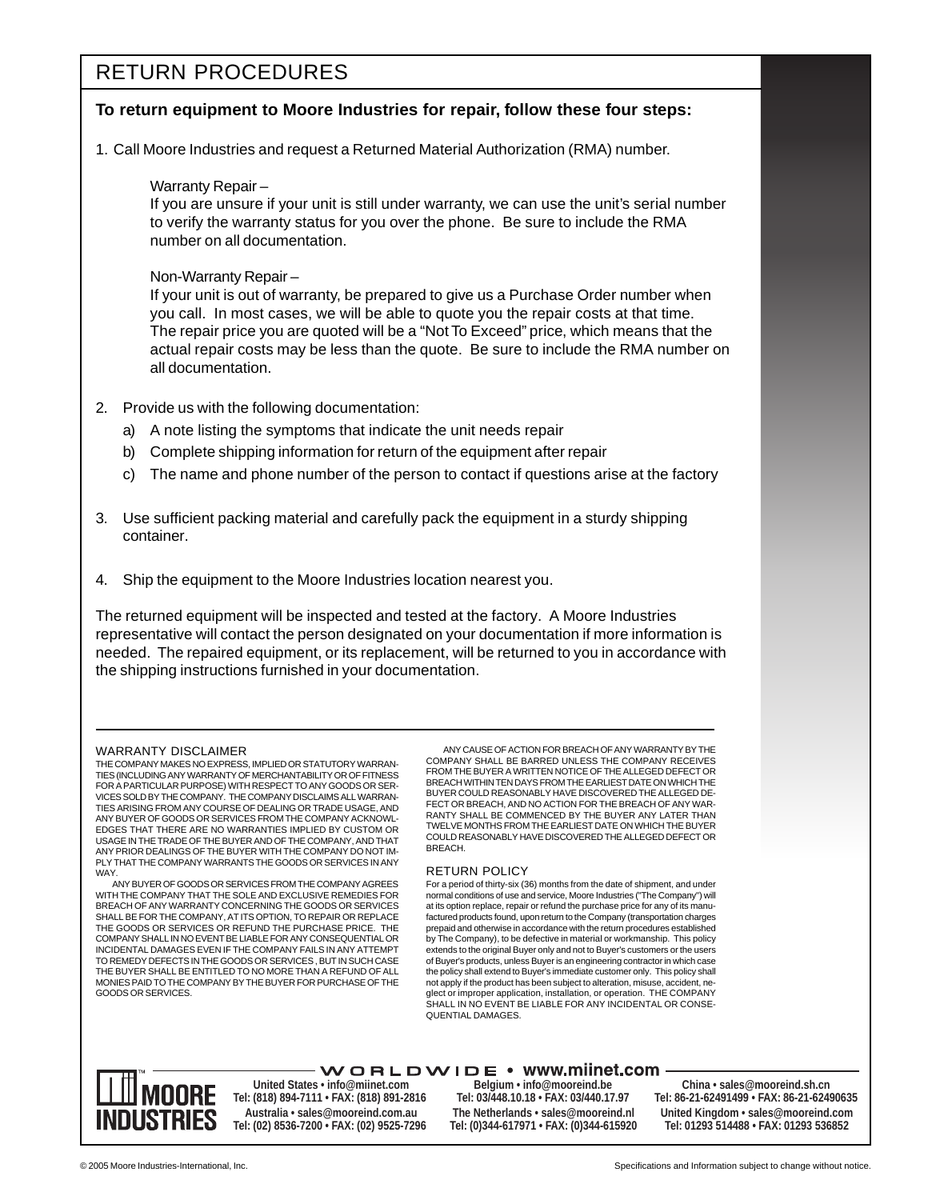# RETURN PROCEDURES

**To return equipment to Moore Industries for repair, follow these four steps:**

1. Call Moore Industries and request a Returned Material Authorization (RMA) number.

   Warranty Repair –
   If you are unsure if your unit is still under warranty, we can use the unit's serial number to verify the warranty status for you over the phone. Be sure to include the RMA number on all documentation.

   Non-Warranty Repair –
   If your unit is out of warranty, be prepared to give us a Purchase Order number when you call. In most cases, we will be able to quote you the repair costs at that time. The repair price you are quoted will be a "Not To Exceed" price, which means that the actual repair costs may be less than the quote. Be sure to include the RMA number on all documentation.

2. Provide us with the following documentation:
   a) A note listing the symptoms that indicate the unit needs repair
   b) Complete shipping information for return of the equipment after repair
   c) The name and phone number of the person to contact if questions arise at the factory

3. Use sufficient packing material and carefully pack the equipment in a sturdy shipping container.

4. Ship the equipment to the Moore Industries location nearest you.

The returned equipment will be inspected and tested at the factory. A Moore Industries representative will contact the person designated on your documentation if more information is needed. The repaired equipment, or its replacement, will be returned to you in accordance with the shipping instructions furnished in your documentation.

## WARRANTY DISCLAIMER

THE COMPANY MAKES NO EXPRESS, IMPLIED OR STATUTORY WARRANTIES (INCLUDING ANY WARRANTY OF MERCHANTABILITY OR OF FITNESS FOR A PARTICULAR PURPOSE) WITH RESPECT TO ANY GOODS OR SERVICES SOLD BY THE COMPANY. THE COMPANY DISCLAIMS ALL WARRANTIES ARISING FROM ANY COURSE OF DEALING OR TRADE USAGE, AND ANY BUYER OF GOODS OR SERVICES FROM THE COMPANY ACKNOWLEDGES THAT THERE ARE NO WARRANTIES IMPLIED BY CUSTOM OR USAGE IN THE TRADE OF THE BUYER AND OF THE COMPANY, AND THAT ANY PRIOR DEALINGS OF THE BUYER WITH THE COMPANY DO NOT IMPLY THAT THE COMPANY WARRANTS THE GOODS OR SERVICES IN ANY WAY.

ANY BUYER OF GOODS OR SERVICES FROM THE COMPANY AGREES WITH THE COMPANY THAT THE SOLE AND EXCLUSIVE REMEDIES FOR BREACH OF ANY WARRANTY CONCERNING THE GOODS OR SERVICES SHALL BE FOR THE COMPANY, AT ITS OPTION, TO REPAIR OR REPLACE THE GOODS OR SERVICES OR REFUND THE PURCHASE PRICE. THE COMPANY SHALL IN NO EVENT BE LIABLE FOR ANY CONSEQUENTIAL OR INCIDENTAL DAMAGES EVEN IF THE COMPANY FAILS IN ANY ATTEMPT TO REMEDY DEFECTS IN THE GOODS OR SERVICES , BUT IN SUCH CASE THE BUYER SHALL BE ENTITLED TO NO MORE THAN A REFUND OF ALL MONIES PAID TO THE COMPANY BY THE BUYER FOR PURCHASE OF THE GOODS OR SERVICES.

ANY CAUSE OF ACTION FOR BREACH OF ANY WARRANTY BY THE COMPANY SHALL BE BARRED UNLESS THE COMPANY RECEIVES FROM THE BUYER A WRITTEN NOTICE OF THE ALLEGED DEFECT OR BREACH WITHIN TEN DAYS FROM THE EARLIEST DATE ON WHICH THE BUYER COULD REASONABLY HAVE DISCOVERED THE ALLEGED DEFECT OR BREACH, AND NO ACTION FOR THE BREACH OF ANY WARRANTY SHALL BE COMMENCED BY THE BUYER ANY LATER THAN TWELVE MONTHS FROM THE EARLIEST DATE ON WHICH THE BUYER COULD REASONABLY HAVE DISCOVERED THE ALLEGED DEFECT OR BREACH.

## RETURN POLICY

For a period of thirty-six (36) months from the date of shipment, and under normal conditions of use and service, Moore Industries ("The Company") will at its option replace, repair or refund the purchase price for any of its manufactured products found, upon return to the Company (transportation charges prepaid and otherwise in accordance with the return procedures established by The Company), to be defective in material or workmanship. This policy extends to the original Buyer only and not to Buyer's customers or the users of Buyer's products, unless Buyer is an engineering contractor in which case the policy shall extend to Buyer's immediate customer only. This policy shall not apply if the product has been subject to alteration, misuse, accident, neglect or improper application, installation, or operation. THE COMPANY SHALL IN NO EVENT BE LIABLE FOR ANY INCIDENTAL OR CONSEQUENTIAL DAMAGES.

MOORE INDUSTRIES™

WORLDWIDE • www.miinet.com

United States • info@miinet.com
Tel: (818) 894-7111 • FAX: (818) 891-2816

Australia • sales@mooreind.com.au
Tel: (02) 8536-7200 • FAX: (02) 9525-7296

Belgium • info@mooreind.be
Tel: 03/448.10.18 • FAX: 03/440.17.97

The Netherlands • sales@mooreind.nl
Tel: (0)344-617971 • FAX: (0)344-615920

China • sales@mooreind.sh.cn
Tel: 86-21-62491499 • FAX: 86-21-62490635

United Kingdom • sales@mooreind.com
Tel: 01293 514488 • FAX: 01293 536852

© 2005 Moore Industries-International, Inc.

Specifications and Information subject to change without notice.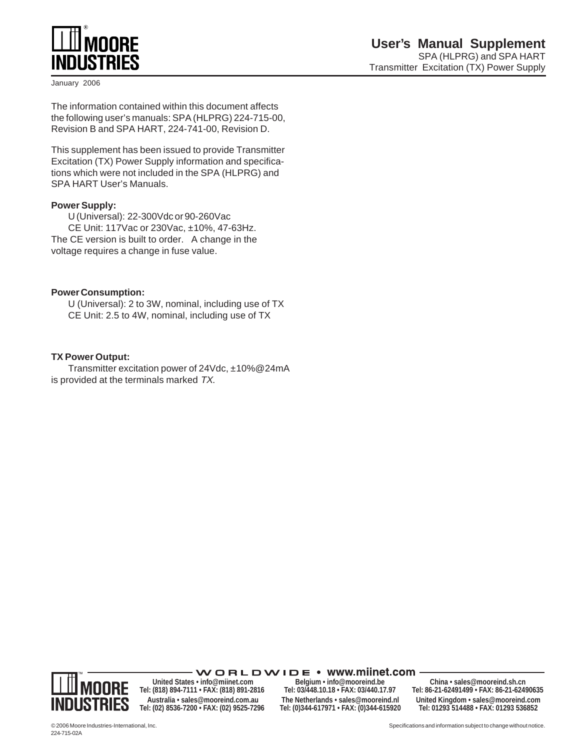# User's Manual Supplement

SPA (HLPRG) and SPA HART
Transmitter Excitation (TX) Power Supply

January 2006

The information contained within this document affects the following user's manuals: SPA (HLPRG) 224-715-00, Revision B and SPA HART, 224-741-00, Revision D.

This supplement has been issued to provide Transmitter Excitation (TX) Power Supply information and specifications which were not included in the SPA (HLPRG) and SPA HART User's Manuals.

**Power Supply:**

U (Universal): 22-300Vdc or 90-260Vac
CE Unit: 117Vac or 230Vac, ±10%, 47-63Hz.
The CE version is built to order. A change in the voltage requires a change in fuse value.

**Power Consumption:**

U (Universal): 2 to 3W, nominal, including use of TX
CE Unit: 2.5 to 4W, nominal, including use of TX

**TX Power Output:**

Transmitter excitation power of 24Vdc, ±10%@24mA is provided at the terminals marked *TX.*

WORLDWIDE • www.miinet.com

United States • info@miinet.com
Tel: (818) 894-7111 • FAX: (818) 891-2816

Australia • sales@mooreind.com.au
Tel: (02) 8536-7200 • FAX: (02) 9525-7296

Belgium • info@mooreind.be
Tel: 03/448.10.18 • FAX: 03/440.17.97

The Netherlands • sales@mooreind.nl
Tel: (0)344-617971 • FAX: (0)344-615920

China • sales@mooreind.sh.cn
Tel: 86-21-62491499 • FAX: 86-21-62490635

United Kingdom • sales@mooreind.com
Tel: 01293 514488 • FAX: 01293 536852

© 2006 Moore Industries-International, Inc.
224-715-02A

Specifications and information subject to change without notice.